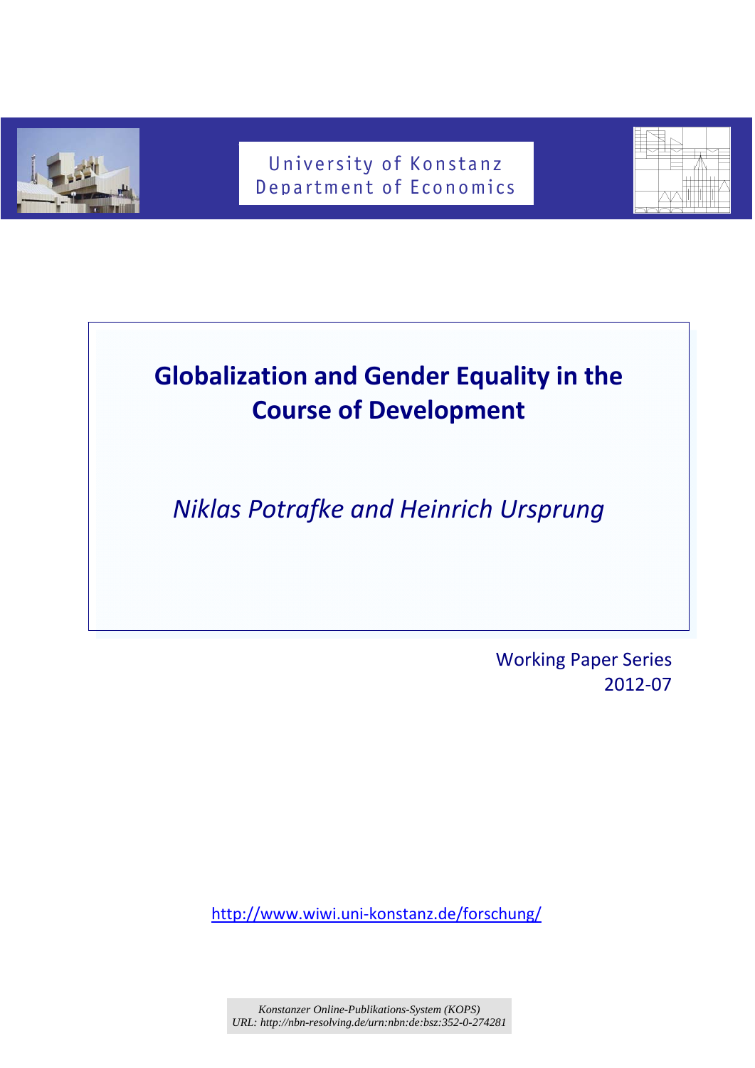University of Konstanz
Department of Economics

# Globalization and Gender Equality in the Course of Development

*Niklas Potrafke and Heinrich Ursprung*

Working Paper Series
2012-07

http://www.wiwi.uni-konstanz.de/forschung/

*Konstanzer Online-Publikations-System (KOPS)*
*URL: http://nbn-resolving.de/urn:nbn:de:bsz:352-0-274281*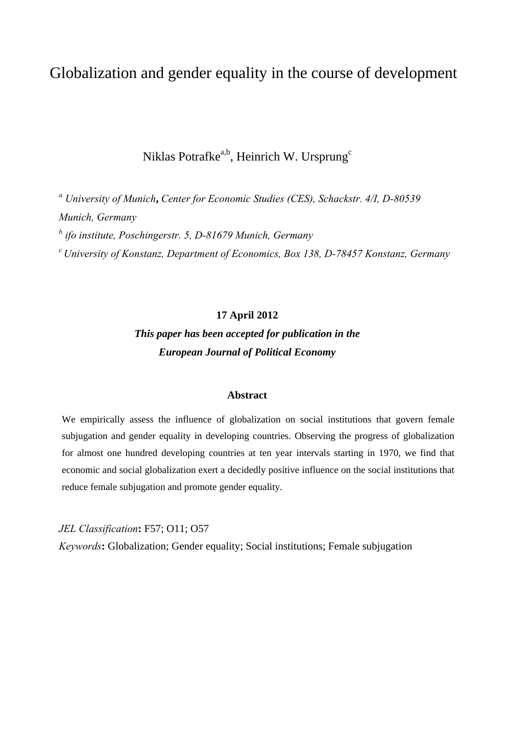# Globalization and gender equality in the course of development

Niklas Potrafke[a,b], Heinrich W. Ursprung[c]

[a] *University of Munich*, *Center for Economic Studies (CES), Schackstr. 4/I, D-80539 Munich, Germany*

[b] *ifo institute, Poschingerstr. 5, D-81679 Munich, Germany*

[c] *University of Konstanz, Department of Economics, Box 138, D-78457 Konstanz, Germany*

**17 April 2012**

***This paper has been accepted for publication in the European Journal of Political Economy***

**Abstract**

We empirically assess the influence of globalization on social institutions that govern female subjugation and gender equality in developing countries. Observing the progress of globalization for almost one hundred developing countries at ten year intervals starting in 1970, we find that economic and social globalization exert a decidedly positive influence on the social institutions that reduce female subjugation and promote gender equality.

*JEL Classification*: F57; O11; O57

*Keywords*: Globalization; Gender equality; Social institutions; Female subjugation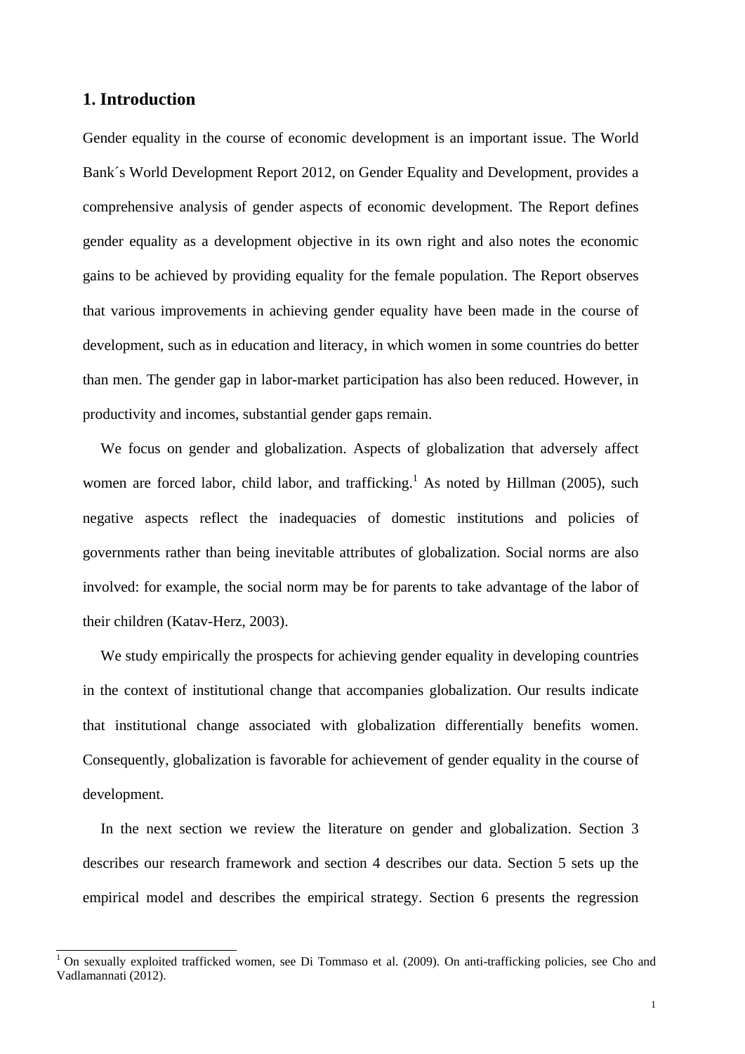## 1. Introduction

Gender equality in the course of economic development is an important issue. The World Bank´s World Development Report 2012, on Gender Equality and Development, provides a comprehensive analysis of gender aspects of economic development. The Report defines gender equality as a development objective in its own right and also notes the economic gains to be achieved by providing equality for the female population. The Report observes that various improvements in achieving gender equality have been made in the course of development, such as in education and literacy, in which women in some countries do better than men. The gender gap in labor-market participation has also been reduced. However, in productivity and incomes, substantial gender gaps remain.

We focus on gender and globalization. Aspects of globalization that adversely affect women are forced labor, child labor, and trafficking.[1] As noted by Hillman (2005), such negative aspects reflect the inadequacies of domestic institutions and policies of governments rather than being inevitable attributes of globalization. Social norms are also involved: for example, the social norm may be for parents to take advantage of the labor of their children (Katav-Herz, 2003).

We study empirically the prospects for achieving gender equality in developing countries in the context of institutional change that accompanies globalization. Our results indicate that institutional change associated with globalization differentially benefits women. Consequently, globalization is favorable for achievement of gender equality in the course of development.

In the next section we review the literature on gender and globalization. Section 3 describes our research framework and section 4 describes our data. Section 5 sets up the empirical model and describes the empirical strategy. Section 6 presents the regression

[1] On sexually exploited trafficked women, see Di Tommaso et al. (2009). On anti-trafficking policies, see Cho and Vadlamannati (2012).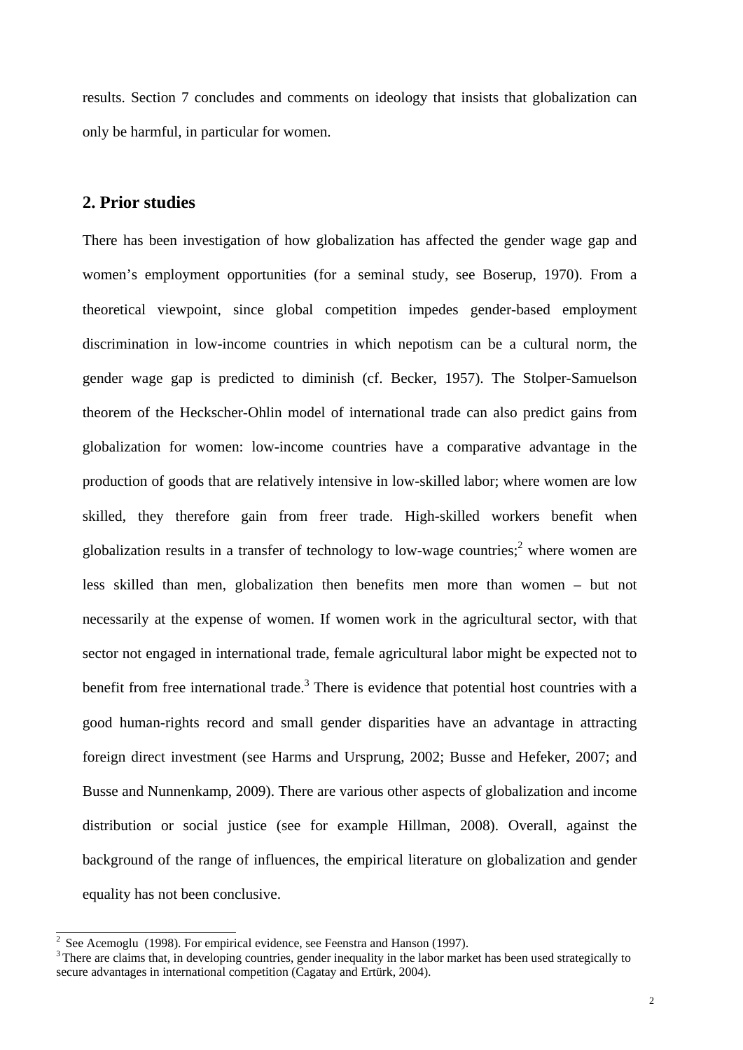results. Section 7 concludes and comments on ideology that insists that globalization can only be harmful, in particular for women.

## 2. Prior studies

There has been investigation of how globalization has affected the gender wage gap and women's employment opportunities (for a seminal study, see Boserup, 1970). From a theoretical viewpoint, since global competition impedes gender-based employment discrimination in low-income countries in which nepotism can be a cultural norm, the gender wage gap is predicted to diminish (cf. Becker, 1957). The Stolper-Samuelson theorem of the Heckscher-Ohlin model of international trade can also predict gains from globalization for women: low-income countries have a comparative advantage in the production of goods that are relatively intensive in low-skilled labor; where women are low skilled, they therefore gain from freer trade. High-skilled workers benefit when globalization results in a transfer of technology to low-wage countries;[2] where women are less skilled than men, globalization then benefits men more than women – but not necessarily at the expense of women. If women work in the agricultural sector, with that sector not engaged in international trade, female agricultural labor might be expected not to benefit from free international trade.[3] There is evidence that potential host countries with a good human-rights record and small gender disparities have an advantage in attracting foreign direct investment (see Harms and Ursprung, 2002; Busse and Hefeker, 2007; and Busse and Nunnenkamp, 2009). There are various other aspects of globalization and income distribution or social justice (see for example Hillman, 2008). Overall, against the background of the range of influences, the empirical literature on globalization and gender equality has not been conclusive.

[2] See Acemoglu (1998). For empirical evidence, see Feenstra and Hanson (1997).

[3] There are claims that, in developing countries, gender inequality in the labor market has been used strategically to secure advantages in international competition (Cagatay and Ertürk, 2004).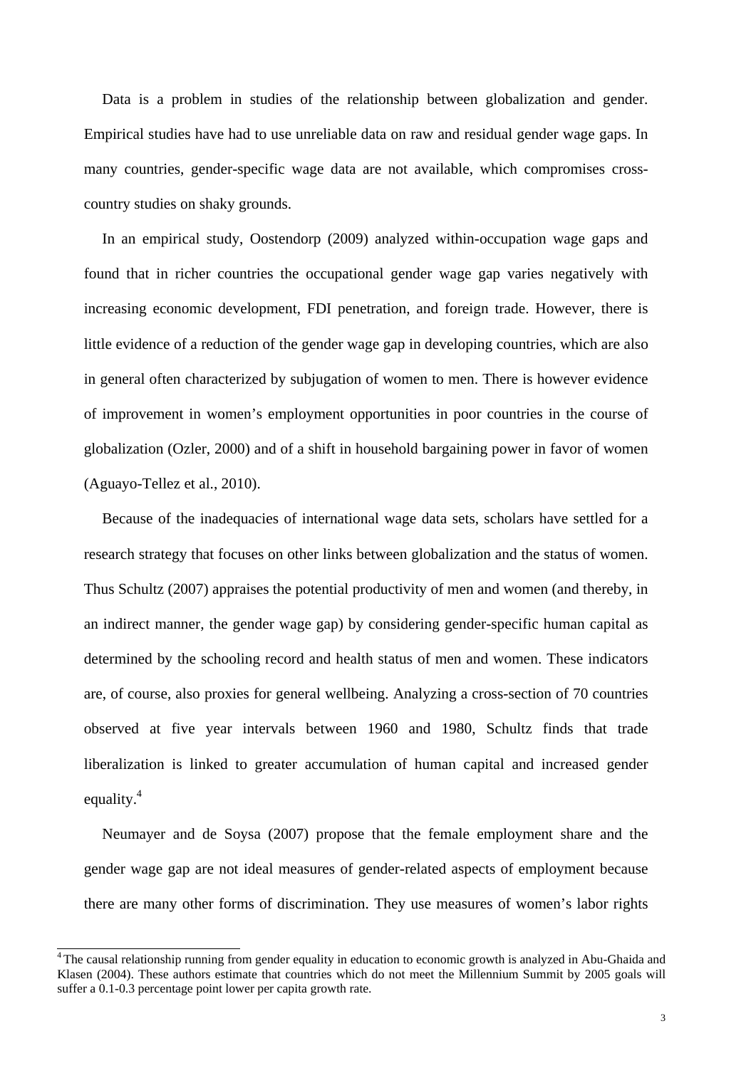Data is a problem in studies of the relationship between globalization and gender. Empirical studies have had to use unreliable data on raw and residual gender wage gaps. In many countries, gender-specific wage data are not available, which compromises cross-country studies on shaky grounds.

In an empirical study, Oostendorp (2009) analyzed within-occupation wage gaps and found that in richer countries the occupational gender wage gap varies negatively with increasing economic development, FDI penetration, and foreign trade. However, there is little evidence of a reduction of the gender wage gap in developing countries, which are also in general often characterized by subjugation of women to men. There is however evidence of improvement in women's employment opportunities in poor countries in the course of globalization (Ozler, 2000) and of a shift in household bargaining power in favor of women (Aguayo-Tellez et al., 2010).

Because of the inadequacies of international wage data sets, scholars have settled for a research strategy that focuses on other links between globalization and the status of women. Thus Schultz (2007) appraises the potential productivity of men and women (and thereby, in an indirect manner, the gender wage gap) by considering gender-specific human capital as determined by the schooling record and health status of men and women. These indicators are, of course, also proxies for general wellbeing. Analyzing a cross-section of 70 countries observed at five year intervals between 1960 and 1980, Schultz finds that trade liberalization is linked to greater accumulation of human capital and increased gender equality.[4]

Neumayer and de Soysa (2007) propose that the female employment share and the gender wage gap are not ideal measures of gender-related aspects of employment because there are many other forms of discrimination. They use measures of women's labor rights

---

[4] The causal relationship running from gender equality in education to economic growth is analyzed in Abu-Ghaida and Klasen (2004). These authors estimate that countries which do not meet the Millennium Summit by 2005 goals will suffer a 0.1-0.3 percentage point lower per capita growth rate.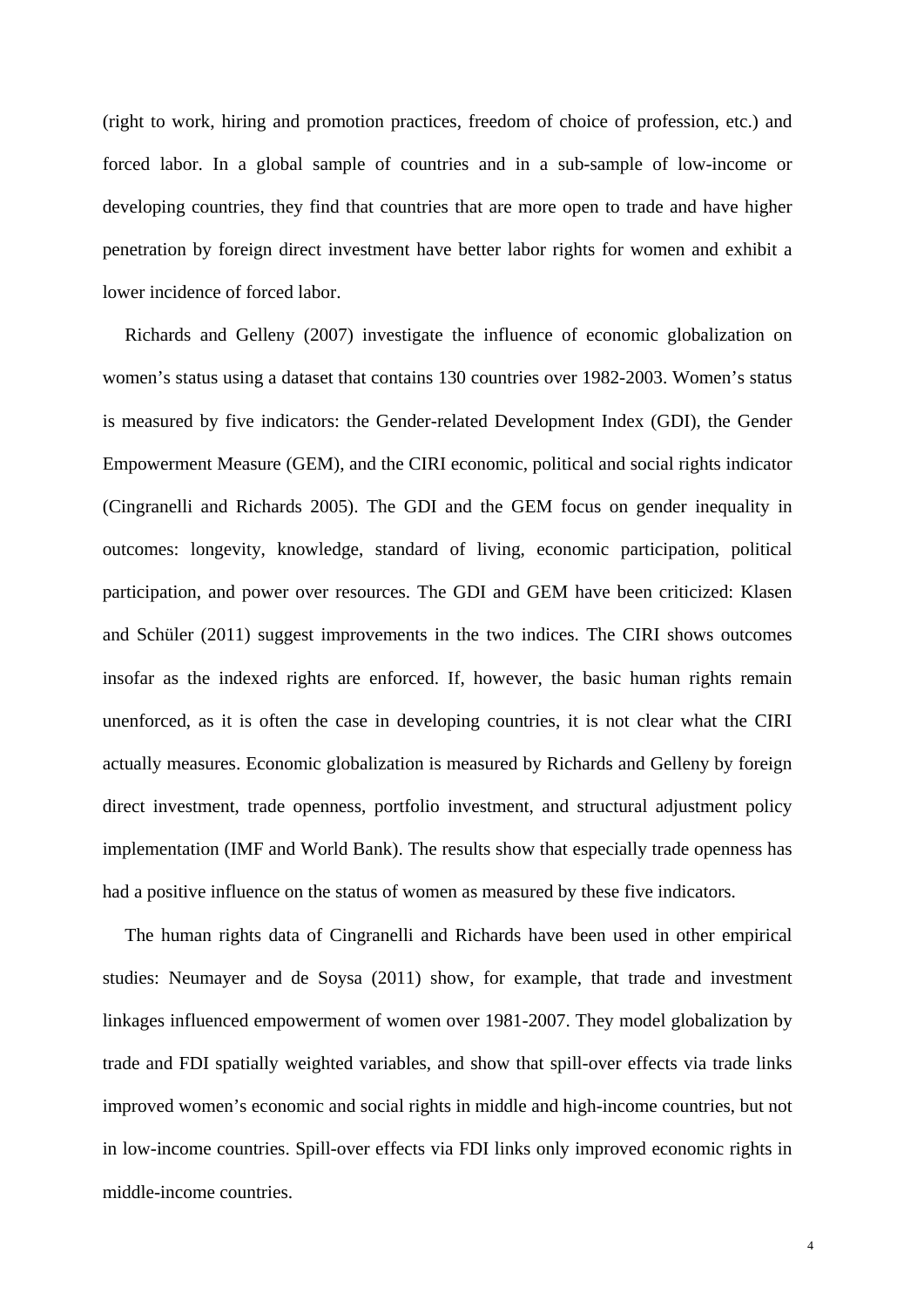(right to work, hiring and promotion practices, freedom of choice of profession, etc.) and forced labor. In a global sample of countries and in a sub-sample of low-income or developing countries, they find that countries that are more open to trade and have higher penetration by foreign direct investment have better labor rights for women and exhibit a lower incidence of forced labor.

Richards and Gelleny (2007) investigate the influence of economic globalization on women's status using a dataset that contains 130 countries over 1982-2003. Women's status is measured by five indicators: the Gender-related Development Index (GDI), the Gender Empowerment Measure (GEM), and the CIRI economic, political and social rights indicator (Cingranelli and Richards 2005). The GDI and the GEM focus on gender inequality in outcomes: longevity, knowledge, standard of living, economic participation, political participation, and power over resources. The GDI and GEM have been criticized: Klasen and Schüler (2011) suggest improvements in the two indices. The CIRI shows outcomes insofar as the indexed rights are enforced. If, however, the basic human rights remain unenforced, as it is often the case in developing countries, it is not clear what the CIRI actually measures. Economic globalization is measured by Richards and Gelleny by foreign direct investment, trade openness, portfolio investment, and structural adjustment policy implementation (IMF and World Bank). The results show that especially trade openness has had a positive influence on the status of women as measured by these five indicators.

The human rights data of Cingranelli and Richards have been used in other empirical studies: Neumayer and de Soysa (2011) show, for example, that trade and investment linkages influenced empowerment of women over 1981-2007. They model globalization by trade and FDI spatially weighted variables, and show that spill-over effects via trade links improved women's economic and social rights in middle and high-income countries, but not in low-income countries. Spill-over effects via FDI links only improved economic rights in middle-income countries.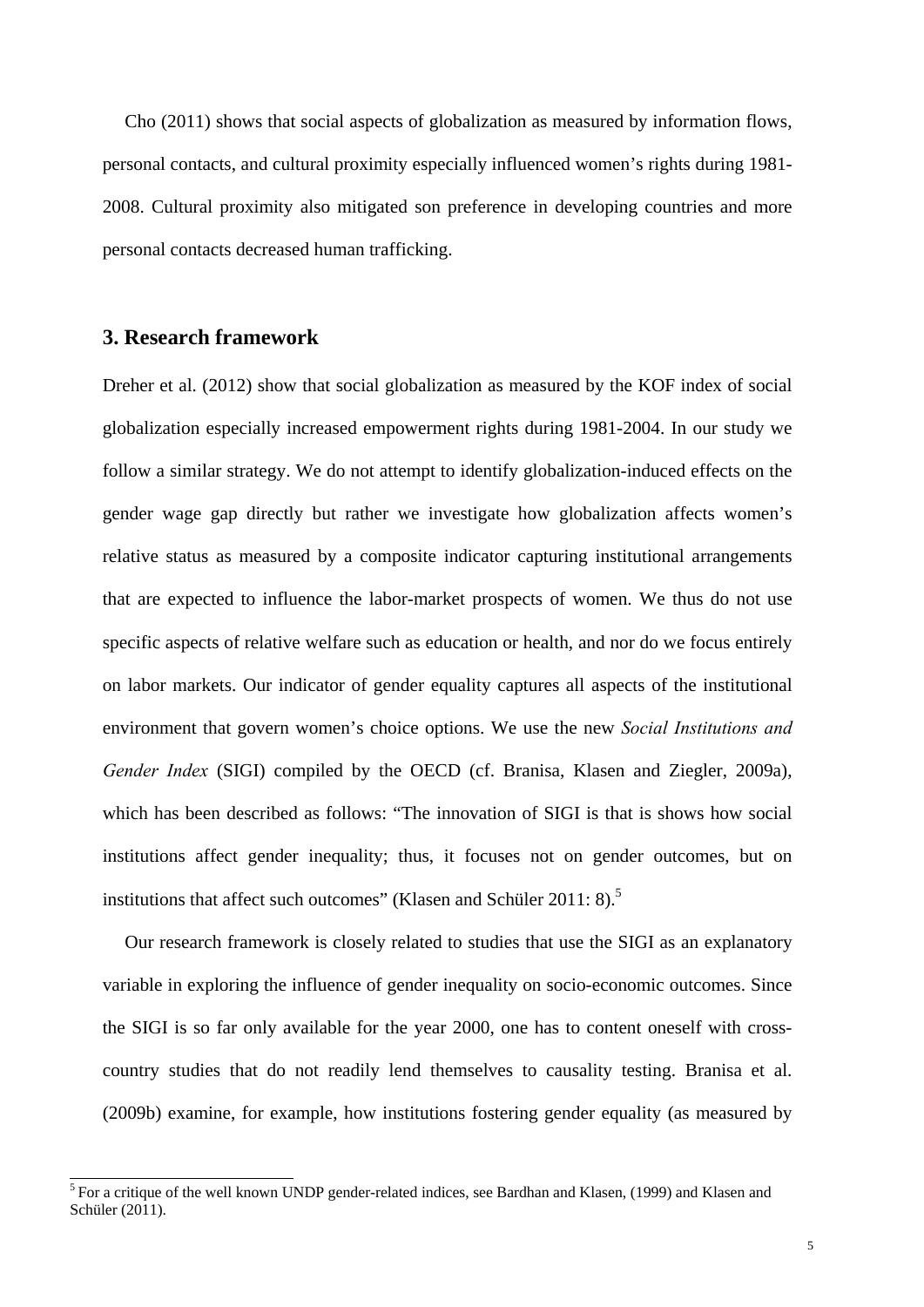Cho (2011) shows that social aspects of globalization as measured by information flows, personal contacts, and cultural proximity especially influenced women's rights during 1981-2008. Cultural proximity also mitigated son preference in developing countries and more personal contacts decreased human trafficking.

## 3. Research framework

Dreher et al. (2012) show that social globalization as measured by the KOF index of social globalization especially increased empowerment rights during 1981-2004. In our study we follow a similar strategy. We do not attempt to identify globalization-induced effects on the gender wage gap directly but rather we investigate how globalization affects women's relative status as measured by a composite indicator capturing institutional arrangements that are expected to influence the labor-market prospects of women. We thus do not use specific aspects of relative welfare such as education or health, and nor do we focus entirely on labor markets. Our indicator of gender equality captures all aspects of the institutional environment that govern women's choice options. We use the new *Social Institutions and Gender Index* (SIGI) compiled by the OECD (cf. Branisa, Klasen and Ziegler, 2009a), which has been described as follows: "The innovation of SIGI is that is shows how social institutions affect gender inequality; thus, it focuses not on gender outcomes, but on institutions that affect such outcomes" (Klasen and Schüler 2011: 8).[5]

Our research framework is closely related to studies that use the SIGI as an explanatory variable in exploring the influence of gender inequality on socio-economic outcomes. Since the SIGI is so far only available for the year 2000, one has to content oneself with cross-country studies that do not readily lend themselves to causality testing. Branisa et al. (2009b) examine, for example, how institutions fostering gender equality (as measured by

[5] For a critique of the well known UNDP gender-related indices, see Bardhan and Klasen, (1999) and Klasen and Schüler (2011).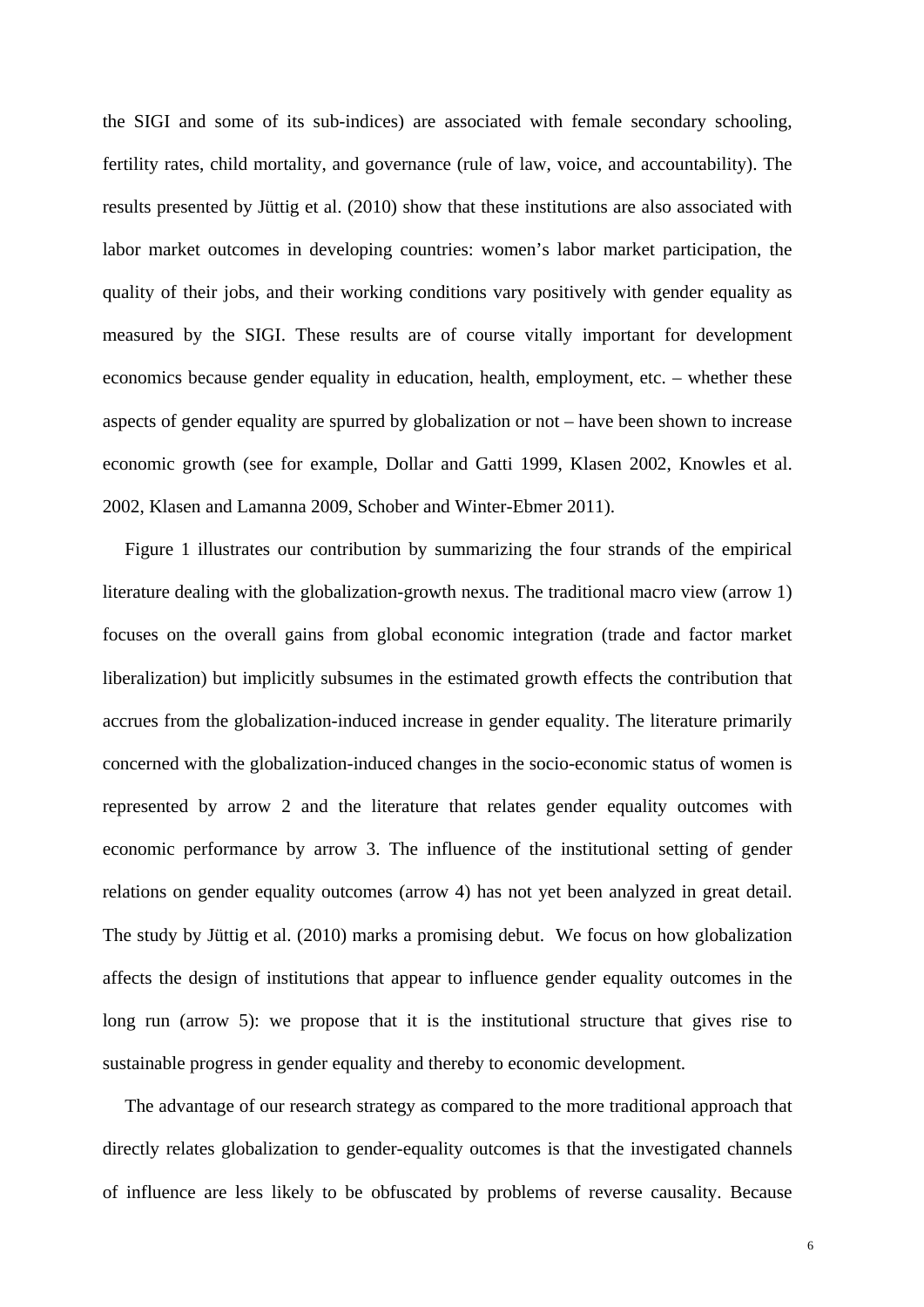the SIGI and some of its sub-indices) are associated with female secondary schooling, fertility rates, child mortality, and governance (rule of law, voice, and accountability). The results presented by Jüttig et al. (2010) show that these institutions are also associated with labor market outcomes in developing countries: women's labor market participation, the quality of their jobs, and their working conditions vary positively with gender equality as measured by the SIGI. These results are of course vitally important for development economics because gender equality in education, health, employment, etc. – whether these aspects of gender equality are spurred by globalization or not – have been shown to increase economic growth (see for example, Dollar and Gatti 1999, Klasen 2002, Knowles et al. 2002, Klasen and Lamanna 2009, Schober and Winter-Ebmer 2011).

Figure 1 illustrates our contribution by summarizing the four strands of the empirical literature dealing with the globalization-growth nexus. The traditional macro view (arrow 1) focuses on the overall gains from global economic integration (trade and factor market liberalization) but implicitly subsumes in the estimated growth effects the contribution that accrues from the globalization-induced increase in gender equality. The literature primarily concerned with the globalization-induced changes in the socio-economic status of women is represented by arrow 2 and the literature that relates gender equality outcomes with economic performance by arrow 3. The influence of the institutional setting of gender relations on gender equality outcomes (arrow 4) has not yet been analyzed in great detail. The study by Jüttig et al. (2010) marks a promising debut. We focus on how globalization affects the design of institutions that appear to influence gender equality outcomes in the long run (arrow 5): we propose that it is the institutional structure that gives rise to sustainable progress in gender equality and thereby to economic development.

The advantage of our research strategy as compared to the more traditional approach that directly relates globalization to gender-equality outcomes is that the investigated channels of influence are less likely to be obfuscated by problems of reverse causality. Because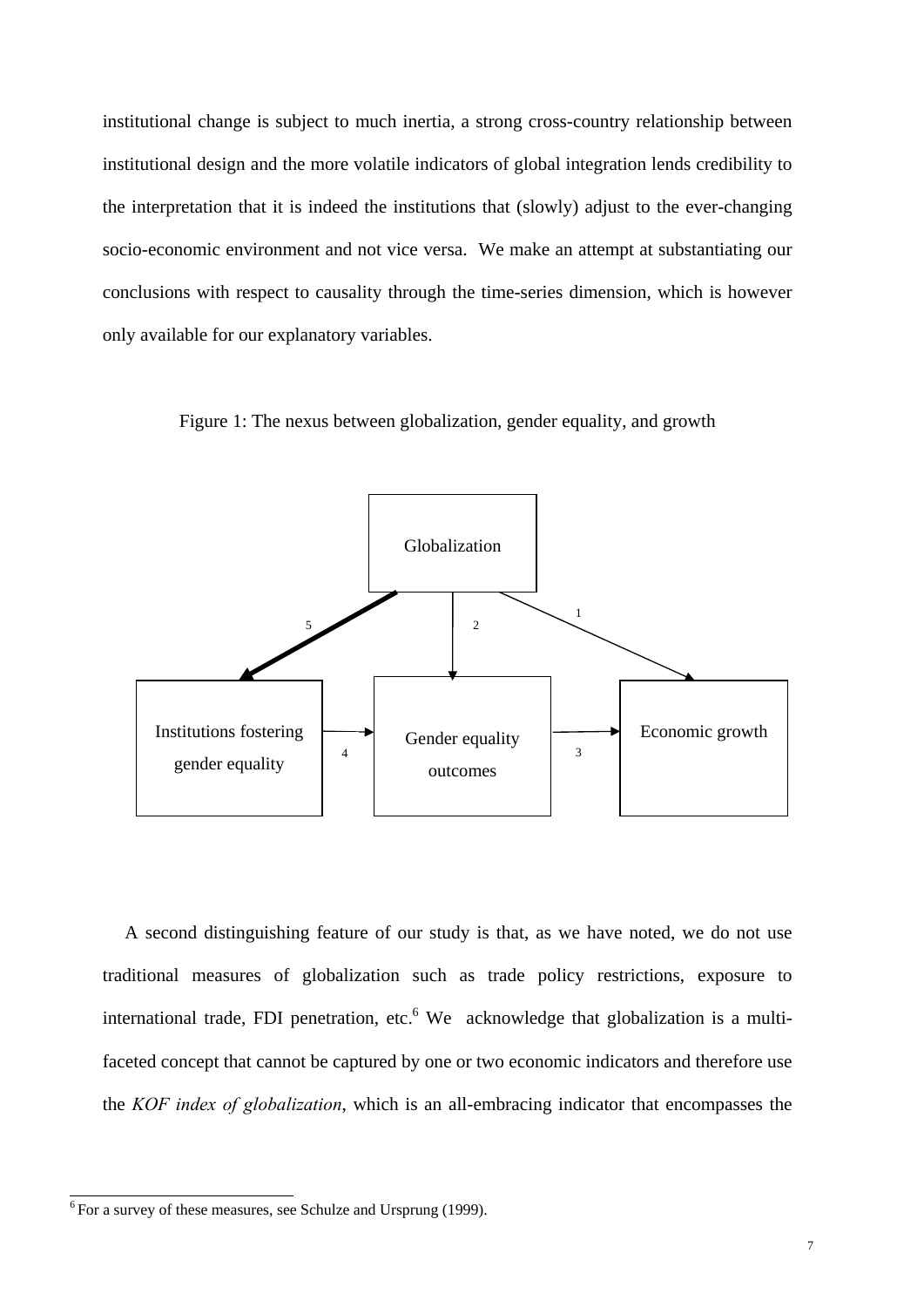institutional change is subject to much inertia, a strong cross-country relationship between institutional design and the more volatile indicators of global integration lends credibility to the interpretation that it is indeed the institutions that (slowly) adjust to the ever-changing socio-economic environment and not vice versa. We make an attempt at substantiating our conclusions with respect to causality through the time-series dimension, which is however only available for our explanatory variables.

Figure 1: The nexus between globalization, gender equality, and growth

Globalization

5

2

1

Institutions fostering gender equality

4

Gender equality outcomes

3

Economic growth

A second distinguishing feature of our study is that, as we have noted, we do not use traditional measures of globalization such as trade policy restrictions, exposure to international trade, FDI penetration, etc.[6] We acknowledge that globalization is a multi-faceted concept that cannot be captured by one or two economic indicators and therefore use the *KOF index of globalization*, which is an all-embracing indicator that encompasses the

[6] For a survey of these measures, see Schulze and Ursprung (1999).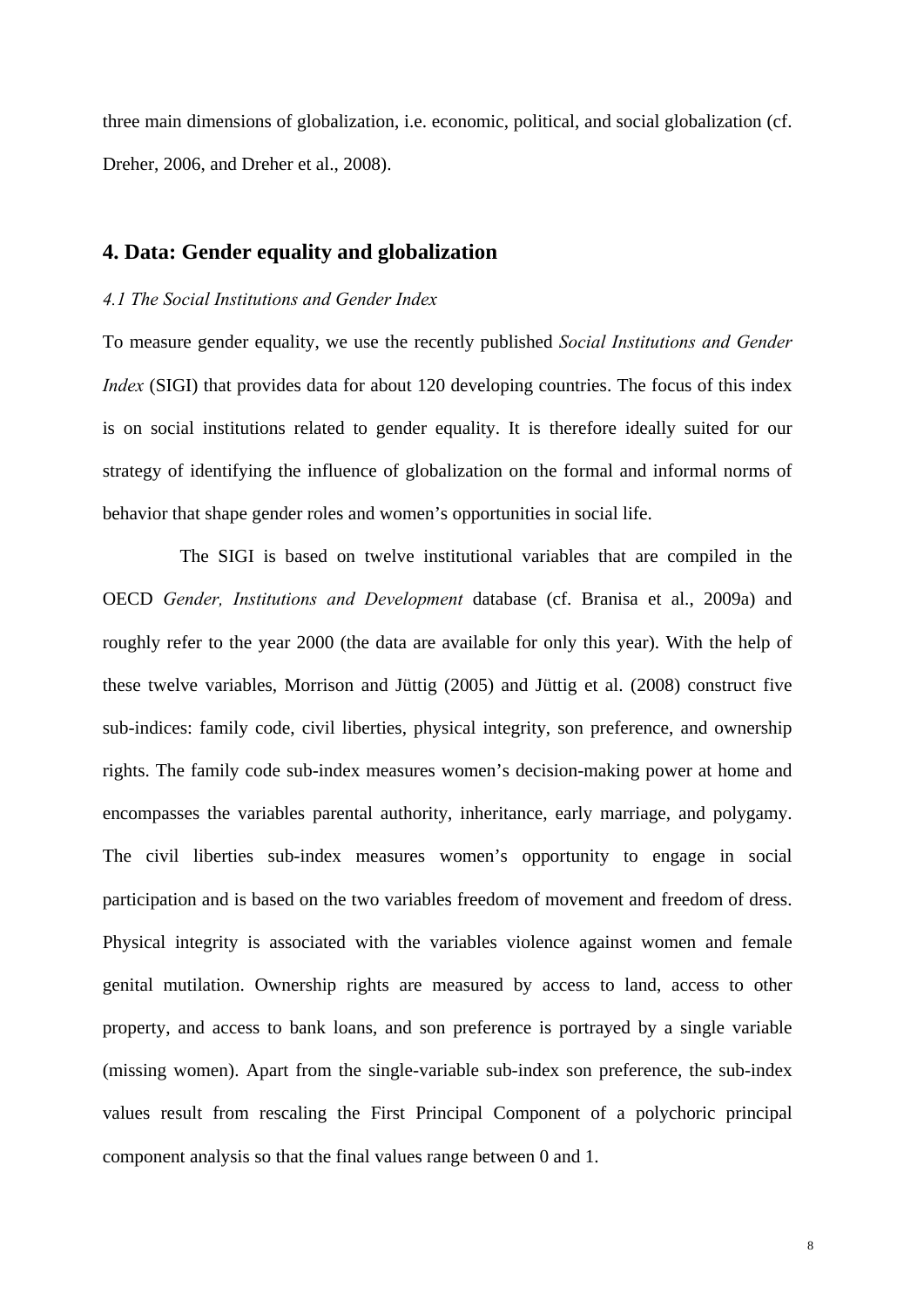three main dimensions of globalization, i.e. economic, political, and social globalization (cf. Dreher, 2006, and Dreher et al., 2008).

## 4. Data: Gender equality and globalization

### *4.1 The Social Institutions and Gender Index*

To measure gender equality, we use the recently published *Social Institutions and Gender Index* (SIGI) that provides data for about 120 developing countries. The focus of this index is on social institutions related to gender equality. It is therefore ideally suited for our strategy of identifying the influence of globalization on the formal and informal norms of behavior that shape gender roles and women's opportunities in social life.

The SIGI is based on twelve institutional variables that are compiled in the OECD *Gender, Institutions and Development* database (cf. Branisa et al., 2009a) and roughly refer to the year 2000 (the data are available for only this year). With the help of these twelve variables, Morrison and Jüttig (2005) and Jüttig et al. (2008) construct five sub-indices: family code, civil liberties, physical integrity, son preference, and ownership rights. The family code sub-index measures women's decision-making power at home and encompasses the variables parental authority, inheritance, early marriage, and polygamy. The civil liberties sub-index measures women's opportunity to engage in social participation and is based on the two variables freedom of movement and freedom of dress. Physical integrity is associated with the variables violence against women and female genital mutilation. Ownership rights are measured by access to land, access to other property, and access to bank loans, and son preference is portrayed by a single variable (missing women). Apart from the single-variable sub-index son preference, the sub-index values result from rescaling the First Principal Component of a polychoric principal component analysis so that the final values range between 0 and 1.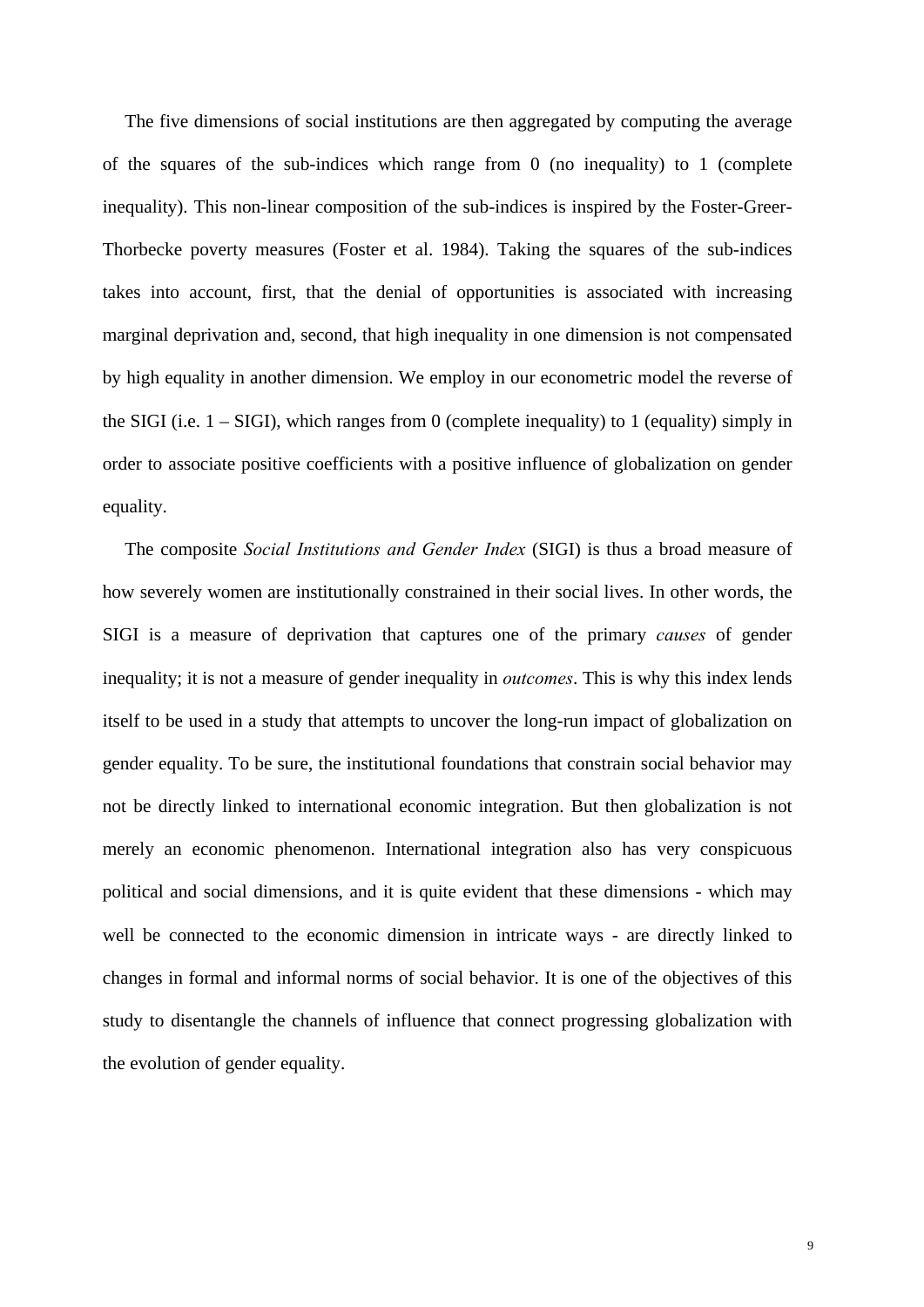The five dimensions of social institutions are then aggregated by computing the average of the squares of the sub-indices which range from 0 (no inequality) to 1 (complete inequality). This non-linear composition of the sub-indices is inspired by the Foster-Greer-Thorbecke poverty measures (Foster et al. 1984). Taking the squares of the sub-indices takes into account, first, that the denial of opportunities is associated with increasing marginal deprivation and, second, that high inequality in one dimension is not compensated by high equality in another dimension. We employ in our econometric model the reverse of the SIGI (i.e. 1 – SIGI), which ranges from 0 (complete inequality) to 1 (equality) simply in order to associate positive coefficients with a positive influence of globalization on gender equality.

The composite *Social Institutions and Gender Index* (SIGI) is thus a broad measure of how severely women are institutionally constrained in their social lives. In other words, the SIGI is a measure of deprivation that captures one of the primary *causes* of gender inequality; it is not a measure of gender inequality in *outcomes*. This is why this index lends itself to be used in a study that attempts to uncover the long-run impact of globalization on gender equality. To be sure, the institutional foundations that constrain social behavior may not be directly linked to international economic integration. But then globalization is not merely an economic phenomenon. International integration also has very conspicuous political and social dimensions, and it is quite evident that these dimensions - which may well be connected to the economic dimension in intricate ways - are directly linked to changes in formal and informal norms of social behavior. It is one of the objectives of this study to disentangle the channels of influence that connect progressing globalization with the evolution of gender equality.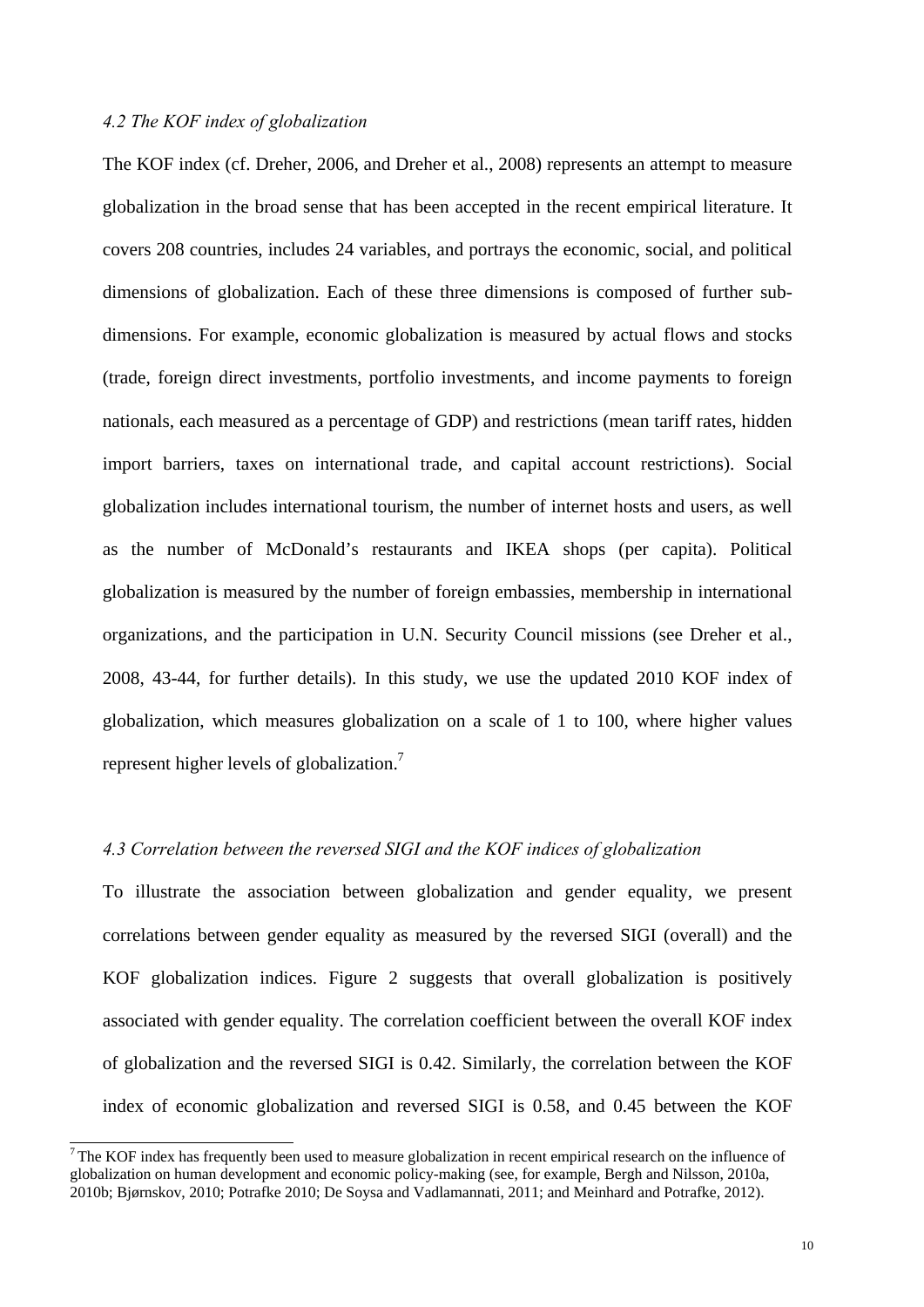### *4.2 The KOF index of globalization*

The KOF index (cf. Dreher, 2006, and Dreher et al., 2008) represents an attempt to measure globalization in the broad sense that has been accepted in the recent empirical literature. It covers 208 countries, includes 24 variables, and portrays the economic, social, and political dimensions of globalization. Each of these three dimensions is composed of further sub-dimensions. For example, economic globalization is measured by actual flows and stocks (trade, foreign direct investments, portfolio investments, and income payments to foreign nationals, each measured as a percentage of GDP) and restrictions (mean tariff rates, hidden import barriers, taxes on international trade, and capital account restrictions). Social globalization includes international tourism, the number of internet hosts and users, as well as the number of McDonald's restaurants and IKEA shops (per capita). Political globalization is measured by the number of foreign embassies, membership in international organizations, and the participation in U.N. Security Council missions (see Dreher et al., 2008, 43-44, for further details). In this study, we use the updated 2010 KOF index of globalization, which measures globalization on a scale of 1 to 100, where higher values represent higher levels of globalization.[7]

### *4.3 Correlation between the reversed SIGI and the KOF indices of globalization*

To illustrate the association between globalization and gender equality, we present correlations between gender equality as measured by the reversed SIGI (overall) and the KOF globalization indices. Figure 2 suggests that overall globalization is positively associated with gender equality. The correlation coefficient between the overall KOF index of globalization and the reversed SIGI is 0.42. Similarly, the correlation between the KOF index of economic globalization and reversed SIGI is 0.58, and 0.45 between the KOF

---

[7] The KOF index has frequently been used to measure globalization in recent empirical research on the influence of globalization on human development and economic policy-making (see, for example, Bergh and Nilsson, 2010a, 2010b; Bjørnskov, 2010; Potrafke 2010; De Soysa and Vadlamannati, 2011; and Meinhard and Potrafke, 2012).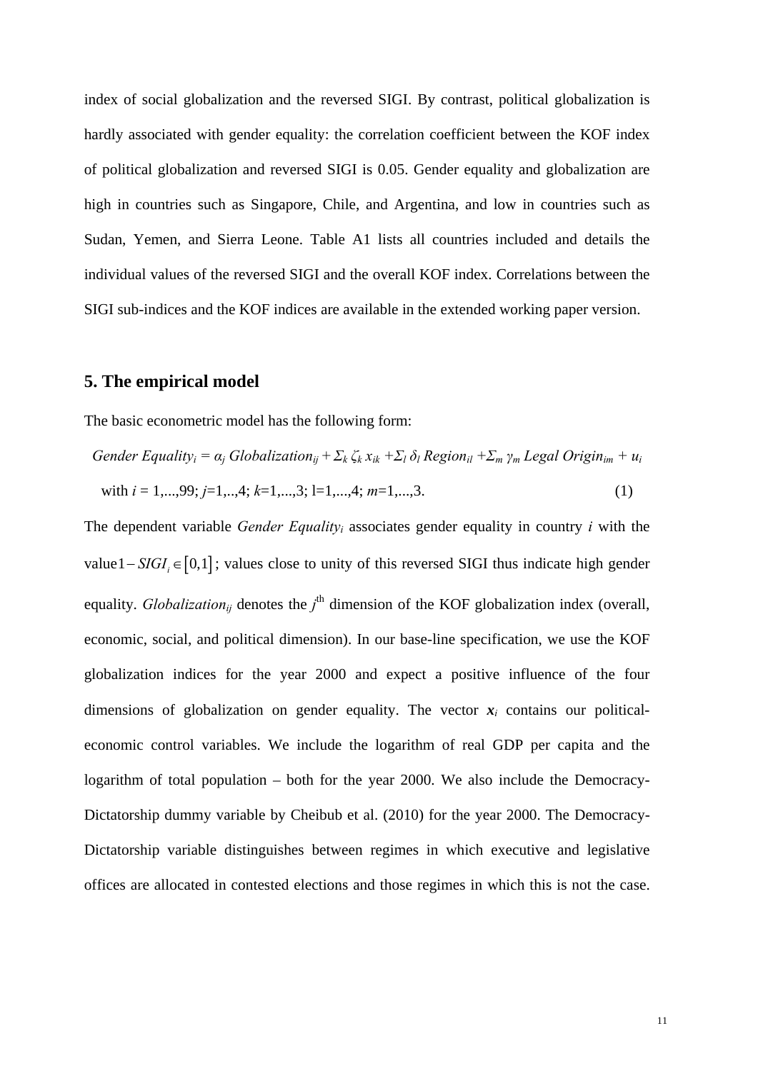index of social globalization and the reversed SIGI. By contrast, political globalization is hardly associated with gender equality: the correlation coefficient between the KOF index of political globalization and reversed SIGI is 0.05. Gender equality and globalization are high in countries such as Singapore, Chile, and Argentina, and low in countries such as Sudan, Yemen, and Sierra Leone. Table A1 lists all countries included and details the individual values of the reversed SIGI and the overall KOF index. Correlations between the SIGI sub-indices and the KOF indices are available in the extended working paper version.

## 5. The empirical model

The basic econometric model has the following form:

$$Gender\ Equality_i = \alpha_j\ Globalization_{ij} + \Sigma_k\ \zeta_k\ x_{ik} + \Sigma_l\ \delta_l\ Region_{il} + \Sigma_m\ \gamma_m\ Legal\ Origin_{im} + u_i$$

with $i = 1,...,99$; $j=1,..,4$; $k=1,...,3$; $l=1,...,4$; $m=1,...,3$. (1)

The dependent variable *Gender Equality*$_i$ associates gender equality in country $i$ with the value $1 - SIGI_i \in [0,1]$; values close to unity of this reversed SIGI thus indicate high gender equality. *Globalization*$_{ij}$ denotes the $j^{\text{th}}$ dimension of the KOF globalization index (overall, economic, social, and political dimension). In our base-line specification, we use the KOF globalization indices for the year 2000 and expect a positive influence of the four dimensions of globalization on gender equality. The vector $\boldsymbol{x}_i$ contains our political-economic control variables. We include the logarithm of real GDP per capita and the logarithm of total population – both for the year 2000. We also include the Democracy-Dictatorship dummy variable by Cheibub et al. (2010) for the year 2000. The Democracy-Dictatorship variable distinguishes between regimes in which executive and legislative offices are allocated in contested elections and those regimes in which this is not the case.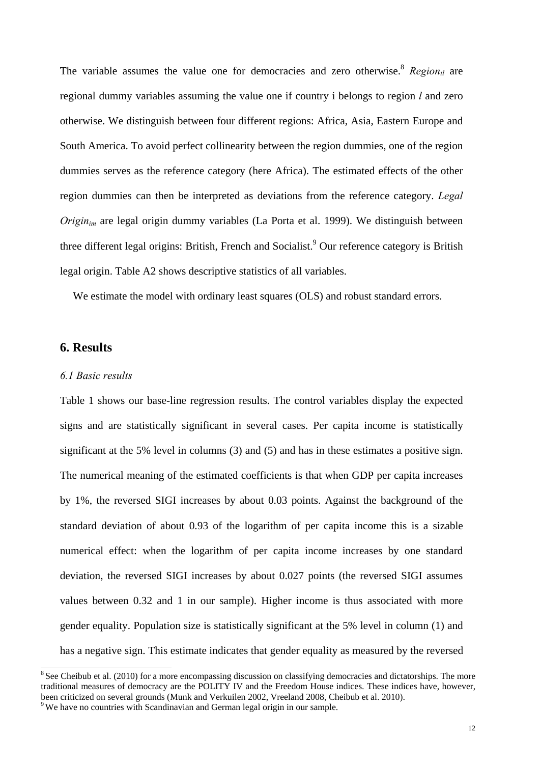The variable assumes the value one for democracies and zero otherwise.[8] $Region_{il}$ are regional dummy variables assuming the value one if country i belongs to region $l$ and zero otherwise. We distinguish between four different regions: Africa, Asia, Eastern Europe and South America. To avoid perfect collinearity between the region dummies, one of the region dummies serves as the reference category (here Africa). The estimated effects of the other region dummies can then be interpreted as deviations from the reference category. *Legal* $Origin_{im}$ are legal origin dummy variables (La Porta et al. 1999). We distinguish between three different legal origins: British, French and Socialist.[9] Our reference category is British legal origin. Table A2 shows descriptive statistics of all variables.

We estimate the model with ordinary least squares (OLS) and robust standard errors.

## 6. Results

### *6.1 Basic results*

Table 1 shows our base-line regression results. The control variables display the expected signs and are statistically significant in several cases. Per capita income is statistically significant at the 5% level in columns (3) and (5) and has in these estimates a positive sign. The numerical meaning of the estimated coefficients is that when GDP per capita increases by 1%, the reversed SIGI increases by about 0.03 points. Against the background of the standard deviation of about 0.93 of the logarithm of per capita income this is a sizable numerical effect: when the logarithm of per capita income increases by one standard deviation, the reversed SIGI increases by about 0.027 points (the reversed SIGI assumes values between 0.32 and 1 in our sample). Higher income is thus associated with more gender equality. Population size is statistically significant at the 5% level in column (1) and has a negative sign. This estimate indicates that gender equality as measured by the reversed

[8] See Cheibub et al. (2010) for a more encompassing discussion on classifying democracies and dictatorships. The more traditional measures of democracy are the POLITY IV and the Freedom House indices. These indices have, however, been criticized on several grounds (Munk and Verkuilen 2002, Vreeland 2008, Cheibub et al. 2010).

[9] We have no countries with Scandinavian and German legal origin in our sample.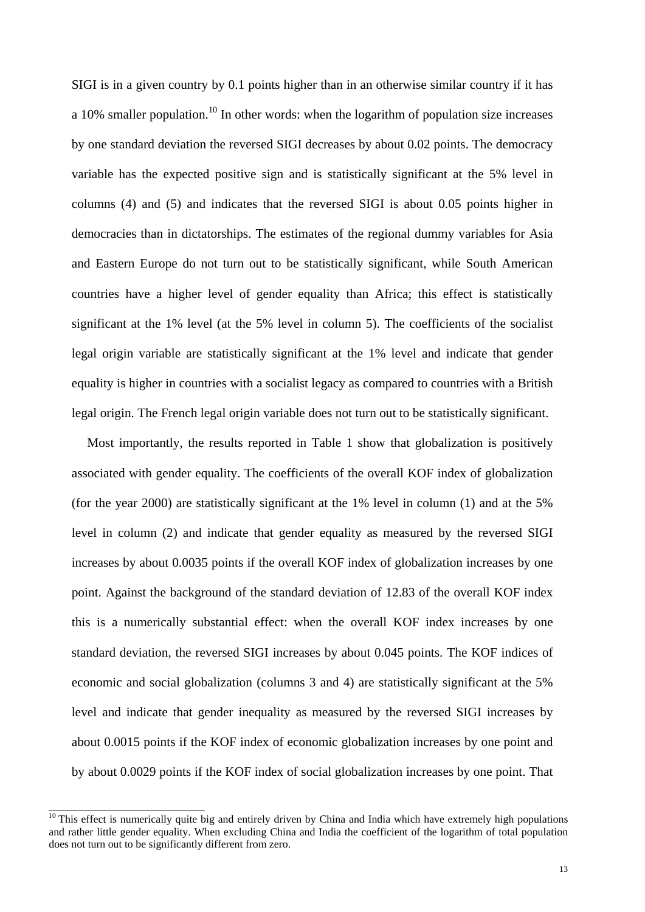SIGI is in a given country by 0.1 points higher than in an otherwise similar country if it has a 10% smaller population.[10] In other words: when the logarithm of population size increases by one standard deviation the reversed SIGI decreases by about 0.02 points. The democracy variable has the expected positive sign and is statistically significant at the 5% level in columns (4) and (5) and indicates that the reversed SIGI is about 0.05 points higher in democracies than in dictatorships. The estimates of the regional dummy variables for Asia and Eastern Europe do not turn out to be statistically significant, while South American countries have a higher level of gender equality than Africa; this effect is statistically significant at the 1% level (at the 5% level in column 5). The coefficients of the socialist legal origin variable are statistically significant at the 1% level and indicate that gender equality is higher in countries with a socialist legacy as compared to countries with a British legal origin. The French legal origin variable does not turn out to be statistically significant.

Most importantly, the results reported in Table 1 show that globalization is positively associated with gender equality. The coefficients of the overall KOF index of globalization (for the year 2000) are statistically significant at the 1% level in column (1) and at the 5% level in column (2) and indicate that gender equality as measured by the reversed SIGI increases by about 0.0035 points if the overall KOF index of globalization increases by one point. Against the background of the standard deviation of 12.83 of the overall KOF index this is a numerically substantial effect: when the overall KOF index increases by one standard deviation, the reversed SIGI increases by about 0.045 points. The KOF indices of economic and social globalization (columns 3 and 4) are statistically significant at the 5% level and indicate that gender inequality as measured by the reversed SIGI increases by about 0.0015 points if the KOF index of economic globalization increases by one point and by about 0.0029 points if the KOF index of social globalization increases by one point. That

[10] This effect is numerically quite big and entirely driven by China and India which have extremely high populations and rather little gender equality. When excluding China and India the coefficient of the logarithm of total population does not turn out to be significantly different from zero.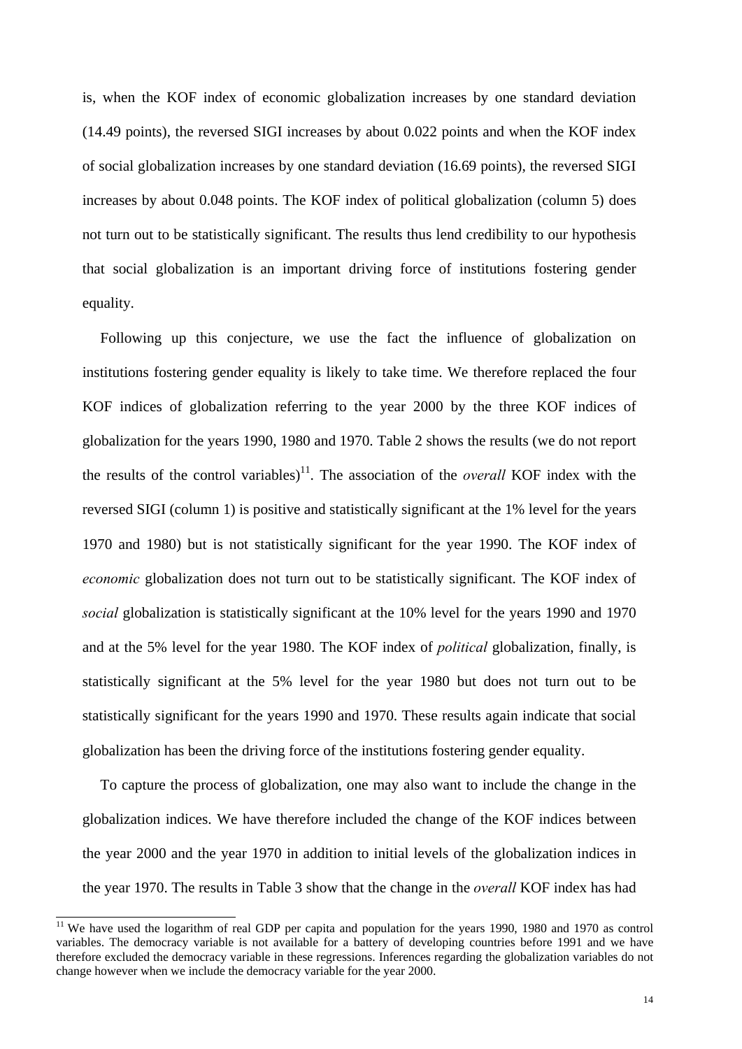is, when the KOF index of economic globalization increases by one standard deviation (14.49 points), the reversed SIGI increases by about 0.022 points and when the KOF index of social globalization increases by one standard deviation (16.69 points), the reversed SIGI increases by about 0.048 points. The KOF index of political globalization (column 5) does not turn out to be statistically significant. The results thus lend credibility to our hypothesis that social globalization is an important driving force of institutions fostering gender equality.

Following up this conjecture, we use the fact the influence of globalization on institutions fostering gender equality is likely to take time. We therefore replaced the four KOF indices of globalization referring to the year 2000 by the three KOF indices of globalization for the years 1990, 1980 and 1970. Table 2 shows the results (we do not report the results of the control variables)[11]. The association of the *overall* KOF index with the reversed SIGI (column 1) is positive and statistically significant at the 1% level for the years 1970 and 1980) but is not statistically significant for the year 1990. The KOF index of *economic* globalization does not turn out to be statistically significant. The KOF index of *social* globalization is statistically significant at the 10% level for the years 1990 and 1970 and at the 5% level for the year 1980. The KOF index of *political* globalization, finally, is statistically significant at the 5% level for the year 1980 but does not turn out to be statistically significant for the years 1990 and 1970. These results again indicate that social globalization has been the driving force of the institutions fostering gender equality.

To capture the process of globalization, one may also want to include the change in the globalization indices. We have therefore included the change of the KOF indices between the year 2000 and the year 1970 in addition to initial levels of the globalization indices in the year 1970. The results in Table 3 show that the change in the *overall* KOF index has had

[11] We have used the logarithm of real GDP per capita and population for the years 1990, 1980 and 1970 as control variables. The democracy variable is not available for a battery of developing countries before 1991 and we have therefore excluded the democracy variable in these regressions. Inferences regarding the globalization variables do not change however when we include the democracy variable for the year 2000.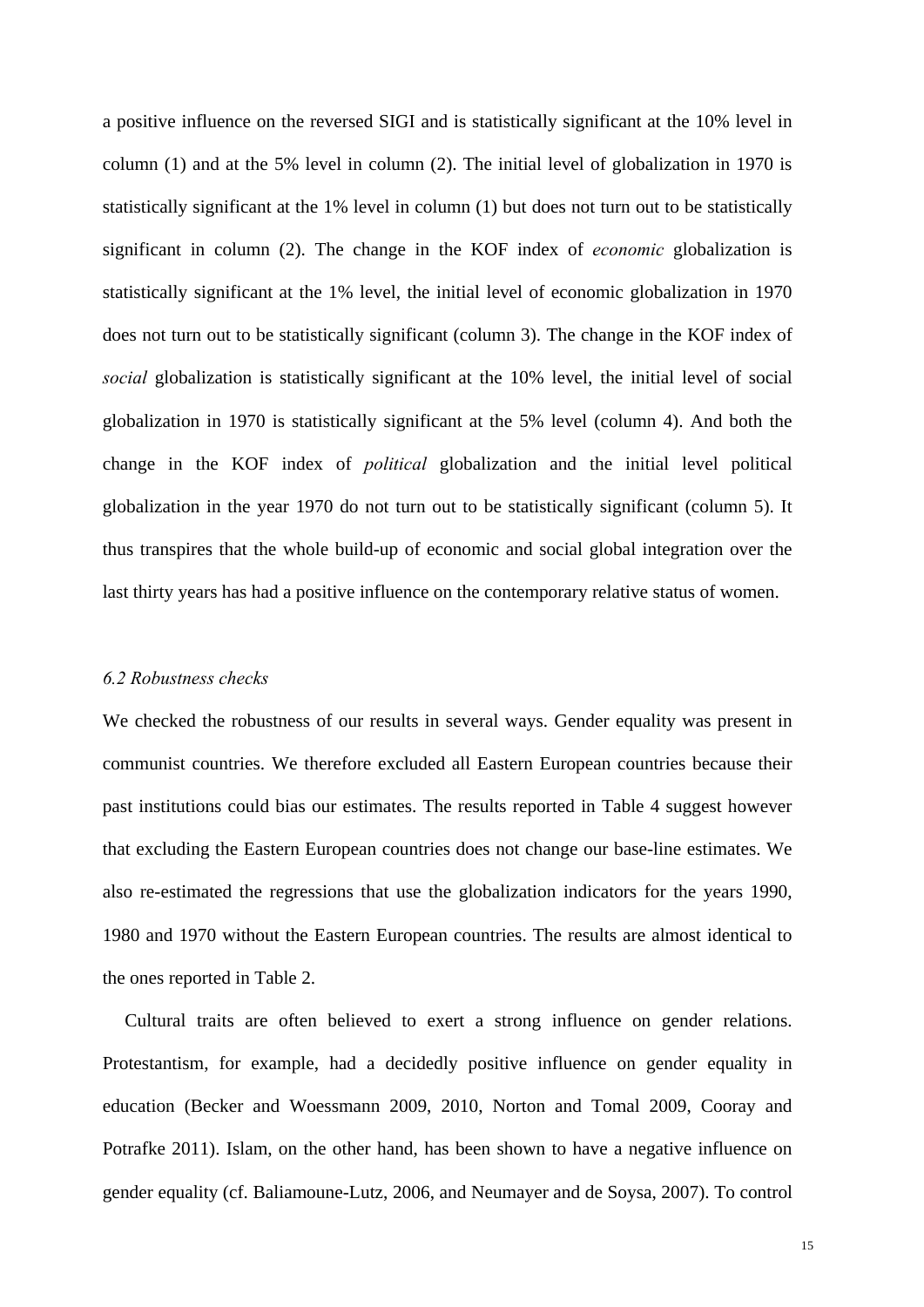a positive influence on the reversed SIGI and is statistically significant at the 10% level in column (1) and at the 5% level in column (2). The initial level of globalization in 1970 is statistically significant at the 1% level in column (1) but does not turn out to be statistically significant in column (2). The change in the KOF index of *economic* globalization is statistically significant at the 1% level, the initial level of economic globalization in 1970 does not turn out to be statistically significant (column 3). The change in the KOF index of *social* globalization is statistically significant at the 10% level, the initial level of social globalization in 1970 is statistically significant at the 5% level (column 4). And both the change in the KOF index of *political* globalization and the initial level political globalization in the year 1970 do not turn out to be statistically significant (column 5). It thus transpires that the whole build-up of economic and social global integration over the last thirty years has had a positive influence on the contemporary relative status of women.

### *6.2 Robustness checks*

We checked the robustness of our results in several ways. Gender equality was present in communist countries. We therefore excluded all Eastern European countries because their past institutions could bias our estimates. The results reported in Table 4 suggest however that excluding the Eastern European countries does not change our base-line estimates. We also re-estimated the regressions that use the globalization indicators for the years 1990, 1980 and 1970 without the Eastern European countries. The results are almost identical to the ones reported in Table 2.

Cultural traits are often believed to exert a strong influence on gender relations. Protestantism, for example, had a decidedly positive influence on gender equality in education (Becker and Woessmann 2009, 2010, Norton and Tomal 2009, Cooray and Potrafke 2011). Islam, on the other hand, has been shown to have a negative influence on gender equality (cf. Baliamoune-Lutz, 2006, and Neumayer and de Soysa, 2007). To control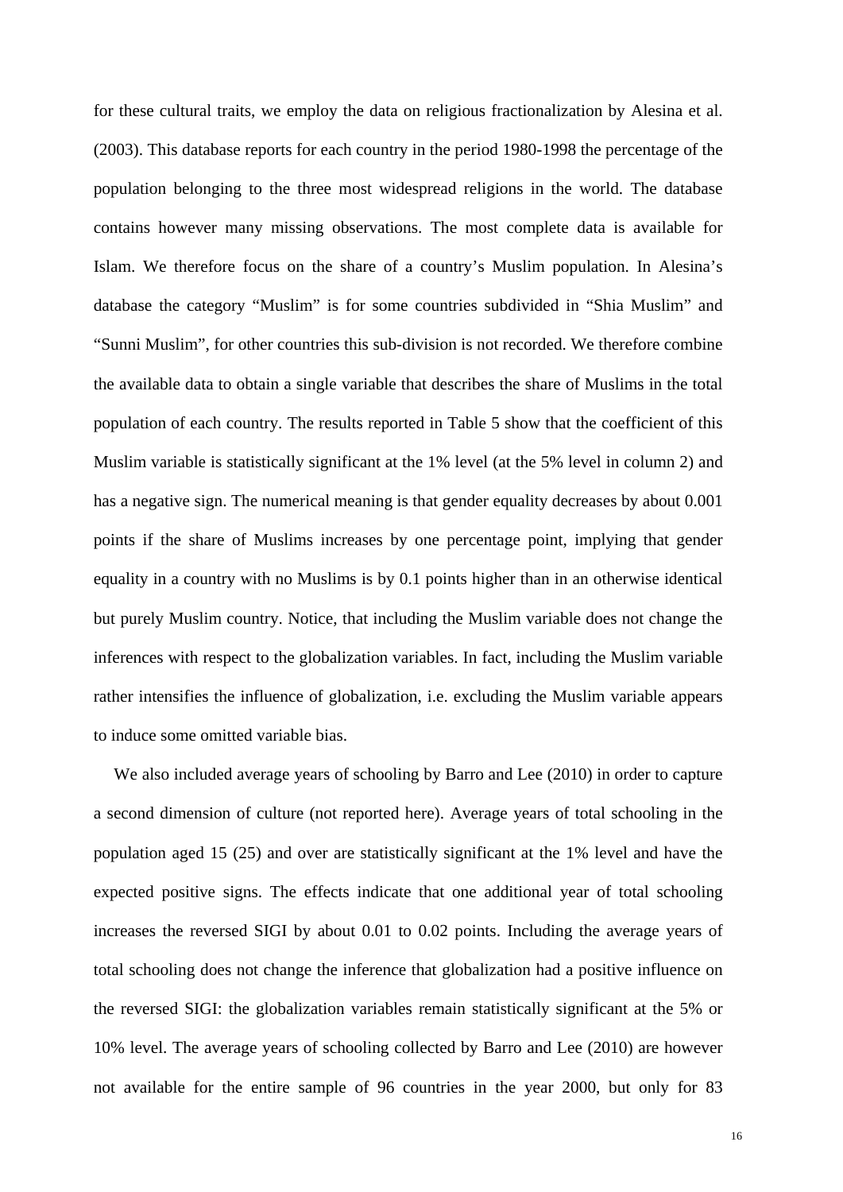for these cultural traits, we employ the data on religious fractionalization by Alesina et al. (2003). This database reports for each country in the period 1980-1998 the percentage of the population belonging to the three most widespread religions in the world. The database contains however many missing observations. The most complete data is available for Islam. We therefore focus on the share of a country's Muslim population. In Alesina's database the category "Muslim" is for some countries subdivided in "Shia Muslim" and "Sunni Muslim", for other countries this sub-division is not recorded. We therefore combine the available data to obtain a single variable that describes the share of Muslims in the total population of each country. The results reported in Table 5 show that the coefficient of this Muslim variable is statistically significant at the 1% level (at the 5% level in column 2) and has a negative sign. The numerical meaning is that gender equality decreases by about 0.001 points if the share of Muslims increases by one percentage point, implying that gender equality in a country with no Muslims is by 0.1 points higher than in an otherwise identical but purely Muslim country. Notice, that including the Muslim variable does not change the inferences with respect to the globalization variables. In fact, including the Muslim variable rather intensifies the influence of globalization, i.e. excluding the Muslim variable appears to induce some omitted variable bias.

We also included average years of schooling by Barro and Lee (2010) in order to capture a second dimension of culture (not reported here). Average years of total schooling in the population aged 15 (25) and over are statistically significant at the 1% level and have the expected positive signs. The effects indicate that one additional year of total schooling increases the reversed SIGI by about 0.01 to 0.02 points. Including the average years of total schooling does not change the inference that globalization had a positive influence on the reversed SIGI: the globalization variables remain statistically significant at the 5% or 10% level. The average years of schooling collected by Barro and Lee (2010) are however not available for the entire sample of 96 countries in the year 2000, but only for 83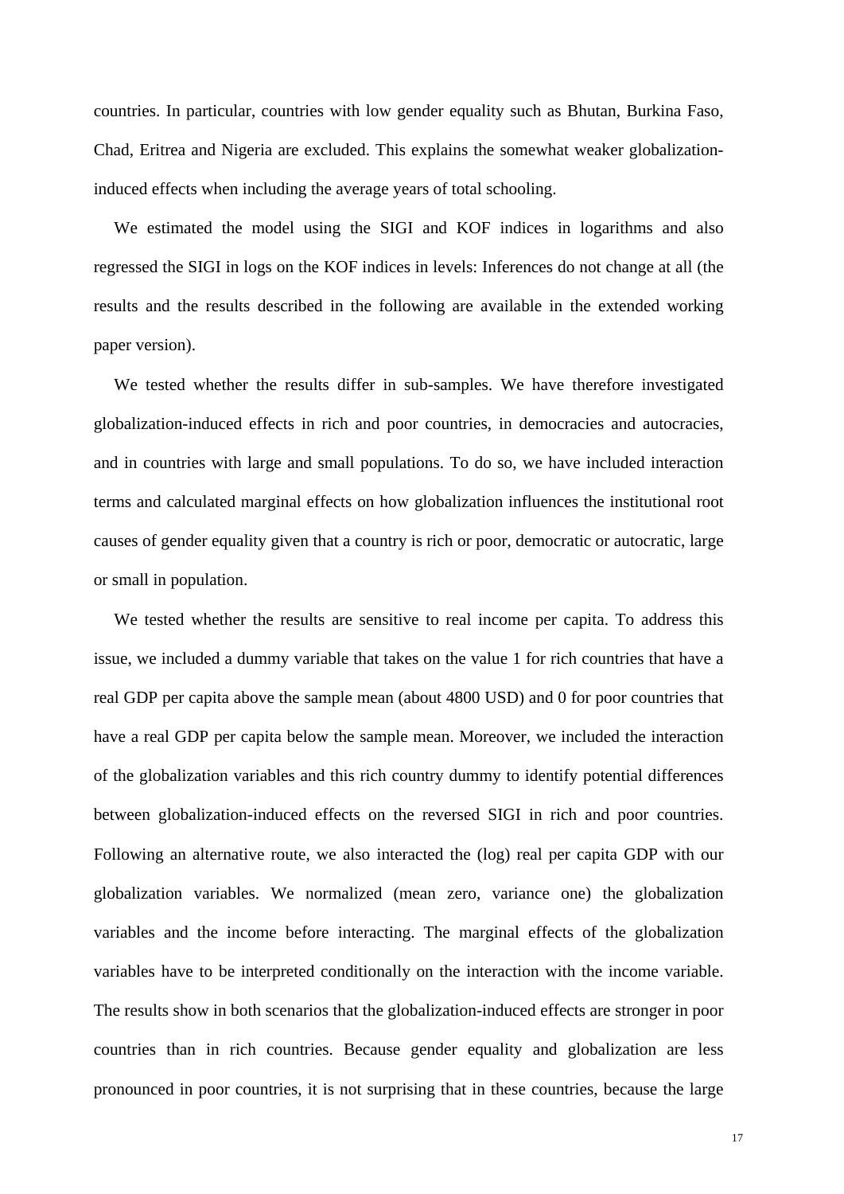countries. In particular, countries with low gender equality such as Bhutan, Burkina Faso, Chad, Eritrea and Nigeria are excluded. This explains the somewhat weaker globalization-induced effects when including the average years of total schooling.

We estimated the model using the SIGI and KOF indices in logarithms and also regressed the SIGI in logs on the KOF indices in levels: Inferences do not change at all (the results and the results described in the following are available in the extended working paper version).

We tested whether the results differ in sub-samples. We have therefore investigated globalization-induced effects in rich and poor countries, in democracies and autocracies, and in countries with large and small populations. To do so, we have included interaction terms and calculated marginal effects on how globalization influences the institutional root causes of gender equality given that a country is rich or poor, democratic or autocratic, large or small in population.

We tested whether the results are sensitive to real income per capita. To address this issue, we included a dummy variable that takes on the value 1 for rich countries that have a real GDP per capita above the sample mean (about 4800 USD) and 0 for poor countries that have a real GDP per capita below the sample mean. Moreover, we included the interaction of the globalization variables and this rich country dummy to identify potential differences between globalization-induced effects on the reversed SIGI in rich and poor countries. Following an alternative route, we also interacted the (log) real per capita GDP with our globalization variables. We normalized (mean zero, variance one) the globalization variables and the income before interacting. The marginal effects of the globalization variables have to be interpreted conditionally on the interaction with the income variable. The results show in both scenarios that the globalization-induced effects are stronger in poor countries than in rich countries. Because gender equality and globalization are less pronounced in poor countries, it is not surprising that in these countries, because the large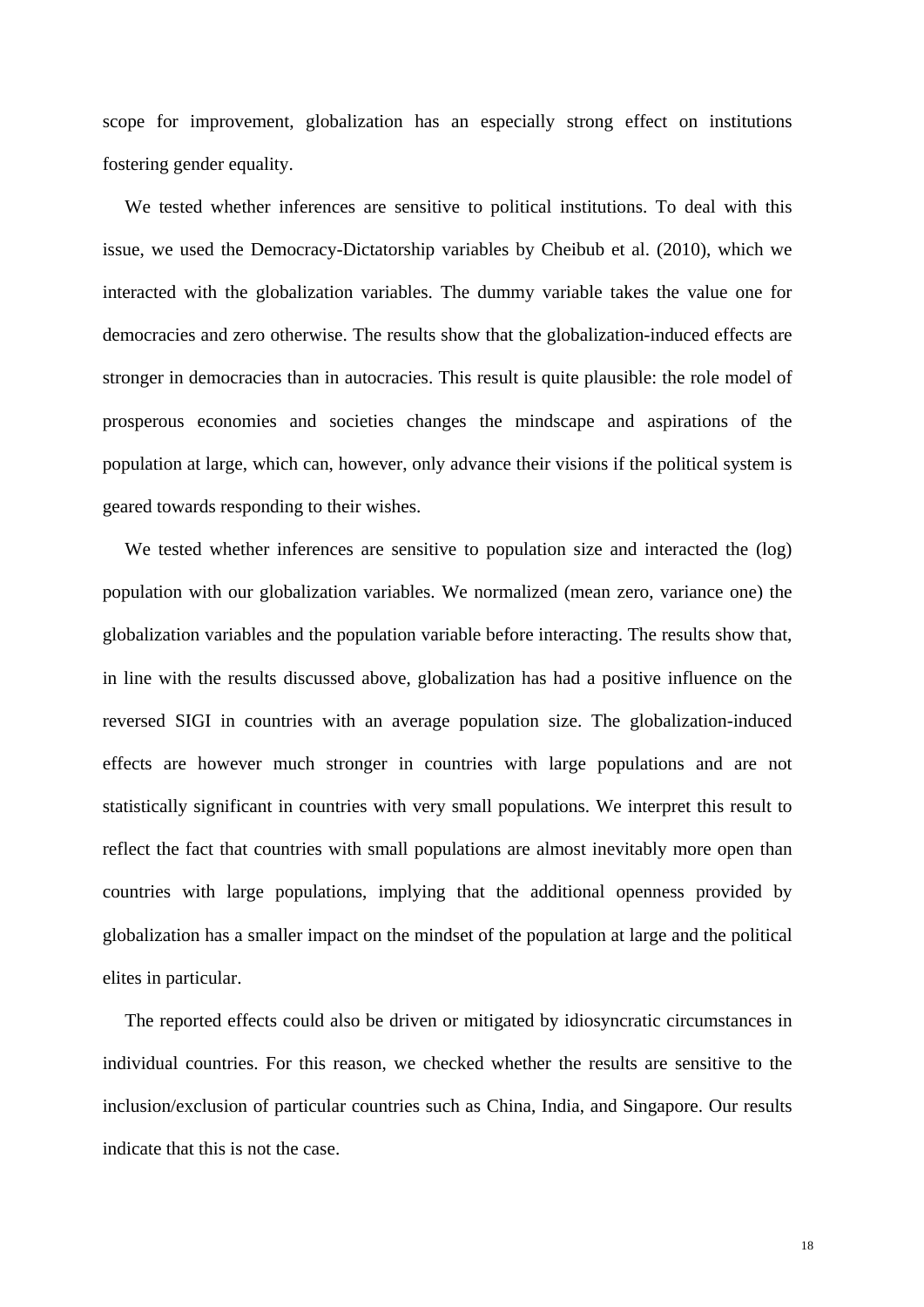scope for improvement, globalization has an especially strong effect on institutions fostering gender equality.

We tested whether inferences are sensitive to political institutions. To deal with this issue, we used the Democracy-Dictatorship variables by Cheibub et al. (2010), which we interacted with the globalization variables. The dummy variable takes the value one for democracies and zero otherwise. The results show that the globalization-induced effects are stronger in democracies than in autocracies. This result is quite plausible: the role model of prosperous economies and societies changes the mindscape and aspirations of the population at large, which can, however, only advance their visions if the political system is geared towards responding to their wishes.

We tested whether inferences are sensitive to population size and interacted the (log) population with our globalization variables. We normalized (mean zero, variance one) the globalization variables and the population variable before interacting. The results show that, in line with the results discussed above, globalization has had a positive influence on the reversed SIGI in countries with an average population size. The globalization-induced effects are however much stronger in countries with large populations and are not statistically significant in countries with very small populations. We interpret this result to reflect the fact that countries with small populations are almost inevitably more open than countries with large populations, implying that the additional openness provided by globalization has a smaller impact on the mindset of the population at large and the political elites in particular.

The reported effects could also be driven or mitigated by idiosyncratic circumstances in individual countries. For this reason, we checked whether the results are sensitive to the inclusion/exclusion of particular countries such as China, India, and Singapore. Our results indicate that this is not the case.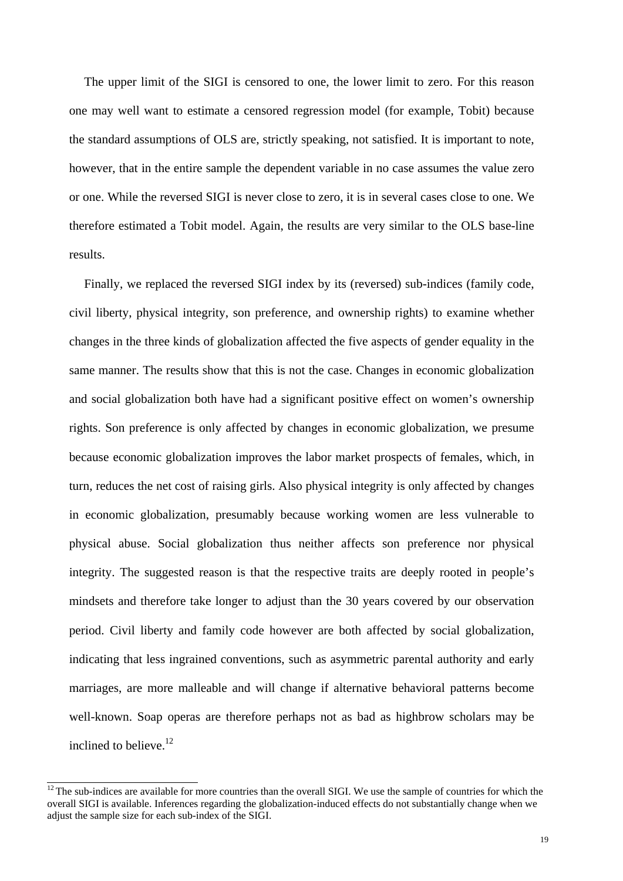The upper limit of the SIGI is censored to one, the lower limit to zero. For this reason one may well want to estimate a censored regression model (for example, Tobit) because the standard assumptions of OLS are, strictly speaking, not satisfied. It is important to note, however, that in the entire sample the dependent variable in no case assumes the value zero or one. While the reversed SIGI is never close to zero, it is in several cases close to one. We therefore estimated a Tobit model. Again, the results are very similar to the OLS base-line results.

Finally, we replaced the reversed SIGI index by its (reversed) sub-indices (family code, civil liberty, physical integrity, son preference, and ownership rights) to examine whether changes in the three kinds of globalization affected the five aspects of gender equality in the same manner. The results show that this is not the case. Changes in economic globalization and social globalization both have had a significant positive effect on women's ownership rights. Son preference is only affected by changes in economic globalization, we presume because economic globalization improves the labor market prospects of females, which, in turn, reduces the net cost of raising girls. Also physical integrity is only affected by changes in economic globalization, presumably because working women are less vulnerable to physical abuse. Social globalization thus neither affects son preference nor physical integrity. The suggested reason is that the respective traits are deeply rooted in people's mindsets and therefore take longer to adjust than the 30 years covered by our observation period. Civil liberty and family code however are both affected by social globalization, indicating that less ingrained conventions, such as asymmetric parental authority and early marriages, are more malleable and will change if alternative behavioral patterns become well-known. Soap operas are therefore perhaps not as bad as highbrow scholars may be inclined to believe.[12]

[12] The sub-indices are available for more countries than the overall SIGI. We use the sample of countries for which the overall SIGI is available. Inferences regarding the globalization-induced effects do not substantially change when we adjust the sample size for each sub-index of the SIGI.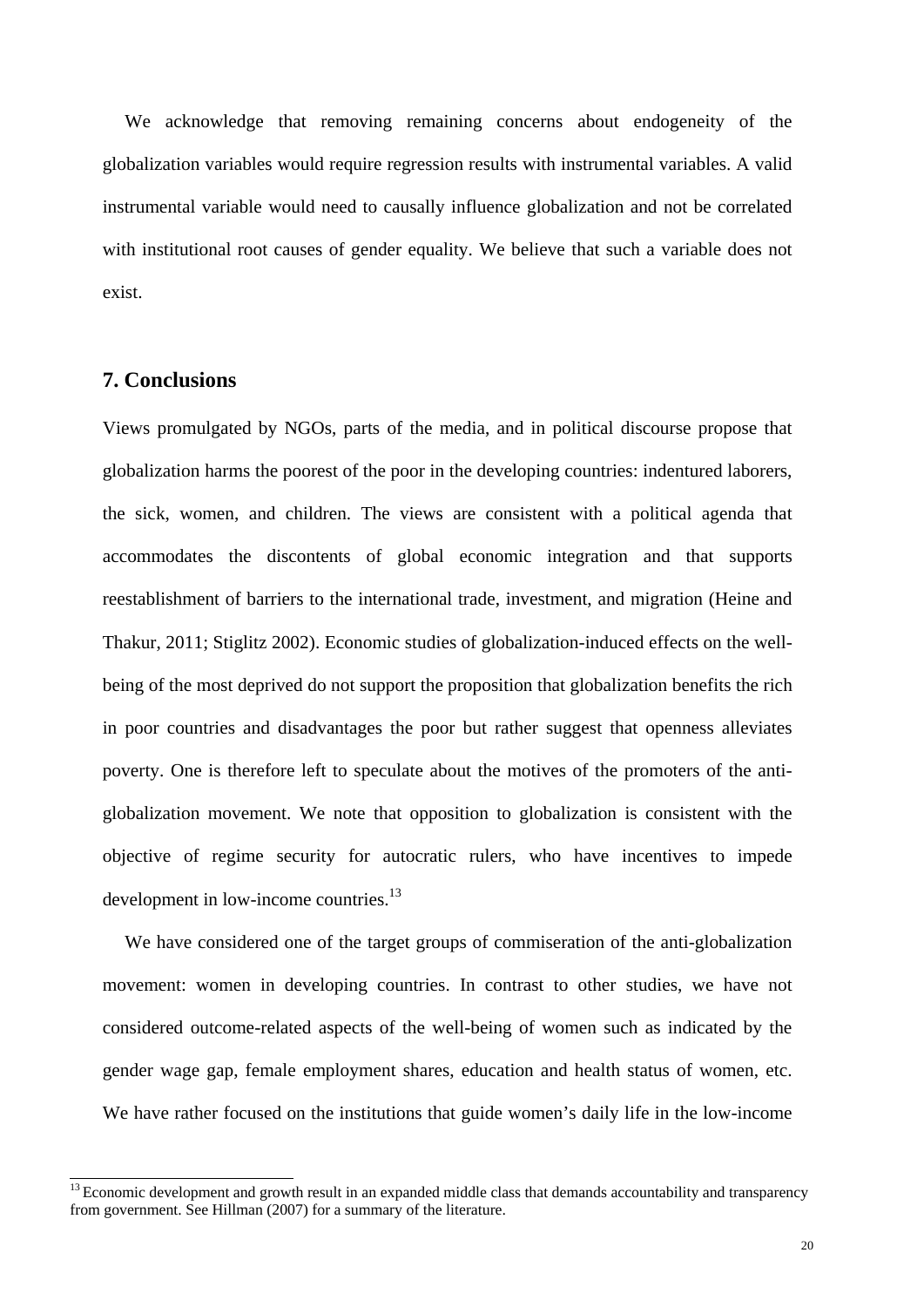We acknowledge that removing remaining concerns about endogeneity of the globalization variables would require regression results with instrumental variables. A valid instrumental variable would need to causally influence globalization and not be correlated with institutional root causes of gender equality. We believe that such a variable does not exist.

## 7. Conclusions

Views promulgated by NGOs, parts of the media, and in political discourse propose that globalization harms the poorest of the poor in the developing countries: indentured laborers, the sick, women, and children. The views are consistent with a political agenda that accommodates the discontents of global economic integration and that supports reestablishment of barriers to the international trade, investment, and migration (Heine and Thakur, 2011; Stiglitz 2002). Economic studies of globalization-induced effects on the well-being of the most deprived do not support the proposition that globalization benefits the rich in poor countries and disadvantages the poor but rather suggest that openness alleviates poverty. One is therefore left to speculate about the motives of the promoters of the anti-globalization movement. We note that opposition to globalization is consistent with the objective of regime security for autocratic rulers, who have incentives to impede development in low-income countries.[13]

We have considered one of the target groups of commiseration of the anti-globalization movement: women in developing countries. In contrast to other studies, we have not considered outcome-related aspects of the well-being of women such as indicated by the gender wage gap, female employment shares, education and health status of women, etc. We have rather focused on the institutions that guide women's daily life in the low-income

[13] Economic development and growth result in an expanded middle class that demands accountability and transparency from government. See Hillman (2007) for a summary of the literature.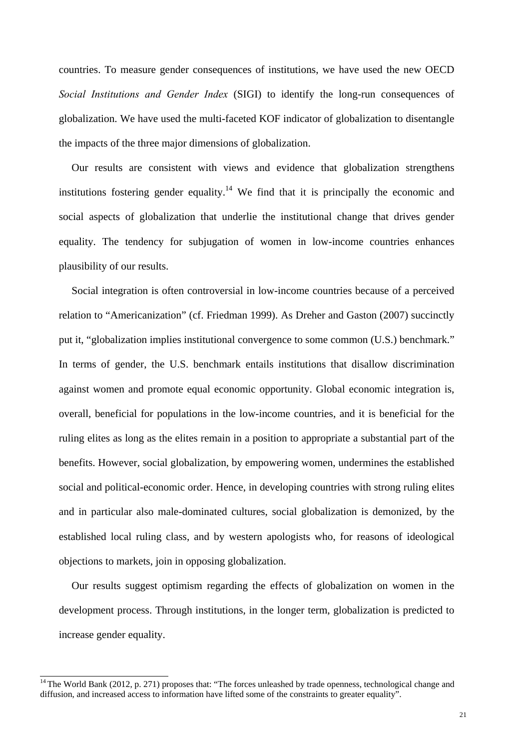countries. To measure gender consequences of institutions, we have used the new OECD *Social Institutions and Gender Index* (SIGI) to identify the long-run consequences of globalization. We have used the multi-faceted KOF indicator of globalization to disentangle the impacts of the three major dimensions of globalization.

Our results are consistent with views and evidence that globalization strengthens institutions fostering gender equality.[14] We find that it is principally the economic and social aspects of globalization that underlie the institutional change that drives gender equality. The tendency for subjugation of women in low-income countries enhances plausibility of our results.

Social integration is often controversial in low-income countries because of a perceived relation to "Americanization" (cf. Friedman 1999). As Dreher and Gaston (2007) succinctly put it, "globalization implies institutional convergence to some common (U.S.) benchmark." In terms of gender, the U.S. benchmark entails institutions that disallow discrimination against women and promote equal economic opportunity. Global economic integration is, overall, beneficial for populations in the low-income countries, and it is beneficial for the ruling elites as long as the elites remain in a position to appropriate a substantial part of the benefits. However, social globalization, by empowering women, undermines the established social and political-economic order. Hence, in developing countries with strong ruling elites and in particular also male-dominated cultures, social globalization is demonized, by the established local ruling class, and by western apologists who, for reasons of ideological objections to markets, join in opposing globalization.

Our results suggest optimism regarding the effects of globalization on women in the development process. Through institutions, in the longer term, globalization is predicted to increase gender equality.

[14] The World Bank (2012, p. 271) proposes that: "The forces unleashed by trade openness, technological change and diffusion, and increased access to information have lifted some of the constraints to greater equality".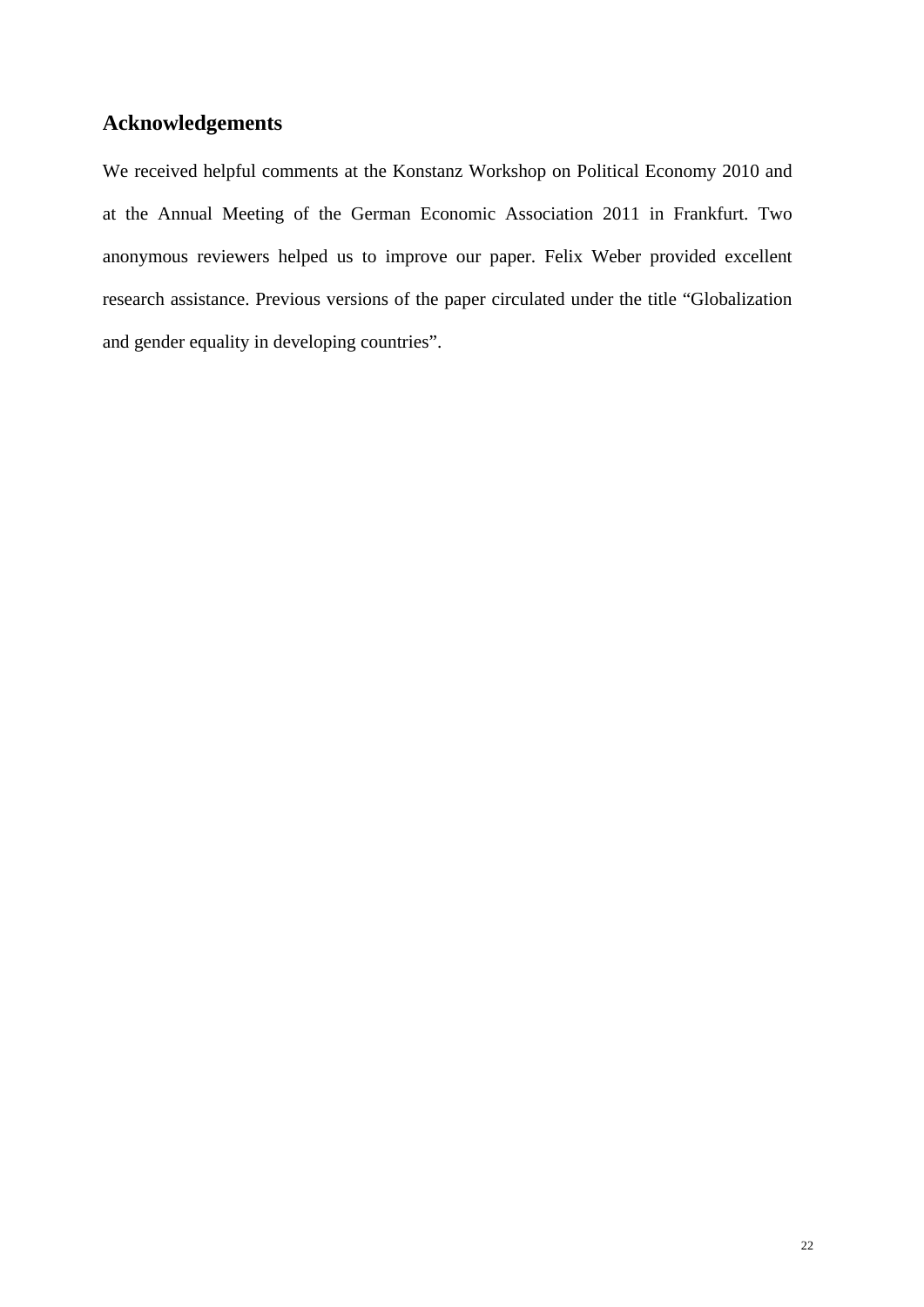## Acknowledgements

We received helpful comments at the Konstanz Workshop on Political Economy 2010 and at the Annual Meeting of the German Economic Association 2011 in Frankfurt. Two anonymous reviewers helped us to improve our paper. Felix Weber provided excellent research assistance. Previous versions of the paper circulated under the title "Globalization and gender equality in developing countries".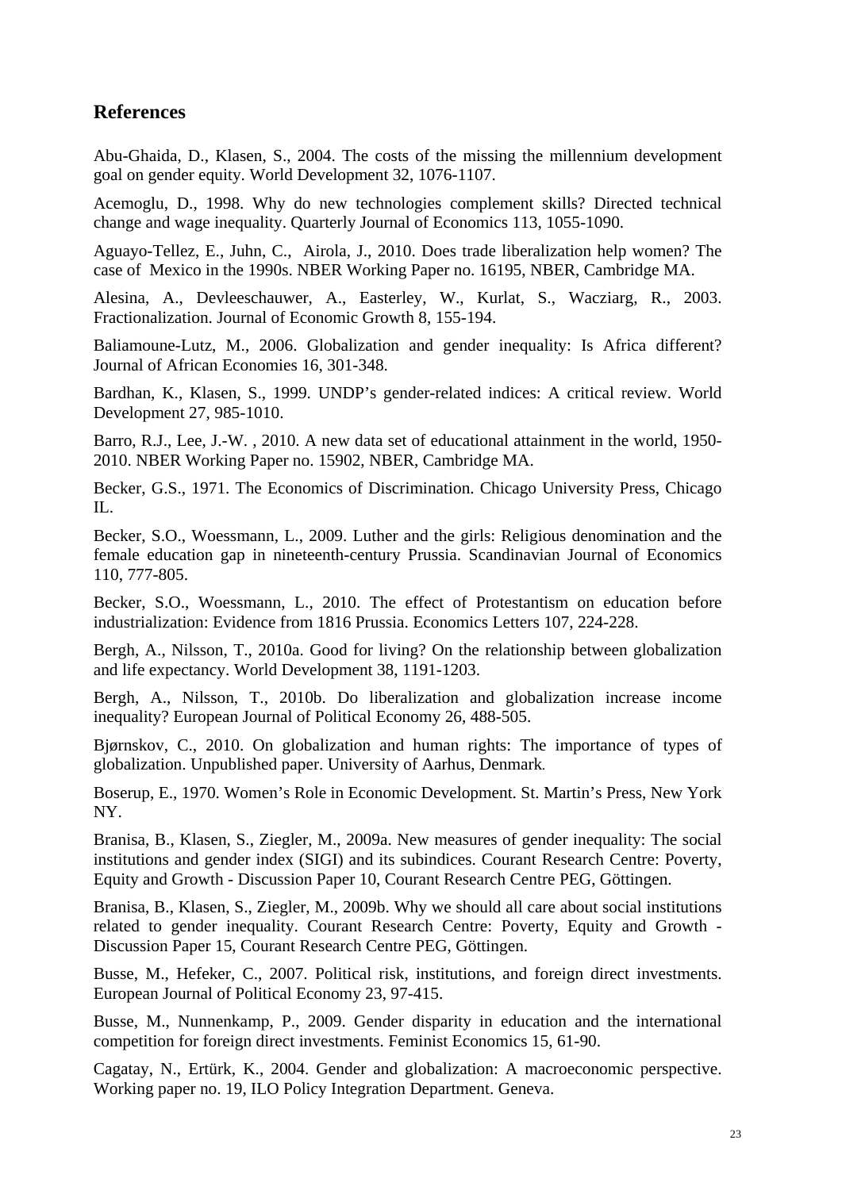## References

Abu-Ghaida, D., Klasen, S., 2004. The costs of the missing the millennium development goal on gender equity. World Development 32, 1076-1107.

Acemoglu, D., 1998. Why do new technologies complement skills? Directed technical change and wage inequality. Quarterly Journal of Economics 113, 1055-1090.

Aguayo-Tellez, E., Juhn, C., Airola, J., 2010. Does trade liberalization help women? The case of Mexico in the 1990s. NBER Working Paper no. 16195, NBER, Cambridge MA.

Alesina, A., Devleeschauwer, A., Easterley, W., Kurlat, S., Wacziarg, R., 2003. Fractionalization. Journal of Economic Growth 8, 155-194.

Baliamoune-Lutz, M., 2006. Globalization and gender inequality: Is Africa different? Journal of African Economies 16, 301-348.

Bardhan, K., Klasen, S., 1999. UNDP's gender-related indices: A critical review. World Development 27, 985-1010.

Barro, R.J., Lee, J.-W. , 2010. A new data set of educational attainment in the world, 1950-2010. NBER Working Paper no. 15902, NBER, Cambridge MA.

Becker, G.S., 1971. The Economics of Discrimination. Chicago University Press, Chicago IL.

Becker, S.O., Woessmann, L., 2009. Luther and the girls: Religious denomination and the female education gap in nineteenth-century Prussia. Scandinavian Journal of Economics 110, 777-805.

Becker, S.O., Woessmann, L., 2010. The effect of Protestantism on education before industrialization: Evidence from 1816 Prussia. Economics Letters 107, 224-228.

Bergh, A., Nilsson, T., 2010a. Good for living? On the relationship between globalization and life expectancy. World Development 38, 1191-1203.

Bergh, A., Nilsson, T., 2010b. Do liberalization and globalization increase income inequality? European Journal of Political Economy 26, 488-505.

Bjørnskov, C., 2010. On globalization and human rights: The importance of types of globalization. Unpublished paper. University of Aarhus, Denmark.

Boserup, E., 1970. Women's Role in Economic Development. St. Martin's Press, New York NY.

Branisa, B., Klasen, S., Ziegler, M., 2009a. New measures of gender inequality: The social institutions and gender index (SIGI) and its subindices. Courant Research Centre: Poverty, Equity and Growth - Discussion Paper 10, Courant Research Centre PEG, Göttingen.

Branisa, B., Klasen, S., Ziegler, M., 2009b. Why we should all care about social institutions related to gender inequality. Courant Research Centre: Poverty, Equity and Growth - Discussion Paper 15, Courant Research Centre PEG, Göttingen.

Busse, M., Hefeker, C., 2007. Political risk, institutions, and foreign direct investments. European Journal of Political Economy 23, 97-415.

Busse, M., Nunnenkamp, P., 2009. Gender disparity in education and the international competition for foreign direct investments. Feminist Economics 15, 61-90.

Cagatay, N., Ertürk, K., 2004. Gender and globalization: A macroeconomic perspective. Working paper no. 19, ILO Policy Integration Department. Geneva.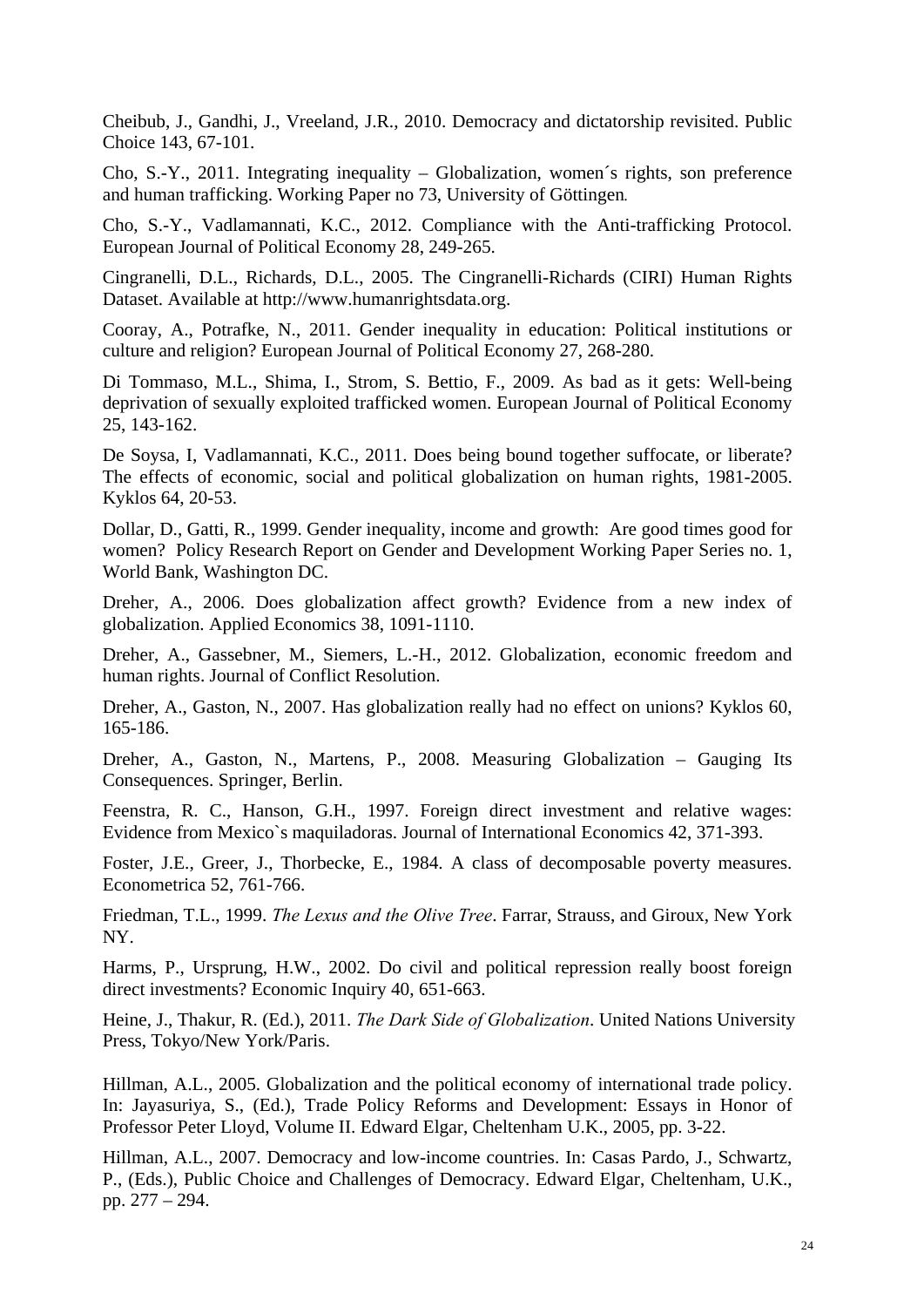Cheibub, J., Gandhi, J., Vreeland, J.R., 2010. Democracy and dictatorship revisited. Public Choice 143, 67-101.

Cho, S.-Y., 2011. Integrating inequality – Globalization, women´s rights, son preference and human trafficking. Working Paper no 73, University of Göttingen.

Cho, S.-Y., Vadlamannati, K.C., 2012. Compliance with the Anti-trafficking Protocol. European Journal of Political Economy 28, 249-265.

Cingranelli, D.L., Richards, D.L., 2005. The Cingranelli-Richards (CIRI) Human Rights Dataset. Available at http://www.humanrightsdata.org.

Cooray, A., Potrafke, N., 2011. Gender inequality in education: Political institutions or culture and religion? European Journal of Political Economy 27, 268-280.

Di Tommaso, M.L., Shima, I., Strom, S. Bettio, F., 2009. As bad as it gets: Well-being deprivation of sexually exploited trafficked women. European Journal of Political Economy 25, 143-162.

De Soysa, I, Vadlamannati, K.C., 2011. Does being bound together suffocate, or liberate? The effects of economic, social and political globalization on human rights, 1981-2005. Kyklos 64, 20-53.

Dollar, D., Gatti, R., 1999. Gender inequality, income and growth: Are good times good for women? Policy Research Report on Gender and Development Working Paper Series no. 1, World Bank, Washington DC.

Dreher, A., 2006. Does globalization affect growth? Evidence from a new index of globalization. Applied Economics 38, 1091-1110.

Dreher, A., Gassebner, M., Siemers, L.-H., 2012. Globalization, economic freedom and human rights. Journal of Conflict Resolution.

Dreher, A., Gaston, N., 2007. Has globalization really had no effect on unions? Kyklos 60, 165-186.

Dreher, A., Gaston, N., Martens, P., 2008. Measuring Globalization – Gauging Its Consequences. Springer, Berlin.

Feenstra, R. C., Hanson, G.H., 1997. Foreign direct investment and relative wages: Evidence from Mexico`s maquiladoras. Journal of International Economics 42, 371-393.

Foster, J.E., Greer, J., Thorbecke, E., 1984. A class of decomposable poverty measures. Econometrica 52, 761-766.

Friedman, T.L., 1999. *The Lexus and the Olive Tree*. Farrar, Strauss, and Giroux, New York NY.

Harms, P., Ursprung, H.W., 2002. Do civil and political repression really boost foreign direct investments? Economic Inquiry 40, 651-663.

Heine, J., Thakur, R. (Ed.), 2011. *The Dark Side of Globalization*. United Nations University Press, Tokyo/New York/Paris.

Hillman, A.L., 2005. Globalization and the political economy of international trade policy. In: Jayasuriya, S., (Ed.), Trade Policy Reforms and Development: Essays in Honor of Professor Peter Lloyd, Volume II. Edward Elgar, Cheltenham U.K., 2005, pp. 3-22.

Hillman, A.L., 2007. Democracy and low-income countries. In: Casas Pardo, J., Schwartz, P., (Eds.), Public Choice and Challenges of Democracy. Edward Elgar, Cheltenham, U.K., pp. 277 – 294.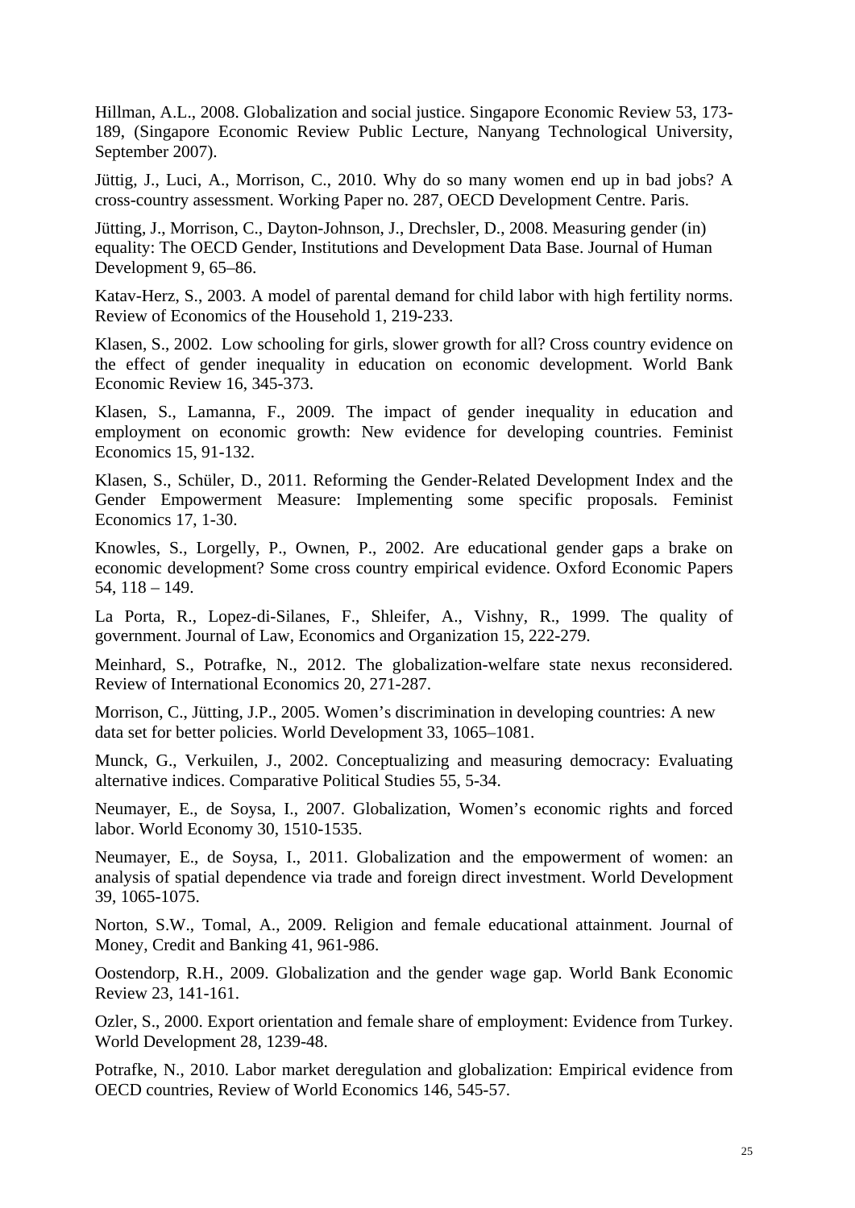Hillman, A.L., 2008. Globalization and social justice. Singapore Economic Review 53, 173-189, (Singapore Economic Review Public Lecture, Nanyang Technological University, September 2007).

Jüttig, J., Luci, A., Morrison, C., 2010. Why do so many women end up in bad jobs? A cross-country assessment. Working Paper no. 287, OECD Development Centre. Paris.

Jütting, J., Morrison, C., Dayton-Johnson, J., Drechsler, D., 2008. Measuring gender (in) equality: The OECD Gender, Institutions and Development Data Base. Journal of Human Development 9, 65–86.

Katav-Herz, S., 2003. A model of parental demand for child labor with high fertility norms. Review of Economics of the Household 1, 219-233.

Klasen, S., 2002. Low schooling for girls, slower growth for all? Cross country evidence on the effect of gender inequality in education on economic development. World Bank Economic Review 16, 345-373.

Klasen, S., Lamanna, F., 2009. The impact of gender inequality in education and employment on economic growth: New evidence for developing countries. Feminist Economics 15, 91-132.

Klasen, S., Schüler, D., 2011. Reforming the Gender-Related Development Index and the Gender Empowerment Measure: Implementing some specific proposals. Feminist Economics 17, 1-30.

Knowles, S., Lorgelly, P., Ownen, P., 2002. Are educational gender gaps a brake on economic development? Some cross country empirical evidence. Oxford Economic Papers 54, 118 – 149.

La Porta, R., Lopez-di-Silanes, F., Shleifer, A., Vishny, R., 1999. The quality of government. Journal of Law, Economics and Organization 15, 222-279.

Meinhard, S., Potrafke, N., 2012. The globalization-welfare state nexus reconsidered. Review of International Economics 20, 271-287.

Morrison, C., Jütting, J.P., 2005. Women's discrimination in developing countries: A new data set for better policies. World Development 33, 1065–1081.

Munck, G., Verkuilen, J., 2002. Conceptualizing and measuring democracy: Evaluating alternative indices. Comparative Political Studies 55, 5-34.

Neumayer, E., de Soysa, I., 2007. Globalization, Women's economic rights and forced labor. World Economy 30, 1510-1535.

Neumayer, E., de Soysa, I., 2011. Globalization and the empowerment of women: an analysis of spatial dependence via trade and foreign direct investment. World Development 39, 1065-1075.

Norton, S.W., Tomal, A., 2009. Religion and female educational attainment. Journal of Money, Credit and Banking 41, 961-986.

Oostendorp, R.H., 2009. Globalization and the gender wage gap. World Bank Economic Review 23, 141-161.

Ozler, S., 2000. Export orientation and female share of employment: Evidence from Turkey. World Development 28, 1239-48.

Potrafke, N., 2010. Labor market deregulation and globalization: Empirical evidence from OECD countries, Review of World Economics 146, 545-57.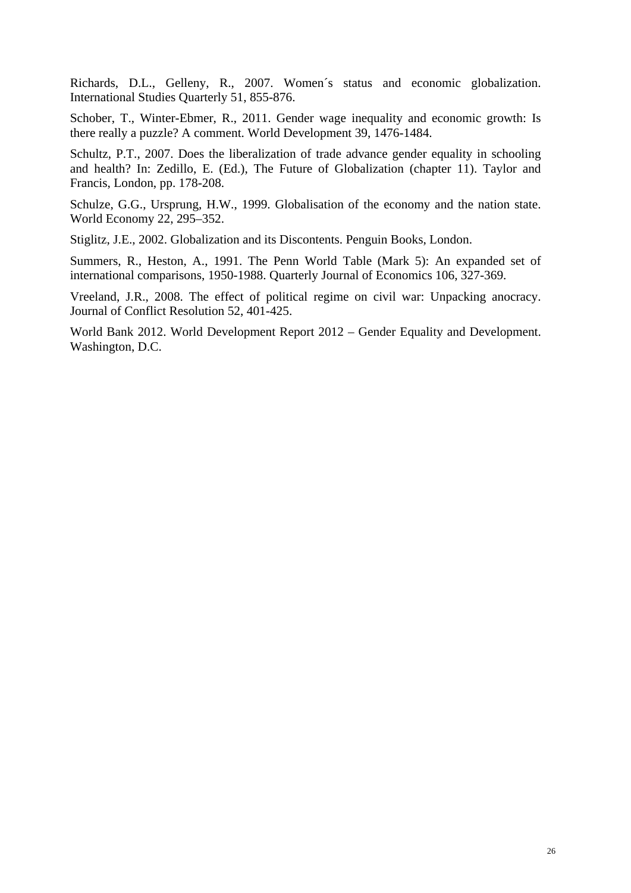Richards, D.L., Gelleny, R., 2007. Women´s status and economic globalization. International Studies Quarterly 51, 855-876.

Schober, T., Winter-Ebmer, R., 2011. Gender wage inequality and economic growth: Is there really a puzzle? A comment. World Development 39, 1476-1484.

Schultz, P.T., 2007. Does the liberalization of trade advance gender equality in schooling and health? In: Zedillo, E. (Ed.), The Future of Globalization (chapter 11). Taylor and Francis, London, pp. 178-208.

Schulze, G.G., Ursprung, H.W., 1999. Globalisation of the economy and the nation state. World Economy 22, 295–352.

Stiglitz, J.E., 2002. Globalization and its Discontents. Penguin Books, London.

Summers, R., Heston, A., 1991. The Penn World Table (Mark 5): An expanded set of international comparisons, 1950-1988. Quarterly Journal of Economics 106, 327-369.

Vreeland, J.R., 2008. The effect of political regime on civil war: Unpacking anocracy. Journal of Conflict Resolution 52, 401-425.

World Bank 2012. World Development Report 2012 – Gender Equality and Development. Washington, D.C.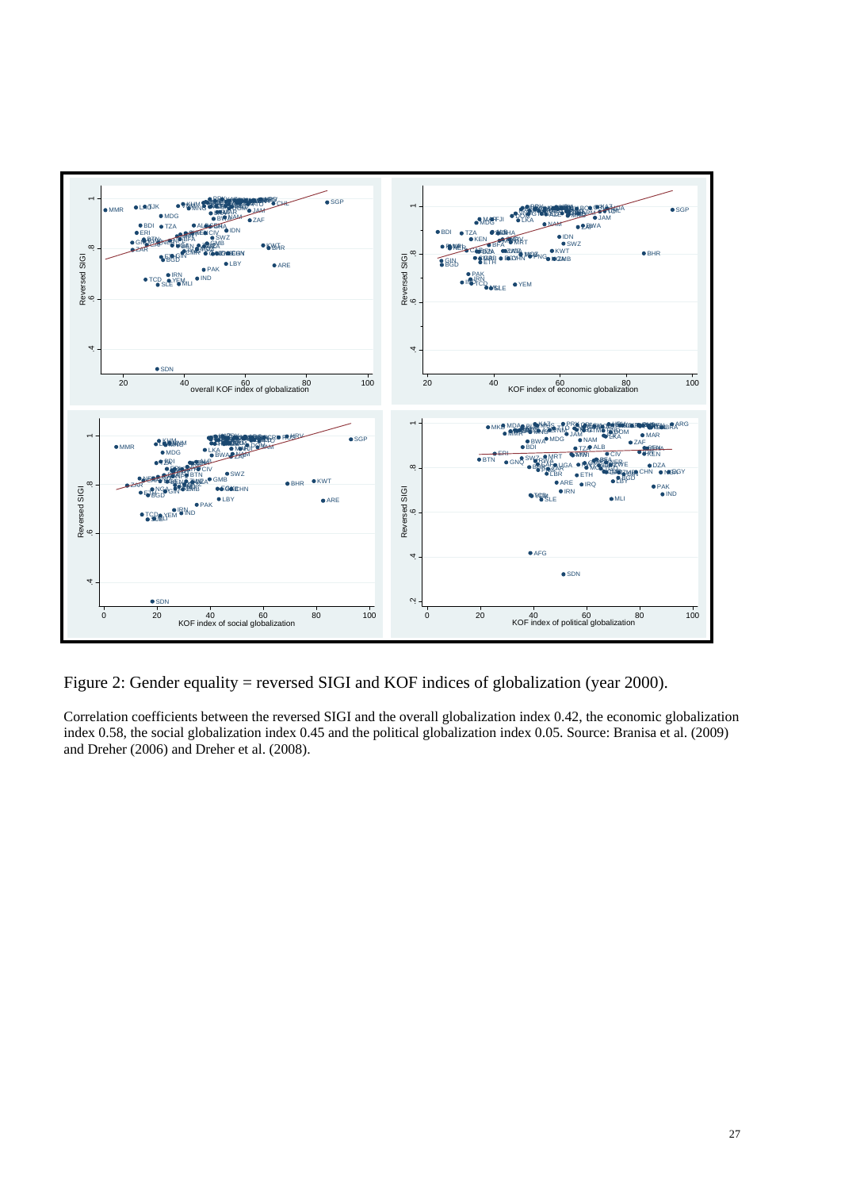Reversed SIGI

overall KOF index of globalization

KOF index of economic globalization

KOF index of social globalization

KOF index of political globalization

Figure 2: Gender equality = reversed SIGI and KOF indices of globalization (year 2000).

Correlation coefficients between the reversed SIGI and the overall globalization index 0.42, the economic globalization index 0.58, the social globalization index 0.45 and the political globalization index 0.05. Source: Branisa et al. (2009) and Dreher (2006) and Dreher et al. (2008).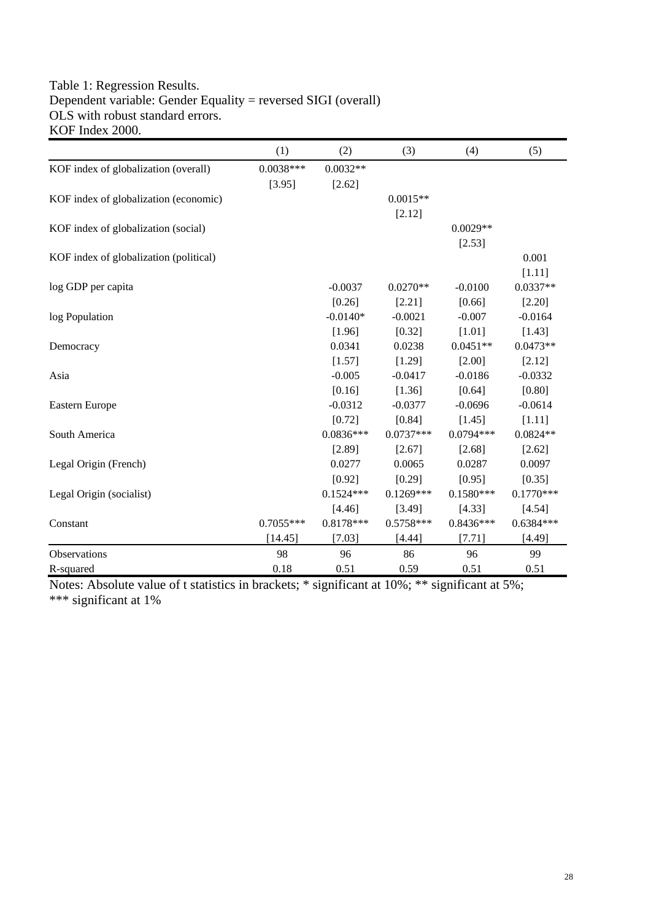Table 1: Regression Results.
Dependent variable: Gender Equality = reversed SIGI (overall)
OLS with robust standard errors.
KOF Index 2000.

| | (1) | (2) | (3) | (4) | (5) |
|---|---|---|---|---|---|
| KOF index of globalization (overall) | 0.0038*** | 0.0032** | | | |
| | [3.95] | [2.62] | | | |
| KOF index of globalization (economic) | | | 0.0015** | | |
| | | | [2.12] | | |
| KOF index of globalization (social) | | | | 0.0029** | |
| | | | | [2.53] | |
| KOF index of globalization (political) | | | | | 0.001 |
| | | | | | [1.11] |
| log GDP per capita | | -0.0037 | 0.0270** | -0.0100 | 0.0337** |
| | | [0.26] | [2.21] | [0.66] | [2.20] |
| log Population | | -0.0140* | -0.0021 | -0.007 | -0.0164 |
| | | [1.96] | [0.32] | [1.01] | [1.43] |
| Democracy | | 0.0341 | 0.0238 | 0.0451** | 0.0473** |
| | | [1.57] | [1.29] | [2.00] | [2.12] |
| Asia | | -0.005 | -0.0417 | -0.0186 | -0.0332 |
| | | [0.16] | [1.36] | [0.64] | [0.80] |
| Eastern Europe | | -0.0312 | -0.0377 | -0.0696 | -0.0614 |
| | | [0.72] | [0.84] | [1.45] | [1.11] |
| South America | | 0.0836*** | 0.0737*** | 0.0794*** | 0.0824** |
| | | [2.89] | [2.67] | [2.68] | [2.62] |
| Legal Origin (French) | | 0.0277 | 0.0065 | 0.0287 | 0.0097 |
| | | [0.92] | [0.29] | [0.95] | [0.35] |
| Legal Origin (socialist) | | 0.1524*** | 0.1269*** | 0.1580*** | 0.1770*** |
| | | [4.46] | [3.49] | [4.33] | [4.54] |
| Constant | 0.7055*** | 0.8178*** | 0.5758*** | 0.8436*** | 0.6384*** |
| | [14.45] | [7.03] | [4.44] | [7.71] | [4.49] |
| Observations | 98 | 96 | 86 | 96 | 99 |
| R-squared | 0.18 | 0.51 | 0.59 | 0.51 | 0.51 |

Notes: Absolute value of t statistics in brackets; * significant at 10%; ** significant at 5%; *** significant at 1%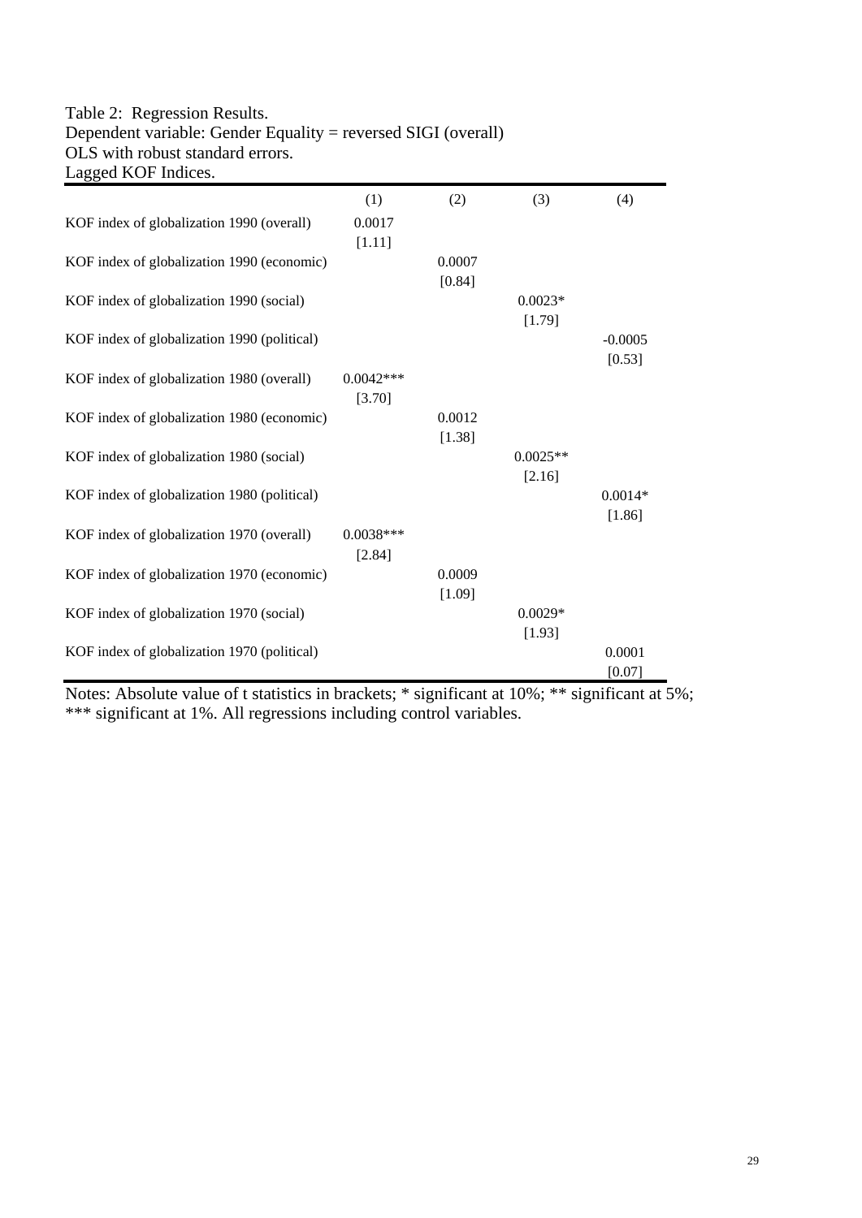Table 2: Regression Results.
Dependent variable: Gender Equality = reversed SIGI (overall)
OLS with robust standard errors.
Lagged KOF Indices.

| | (1) | (2) | (3) | (4) |
|---|---|---|---|---|
| KOF index of globalization 1990 (overall) | 0.0017 | | | |
| | [1.11] | | | |
| KOF index of globalization 1990 (economic) | | 0.0007 | | |
| | | [0.84] | | |
| KOF index of globalization 1990 (social) | | | 0.0023* | |
| | | | [1.79] | |
| KOF index of globalization 1990 (political) | | | | -0.0005 |
| | | | | [0.53] |
| KOF index of globalization 1980 (overall) | 0.0042*** | | | |
| | [3.70] | | | |
| KOF index of globalization 1980 (economic) | | 0.0012 | | |
| | | [1.38] | | |
| KOF index of globalization 1980 (social) | | | 0.0025** | |
| | | | [2.16] | |
| KOF index of globalization 1980 (political) | | | | 0.0014* |
| | | | | [1.86] |
| KOF index of globalization 1970 (overall) | 0.0038*** | | | |
| | [2.84] | | | |
| KOF index of globalization 1970 (economic) | | 0.0009 | | |
| | | [1.09] | | |
| KOF index of globalization 1970 (social) | | | 0.0029* | |
| | | | [1.93] | |
| KOF index of globalization 1970 (political) | | | | 0.0001 |
| | | | | [0.07] |

Notes: Absolute value of t statistics in brackets; * significant at 10%; ** significant at 5%; *** significant at 1%. All regressions including control variables.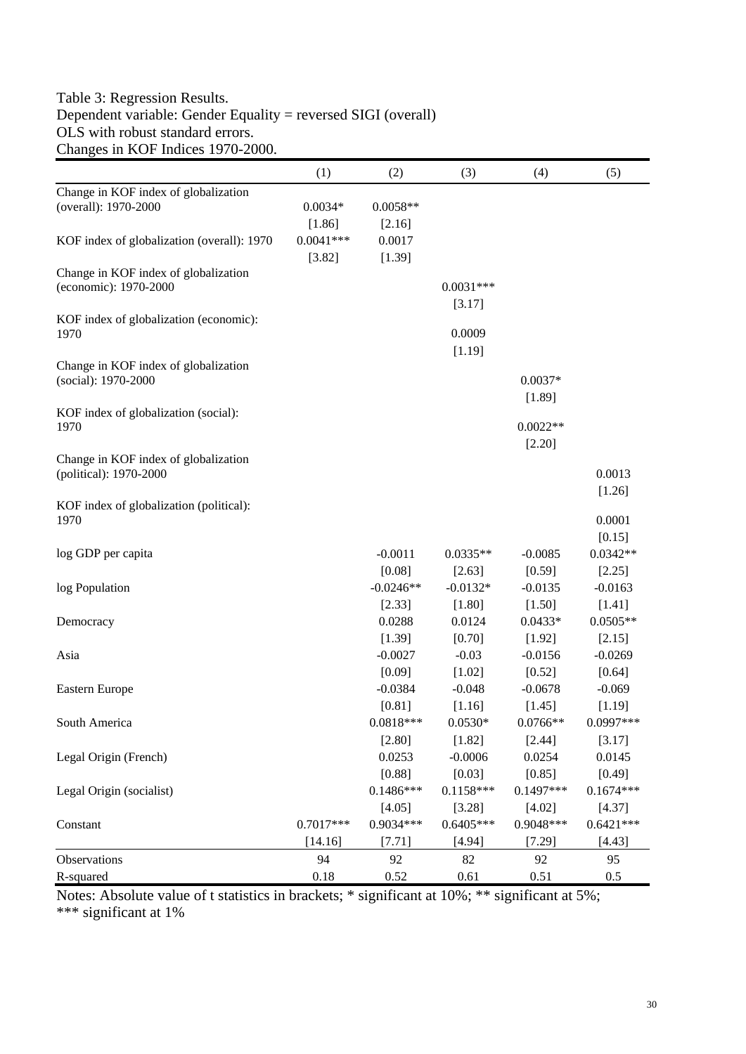Table 3: Regression Results.
Dependent variable: Gender Equality = reversed SIGI (overall)
OLS with robust standard errors.
Changes in KOF Indices 1970-2000.

| | (1) | (2) | (3) | (4) | (5) |
|---|---|---|---|---|---|
| Change in KOF index of globalization (overall): 1970-2000 | 0.0034* | 0.0058** | | | |
| | [1.86] | [2.16] | | | |
| KOF index of globalization (overall): 1970 | 0.0041*** | 0.0017 | | | |
| | [3.82] | [1.39] | | | |
| Change in KOF index of globalization (economic): 1970-2000 | | | 0.0031*** | | |
| | | | [3.17] | | |
| KOF index of globalization (economic): 1970 | | | 0.0009 | | |
| | | | [1.19] | | |
| Change in KOF index of globalization (social): 1970-2000 | | | | 0.0037* | |
| | | | | [1.89] | |
| KOF index of globalization (social): 1970 | | | | 0.0022** | |
| | | | | [2.20] | |
| Change in KOF index of globalization (political): 1970-2000 | | | | | 0.0013 |
| | | | | | [1.26] |
| KOF index of globalization (political): 1970 | | | | | 0.0001 |
| | | | | | [0.15] |
| log GDP per capita | | -0.0011 | 0.0335** | -0.0085 | 0.0342** |
| | | [0.08] | [2.63] | [0.59] | [2.25] |
| log Population | | -0.0246** | -0.0132* | -0.0135 | -0.0163 |
| | | [2.33] | [1.80] | [1.50] | [1.41] |
| Democracy | | 0.0288 | 0.0124 | 0.0433* | 0.0505** |
| | | [1.39] | [0.70] | [1.92] | [2.15] |
| Asia | | -0.0027 | -0.03 | -0.0156 | -0.0269 |
| | | [0.09] | [1.02] | [0.52] | [0.64] |
| Eastern Europe | | -0.0384 | -0.048 | -0.0678 | -0.069 |
| | | [0.81] | [1.16] | [1.45] | [1.19] |
| South America | | 0.0818*** | 0.0530* | 0.0766** | 0.0997*** |
| | | [2.80] | [1.82] | [2.44] | [3.17] |
| Legal Origin (French) | | 0.0253 | -0.0006 | 0.0254 | 0.0145 |
| | | [0.88] | [0.03] | [0.85] | [0.49] |
| Legal Origin (socialist) | | 0.1486*** | 0.1158*** | 0.1497*** | 0.1674*** |
| | | [4.05] | [3.28] | [4.02] | [4.37] |
| Constant | 0.7017*** | 0.9034*** | 0.6405*** | 0.9048*** | 0.6421*** |
| | [14.16] | [7.71] | [4.94] | [7.29] | [4.43] |
| Observations | 94 | 92 | 82 | 92 | 95 |
| R-squared | 0.18 | 0.52 | 0.61 | 0.51 | 0.5 |

Notes: Absolute value of t statistics in brackets; * significant at 10%; ** significant at 5%; *** significant at 1%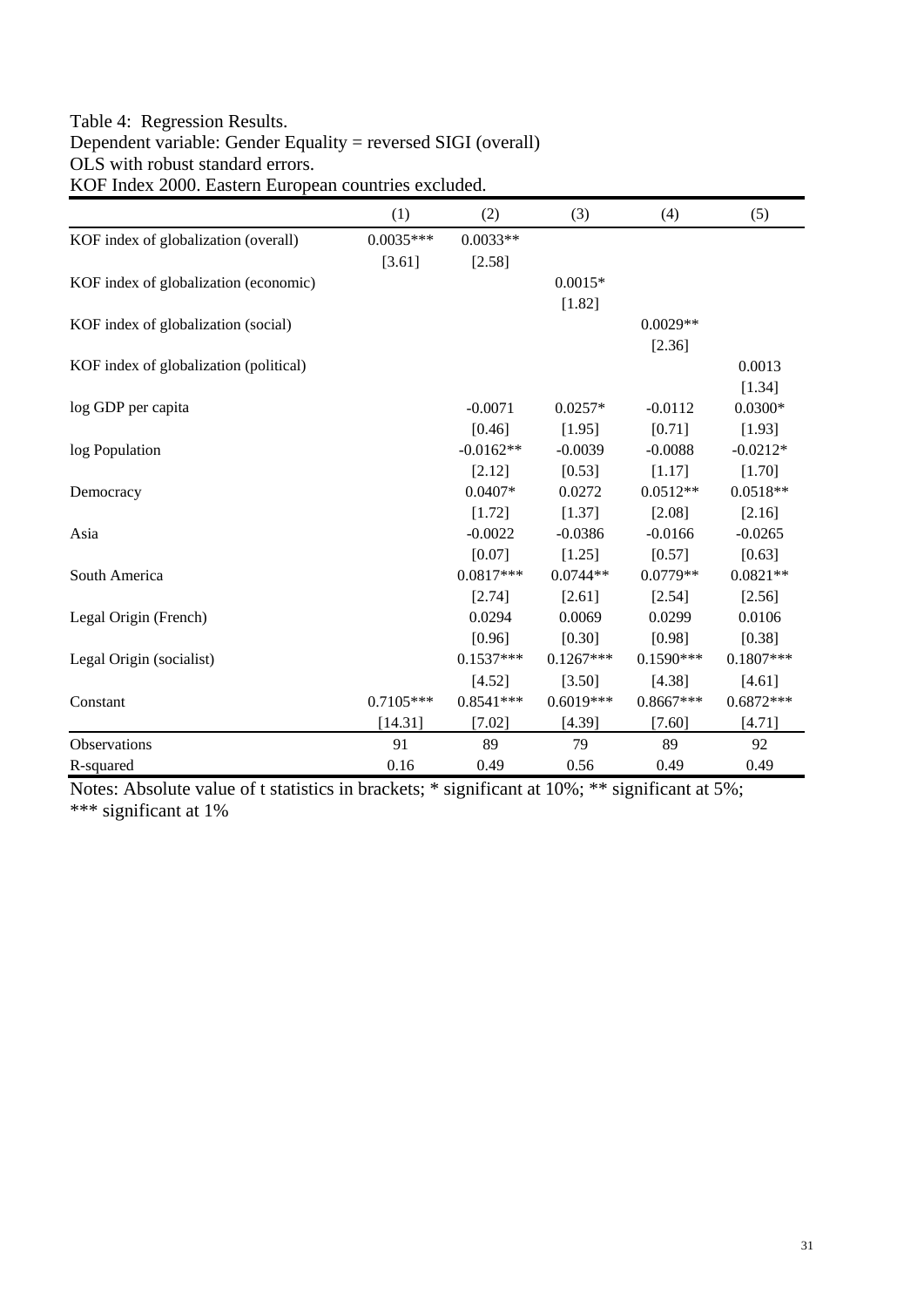Table 4: Regression Results.
Dependent variable: Gender Equality = reversed SIGI (overall)
OLS with robust standard errors.
KOF Index 2000. Eastern European countries excluded.

| | (1) | (2) | (3) | (4) | (5) |
|---|---|---|---|---|---|
| KOF index of globalization (overall) | 0.0035*** | 0.0033** | | | |
| | [3.61] | [2.58] | | | |
| KOF index of globalization (economic) | | | 0.0015* | | |
| | | | [1.82] | | |
| KOF index of globalization (social) | | | | 0.0029** | |
| | | | | [2.36] | |
| KOF index of globalization (political) | | | | | 0.0013 |
| | | | | | [1.34] |
| log GDP per capita | | -0.0071 | 0.0257* | -0.0112 | 0.0300* |
| | | [0.46] | [1.95] | [0.71] | [1.93] |
| log Population | | -0.0162** | -0.0039 | -0.0088 | -0.0212* |
| | | [2.12] | [0.53] | [1.17] | [1.70] |
| Democracy | | 0.0407* | 0.0272 | 0.0512** | 0.0518** |
| | | [1.72] | [1.37] | [2.08] | [2.16] |
| Asia | | -0.0022 | -0.0386 | -0.0166 | -0.0265 |
| | | [0.07] | [1.25] | [0.57] | [0.63] |
| South America | | 0.0817*** | 0.0744** | 0.0779** | 0.0821** |
| | | [2.74] | [2.61] | [2.54] | [2.56] |
| Legal Origin (French) | | 0.0294 | 0.0069 | 0.0299 | 0.0106 |
| | | [0.96] | [0.30] | [0.98] | [0.38] |
| Legal Origin (socialist) | | 0.1537*** | 0.1267*** | 0.1590*** | 0.1807*** |
| | | [4.52] | [3.50] | [4.38] | [4.61] |
| Constant | 0.7105*** | 0.8541*** | 0.6019*** | 0.8667*** | 0.6872*** |
| | [14.31] | [7.02] | [4.39] | [7.60] | [4.71] |
| Observations | 91 | 89 | 79 | 89 | 92 |
| R-squared | 0.16 | 0.49 | 0.56 | 0.49 | 0.49 |

Notes: Absolute value of t statistics in brackets; * significant at 10%; ** significant at 5%; *** significant at 1%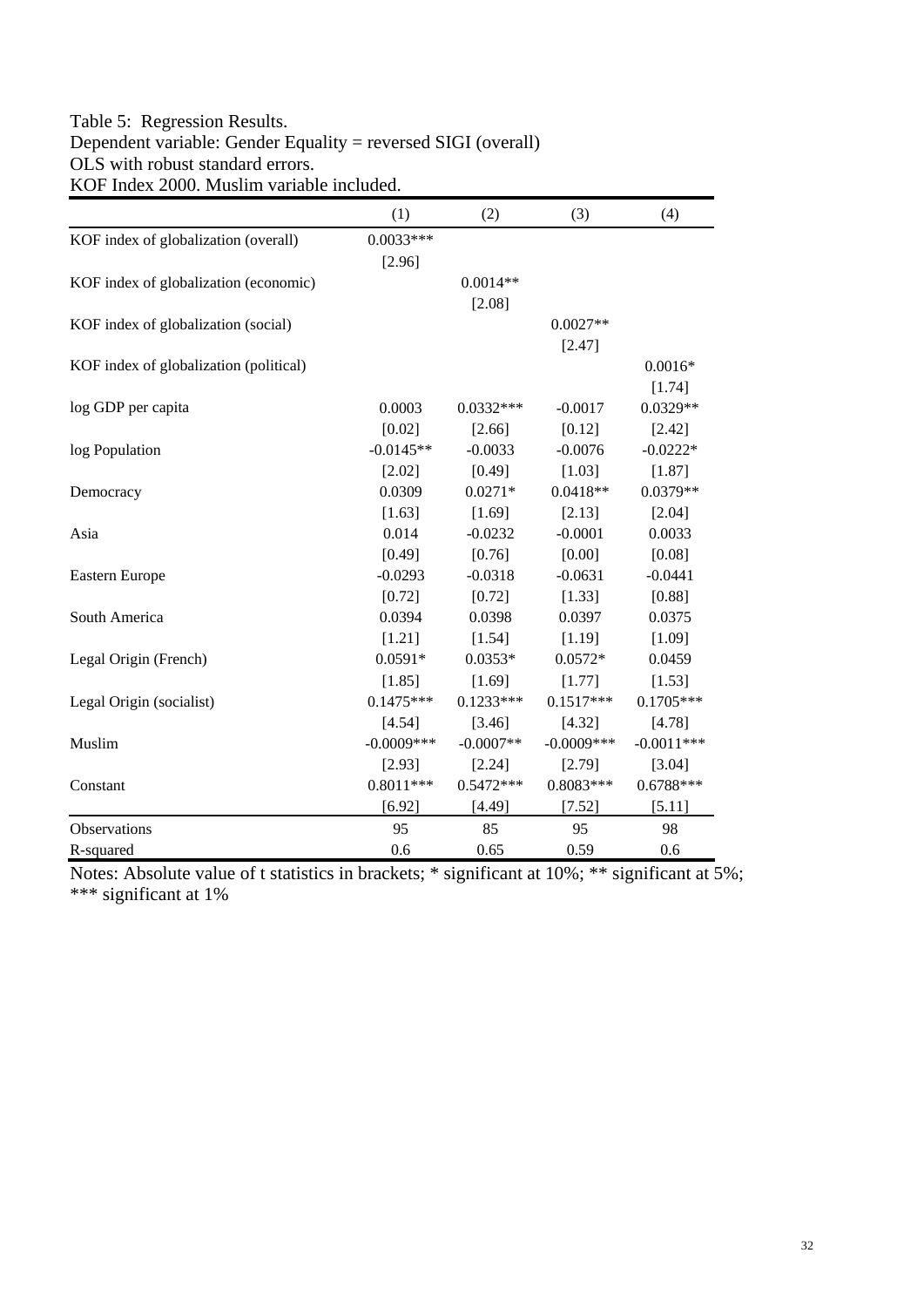Table 5: Regression Results.
Dependent variable: Gender Equality = reversed SIGI (overall)
OLS with robust standard errors.
KOF Index 2000. Muslim variable included.

| | (1) | (2) | (3) | (4) |
|---|---|---|---|---|
| KOF index of globalization (overall) | 0.0033*** | | | |
| | [2.96] | | | |
| KOF index of globalization (economic) | | 0.0014** | | |
| | | [2.08] | | |
| KOF index of globalization (social) | | | 0.0027** | |
| | | | [2.47] | |
| KOF index of globalization (political) | | | | 0.0016* |
| | | | | [1.74] |
| log GDP per capita | 0.0003 | 0.0332*** | -0.0017 | 0.0329** |
| | [0.02] | [2.66] | [0.12] | [2.42] |
| log Population | -0.0145** | -0.0033 | -0.0076 | -0.0222* |
| | [2.02] | [0.49] | [1.03] | [1.87] |
| Democracy | 0.0309 | 0.0271* | 0.0418** | 0.0379** |
| | [1.63] | [1.69] | [2.13] | [2.04] |
| Asia | 0.014 | -0.0232 | -0.0001 | 0.0033 |
| | [0.49] | [0.76] | [0.00] | [0.08] |
| Eastern Europe | -0.0293 | -0.0318 | -0.0631 | -0.0441 |
| | [0.72] | [0.72] | [1.33] | [0.88] |
| South America | 0.0394 | 0.0398 | 0.0397 | 0.0375 |
| | [1.21] | [1.54] | [1.19] | [1.09] |
| Legal Origin (French) | 0.0591* | 0.0353* | 0.0572* | 0.0459 |
| | [1.85] | [1.69] | [1.77] | [1.53] |
| Legal Origin (socialist) | 0.1475*** | 0.1233*** | 0.1517*** | 0.1705*** |
| | [4.54] | [3.46] | [4.32] | [4.78] |
| Muslim | -0.0009*** | -0.0007** | -0.0009*** | -0.0011*** |
| | [2.93] | [2.24] | [2.79] | [3.04] |
| Constant | 0.8011*** | 0.5472*** | 0.8083*** | 0.6788*** |
| | [6.92] | [4.49] | [7.52] | [5.11] |
| Observations | 95 | 85 | 95 | 98 |
| R-squared | 0.6 | 0.65 | 0.59 | 0.6 |

Notes: Absolute value of t statistics in brackets; * significant at 10%; ** significant at 5%; *** significant at 1%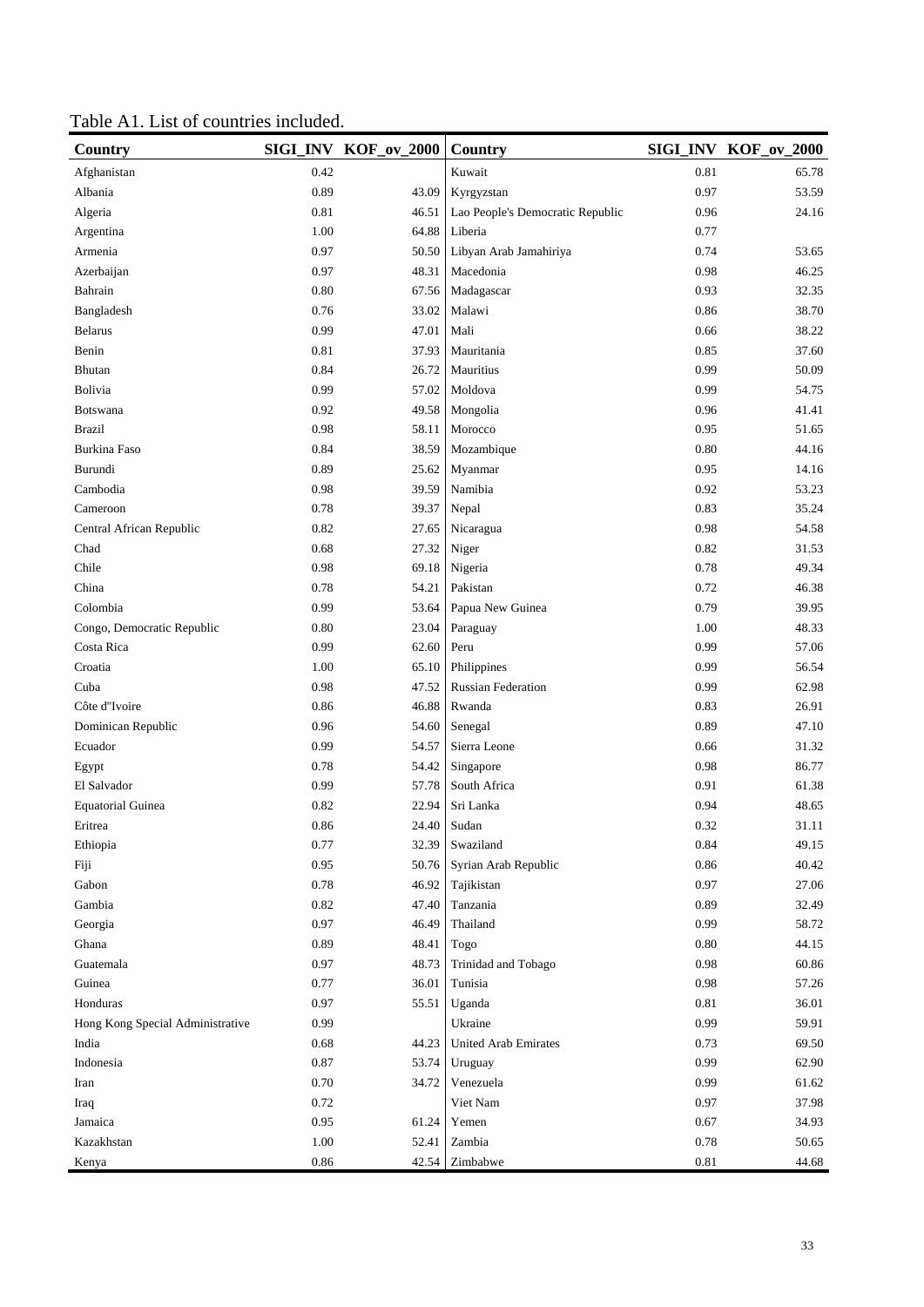Table A1. List of countries included.

| Country | SIGI_INV | KOF_ov_2000 | Country | SIGI_INV | KOF_ov_2000 |
|---|---|---|---|---|---|
| Afghanistan | 0.42 | | Kuwait | 0.81 | 65.78 |
| Albania | 0.89 | 43.09 | Kyrgyzstan | 0.97 | 53.59 |
| Algeria | 0.81 | 46.51 | Lao People's Democratic Republic | 0.96 | 24.16 |
| Argentina | 1.00 | 64.88 | Liberia | 0.77 | |
| Armenia | 0.97 | 50.50 | Libyan Arab Jamahiriya | 0.74 | 53.65 |
| Azerbaijan | 0.97 | 48.31 | Macedonia | 0.98 | 46.25 |
| Bahrain | 0.80 | 67.56 | Madagascar | 0.93 | 32.35 |
| Bangladesh | 0.76 | 33.02 | Malawi | 0.86 | 38.70 |
| Belarus | 0.99 | 47.01 | Mali | 0.66 | 38.22 |
| Benin | 0.81 | 37.93 | Mauritania | 0.85 | 37.60 |
| Bhutan | 0.84 | 26.72 | Mauritius | 0.99 | 50.09 |
| Bolivia | 0.99 | 57.02 | Moldova | 0.99 | 54.75 |
| Botswana | 0.92 | 49.58 | Mongolia | 0.96 | 41.41 |
| Brazil | 0.98 | 58.11 | Morocco | 0.95 | 51.65 |
| Burkina Faso | 0.84 | 38.59 | Mozambique | 0.80 | 44.16 |
| Burundi | 0.89 | 25.62 | Myanmar | 0.95 | 14.16 |
| Cambodia | 0.98 | 39.59 | Namibia | 0.92 | 53.23 |
| Cameroon | 0.78 | 39.37 | Nepal | 0.83 | 35.24 |
| Central African Republic | 0.82 | 27.65 | Nicaragua | 0.98 | 54.58 |
| Chad | 0.68 | 27.32 | Niger | 0.82 | 31.53 |
| Chile | 0.98 | 69.18 | Nigeria | 0.78 | 49.34 |
| China | 0.78 | 54.21 | Pakistan | 0.72 | 46.38 |
| Colombia | 0.99 | 53.64 | Papua New Guinea | 0.79 | 39.95 |
| Congo, Democratic Republic | 0.80 | 23.04 | Paraguay | 1.00 | 48.33 |
| Costa Rica | 0.99 | 62.60 | Peru | 0.99 | 57.06 |
| Croatia | 1.00 | 65.10 | Philippines | 0.99 | 56.54 |
| Cuba | 0.98 | 47.52 | Russian Federation | 0.99 | 62.98 |
| Côte d"Ivoire | 0.86 | 46.88 | Rwanda | 0.83 | 26.91 |
| Dominican Republic | 0.96 | 54.60 | Senegal | 0.89 | 47.10 |
| Ecuador | 0.99 | 54.57 | Sierra Leone | 0.66 | 31.32 |
| Egypt | 0.78 | 54.42 | Singapore | 0.98 | 86.77 |
| El Salvador | 0.99 | 57.78 | South Africa | 0.91 | 61.38 |
| Equatorial Guinea | 0.82 | 22.94 | Sri Lanka | 0.94 | 48.65 |
| Eritrea | 0.86 | 24.40 | Sudan | 0.32 | 31.11 |
| Ethiopia | 0.77 | 32.39 | Swaziland | 0.84 | 49.15 |
| Fiji | 0.95 | 50.76 | Syrian Arab Republic | 0.86 | 40.42 |
| Gabon | 0.78 | 46.92 | Tajikistan | 0.97 | 27.06 |
| Gambia | 0.82 | 47.40 | Tanzania | 0.89 | 32.49 |
| Georgia | 0.97 | 46.49 | Thailand | 0.99 | 58.72 |
| Ghana | 0.89 | 48.41 | Togo | 0.80 | 44.15 |
| Guatemala | 0.97 | 48.73 | Trinidad and Tobago | 0.98 | 60.86 |
| Guinea | 0.77 | 36.01 | Tunisia | 0.98 | 57.26 |
| Honduras | 0.97 | 55.51 | Uganda | 0.81 | 36.01 |
| Hong Kong Special Administrative | 0.99 | | Ukraine | 0.99 | 59.91 |
| India | 0.68 | 44.23 | United Arab Emirates | 0.73 | 69.50 |
| Indonesia | 0.87 | 53.74 | Uruguay | 0.99 | 62.90 |
| Iran | 0.70 | 34.72 | Venezuela | 0.99 | 61.62 |
| Iraq | 0.72 | | Viet Nam | 0.97 | 37.98 |
| Jamaica | 0.95 | 61.24 | Yemen | 0.67 | 34.93 |
| Kazakhstan | 1.00 | 52.41 | Zambia | 0.78 | 50.65 |
| Kenya | 0.86 | 42.54 | Zimbabwe | 0.81 | 44.68 |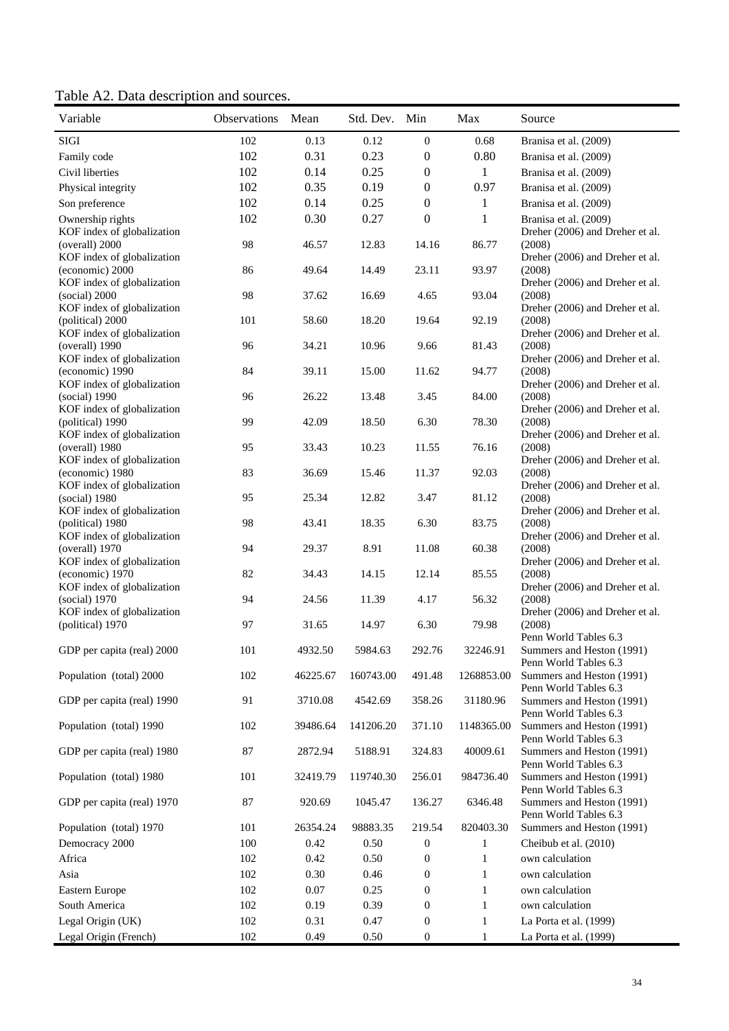Table A2. Data description and sources.

| Variable | Observations | Mean | Std. Dev. | Min | Max | Source |
|---|---|---|---|---|---|---|
| SIGI | 102 | 0.13 | 0.12 | 0 | 0.68 | Branisa et al. (2009) |
| Family code | 102 | 0.31 | 0.23 | 0 | 0.80 | Branisa et al. (2009) |
| Civil liberties | 102 | 0.14 | 0.25 | 0 | 1 | Branisa et al. (2009) |
| Physical integrity | 102 | 0.35 | 0.19 | 0 | 0.97 | Branisa et al. (2009) |
| Son preference | 102 | 0.14 | 0.25 | 0 | 1 | Branisa et al. (2009) |
| Ownership rights | 102 | 0.30 | 0.27 | 0 | 1 | Branisa et al. (2009) |
| KOF index of globalization (overall) 2000 | 98 | 46.57 | 12.83 | 14.16 | 86.77 | Dreher (2006) and Dreher et al. (2008) |
| KOF index of globalization (economic) 2000 | 86 | 49.64 | 14.49 | 23.11 | 93.97 | Dreher (2006) and Dreher et al. (2008) |
| KOF index of globalization (social) 2000 | 98 | 37.62 | 16.69 | 4.65 | 93.04 | Dreher (2006) and Dreher et al. (2008) |
| KOF index of globalization (political) 2000 | 101 | 58.60 | 18.20 | 19.64 | 92.19 | Dreher (2006) and Dreher et al. (2008) |
| KOF index of globalization (overall) 1990 | 96 | 34.21 | 10.96 | 9.66 | 81.43 | Dreher (2006) and Dreher et al. (2008) |
| KOF index of globalization (economic) 1990 | 84 | 39.11 | 15.00 | 11.62 | 94.77 | Dreher (2006) and Dreher et al. (2008) |
| KOF index of globalization (social) 1990 | 96 | 26.22 | 13.48 | 3.45 | 84.00 | Dreher (2006) and Dreher et al. (2008) |
| KOF index of globalization (political) 1990 | 99 | 42.09 | 18.50 | 6.30 | 78.30 | Dreher (2006) and Dreher et al. (2008) |
| KOF index of globalization (overall) 1980 | 95 | 33.43 | 10.23 | 11.55 | 76.16 | Dreher (2006) and Dreher et al. (2008) |
| KOF index of globalization (economic) 1980 | 83 | 36.69 | 15.46 | 11.37 | 92.03 | Dreher (2006) and Dreher et al. (2008) |
| KOF index of globalization (social) 1980 | 95 | 25.34 | 12.82 | 3.47 | 81.12 | Dreher (2006) and Dreher et al. (2008) |
| KOF index of globalization (political) 1980 | 98 | 43.41 | 18.35 | 6.30 | 83.75 | Dreher (2006) and Dreher et al. (2008) |
| KOF index of globalization (overall) 1970 | 94 | 29.37 | 8.91 | 11.08 | 60.38 | Dreher (2006) and Dreher et al. (2008) |
| KOF index of globalization (economic) 1970 | 82 | 34.43 | 14.15 | 12.14 | 85.55 | Dreher (2006) and Dreher et al. (2008) |
| KOF index of globalization (social) 1970 | 94 | 24.56 | 11.39 | 4.17 | 56.32 | Dreher (2006) and Dreher et al. (2008) |
| KOF index of globalization (political) 1970 | 97 | 31.65 | 14.97 | 6.30 | 79.98 | Dreher (2006) and Dreher et al. (2008) |
| GDP per capita (real) 2000 | 101 | 4932.50 | 5984.63 | 292.76 | 32246.91 | Penn World Tables 6.3 Summers and Heston (1991) |
| Population (total) 2000 | 102 | 46225.67 | 160743.00 | 491.48 | 1268853.00 | Penn World Tables 6.3 Summers and Heston (1991) |
| GDP per capita (real) 1990 | 91 | 3710.08 | 4542.69 | 358.26 | 31180.96 | Penn World Tables 6.3 Summers and Heston (1991) |
| Population (total) 1990 | 102 | 39486.64 | 141206.20 | 371.10 | 1148365.00 | Penn World Tables 6.3 Summers and Heston (1991) |
| GDP per capita (real) 1980 | 87 | 2872.94 | 5188.91 | 324.83 | 40009.61 | Penn World Tables 6.3 Summers and Heston (1991) |
| Population (total) 1980 | 101 | 32419.79 | 119740.30 | 256.01 | 984736.40 | Penn World Tables 6.3 Summers and Heston (1991) |
| GDP per capita (real) 1970 | 87 | 920.69 | 1045.47 | 136.27 | 6346.48 | Penn World Tables 6.3 Summers and Heston (1991) |
| Population (total) 1970 | 101 | 26354.24 | 98883.35 | 219.54 | 820403.30 | Penn World Tables 6.3 Summers and Heston (1991) |
| Democracy 2000 | 100 | 0.42 | 0.50 | 0 | 1 | Cheibub et al. (2010) |
| Africa | 102 | 0.42 | 0.50 | 0 | 1 | own calculation |
| Asia | 102 | 0.30 | 0.46 | 0 | 1 | own calculation |
| Eastern Europe | 102 | 0.07 | 0.25 | 0 | 1 | own calculation |
| South America | 102 | 0.19 | 0.39 | 0 | 1 | own calculation |
| Legal Origin (UK) | 102 | 0.31 | 0.47 | 0 | 1 | La Porta et al. (1999) |
| Legal Origin (French) | 102 | 0.49 | 0.50 | 0 | 1 | La Porta et al. (1999) |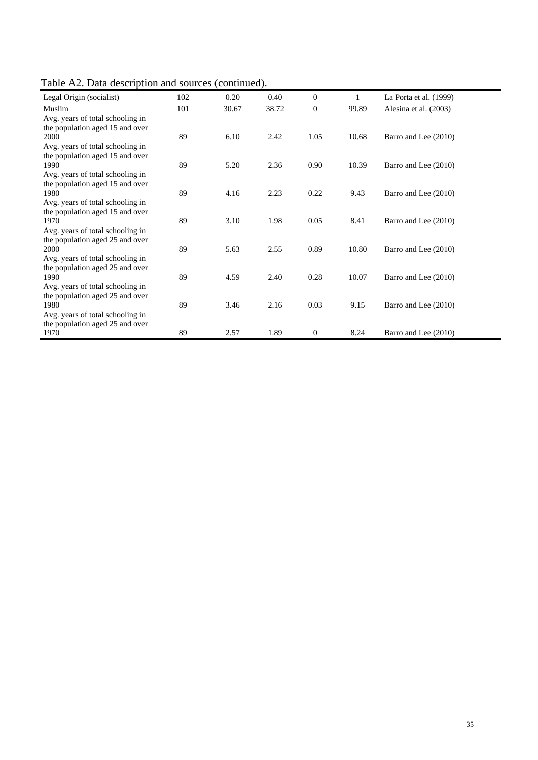Table A2. Data description and sources (continued).

| | | | | | | |
|---|---|---|---|---|---|---|
| Legal Origin (socialist) | 102 | 0.20 | 0.40 | 0 | 1 | La Porta et al. (1999) |
| Muslim | 101 | 30.67 | 38.72 | 0 | 99.89 | Alesina et al. (2003) |
| Avg. years of total schooling in the population aged 15 and over 2000 | 89 | 6.10 | 2.42 | 1.05 | 10.68 | Barro and Lee (2010) |
| Avg. years of total schooling in the population aged 15 and over 1990 | 89 | 5.20 | 2.36 | 0.90 | 10.39 | Barro and Lee (2010) |
| Avg. years of total schooling in the population aged 15 and over 1980 | 89 | 4.16 | 2.23 | 0.22 | 9.43 | Barro and Lee (2010) |
| Avg. years of total schooling in the population aged 15 and over 1970 | 89 | 3.10 | 1.98 | 0.05 | 8.41 | Barro and Lee (2010) |
| Avg. years of total schooling in the population aged 25 and over 2000 | 89 | 5.63 | 2.55 | 0.89 | 10.80 | Barro and Lee (2010) |
| Avg. years of total schooling in the population aged 25 and over 1990 | 89 | 4.59 | 2.40 | 0.28 | 10.07 | Barro and Lee (2010) |
| Avg. years of total schooling in the population aged 25 and over 1980 | 89 | 3.46 | 2.16 | 0.03 | 9.15 | Barro and Lee (2010) |
| Avg. years of total schooling in the population aged 25 and over 1970 | 89 | 2.57 | 1.89 | 0 | 8.24 | Barro and Lee (2010) |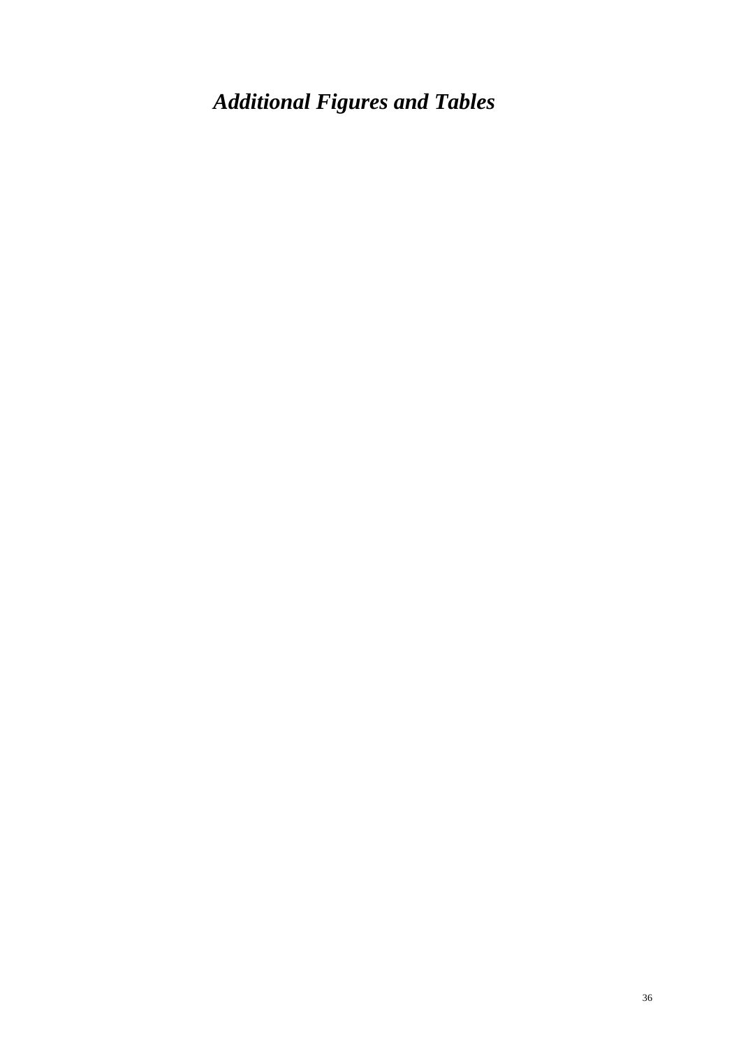# *Additional Figures and Tables*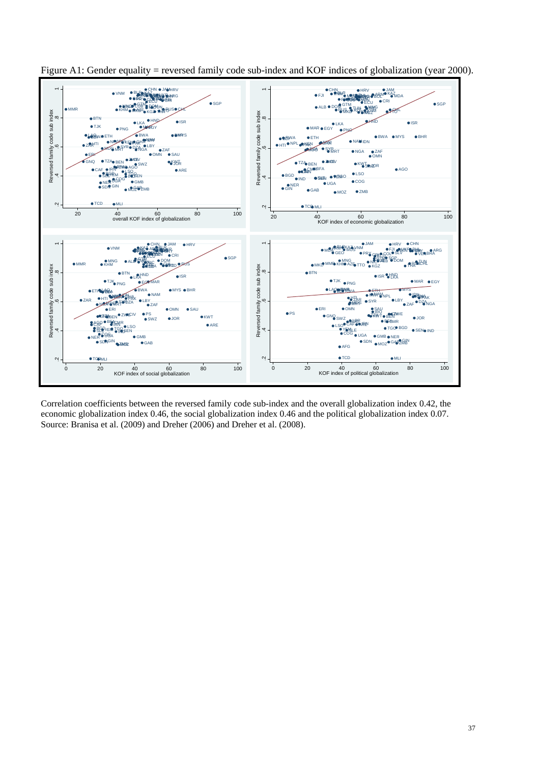Figure A1: Gender equality = reversed family code sub-index and KOF indices of globalization (year 2000).

Reversed family code sub index

overall KOF index of globalization

KOF index of economic globalization

KOF index of social globalization

KOF index of political globalization

Correlation coefficients between the reversed family code sub-index and the overall globalization index 0.42, the economic globalization index 0.46, the social globalization index 0.46 and the political globalization index 0.07.
Source: Branisa et al. (2009) and Dreher (2006) and Dreher et al. (2008).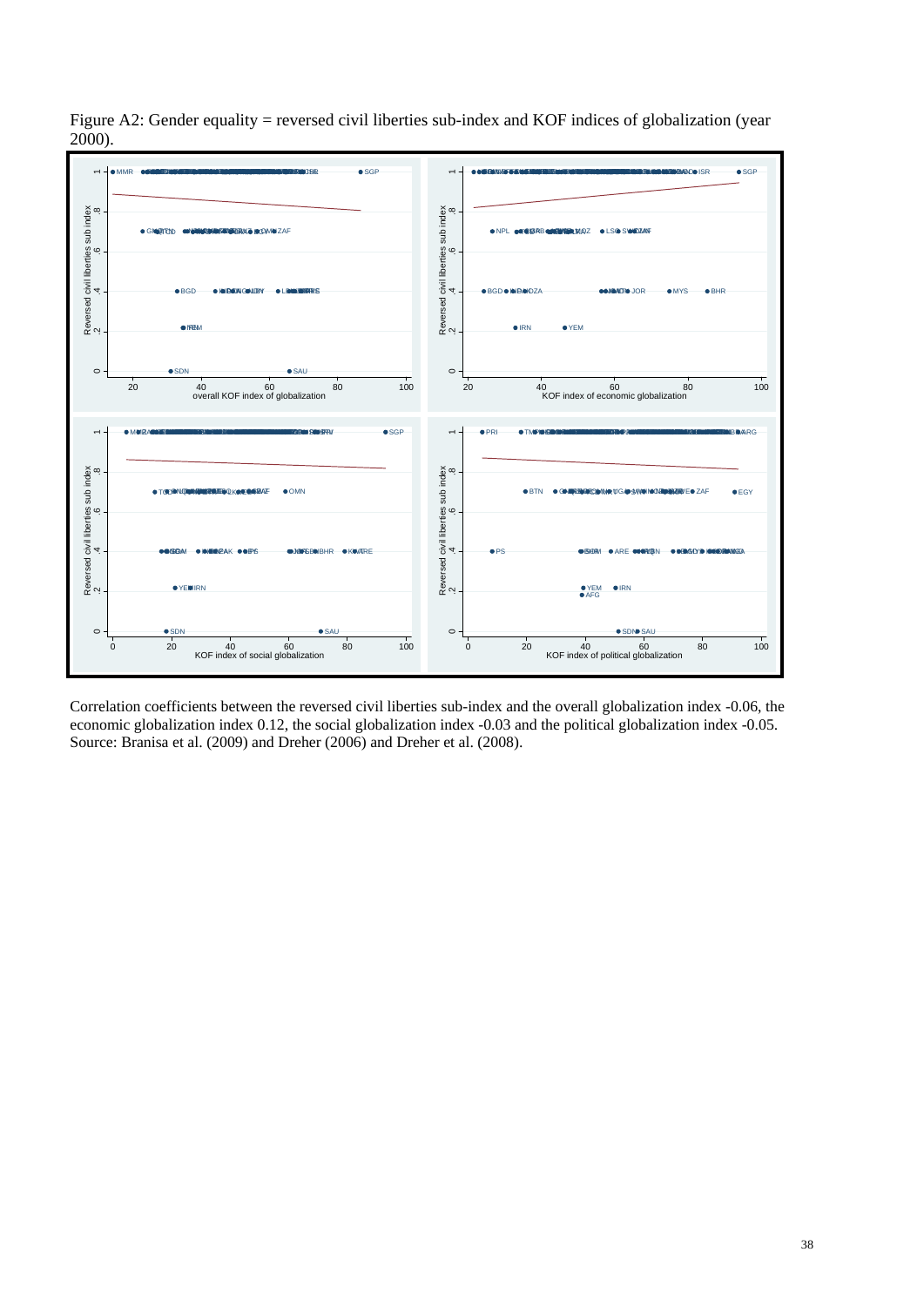Figure A2: Gender equality = reversed civil liberties sub-index and KOF indices of globalization (year 2000).

Reversed civil liberties sub index

overall KOF index of globalization

KOF index of economic globalization

KOF index of social globalization

KOF index of political globalization

Correlation coefficients between the reversed civil liberties sub-index and the overall globalization index -0.06, the economic globalization index 0.12, the social globalization index -0.03 and the political globalization index -0.05. Source: Branisa et al. (2009) and Dreher (2006) and Dreher et al. (2008).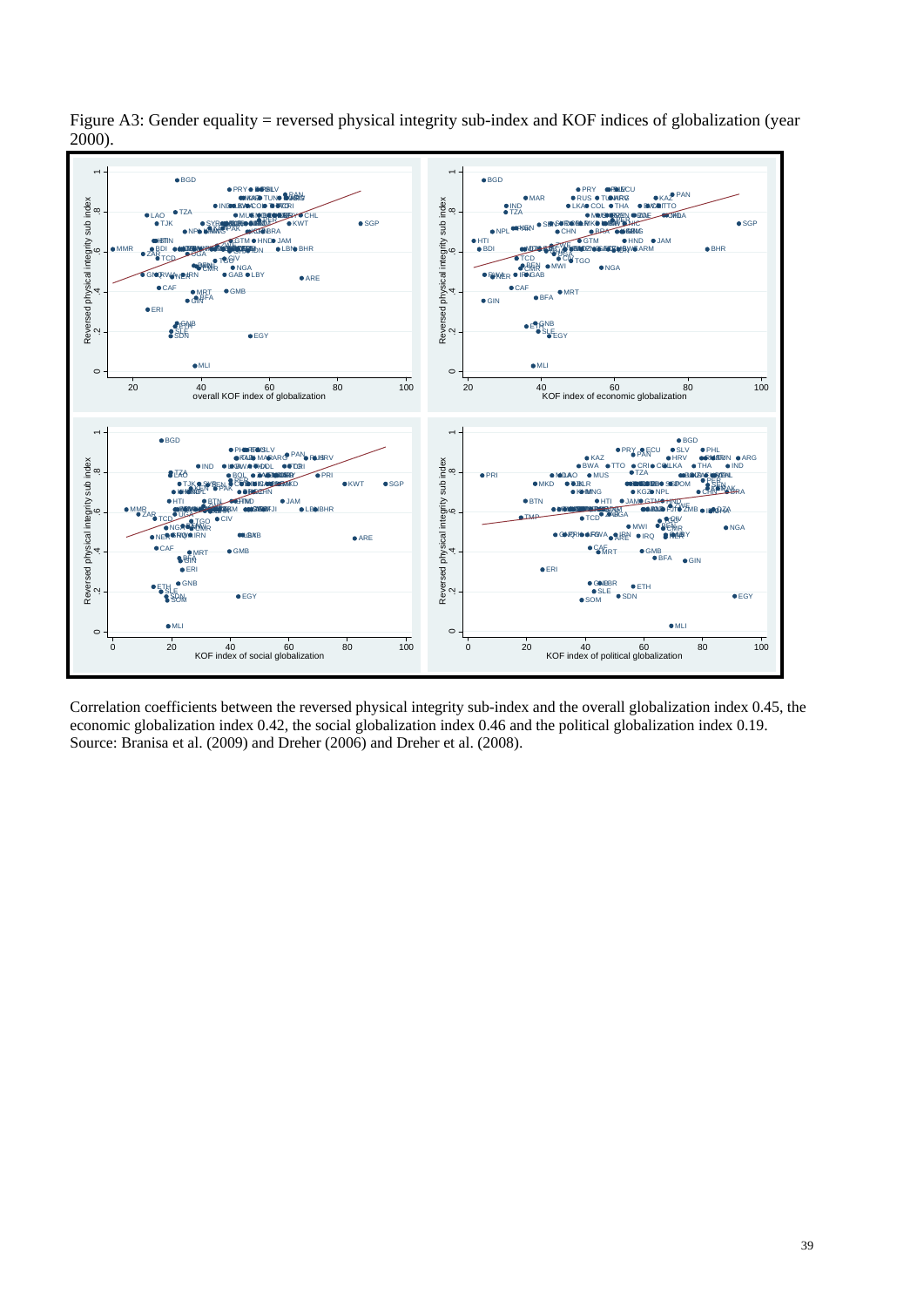Figure A3: Gender equality = reversed physical integrity sub-index and KOF indices of globalization (year 2000).

Reversed physical integrity sub index

overall KOF index of globalization

KOF index of economic globalization

KOF index of social globalization

KOF index of political globalization

Correlation coefficients between the reversed physical integrity sub-index and the overall globalization index 0.45, the economic globalization index 0.42, the social globalization index 0.46 and the political globalization index 0.19.
Source: Branisa et al. (2009) and Dreher (2006) and Dreher et al. (2008).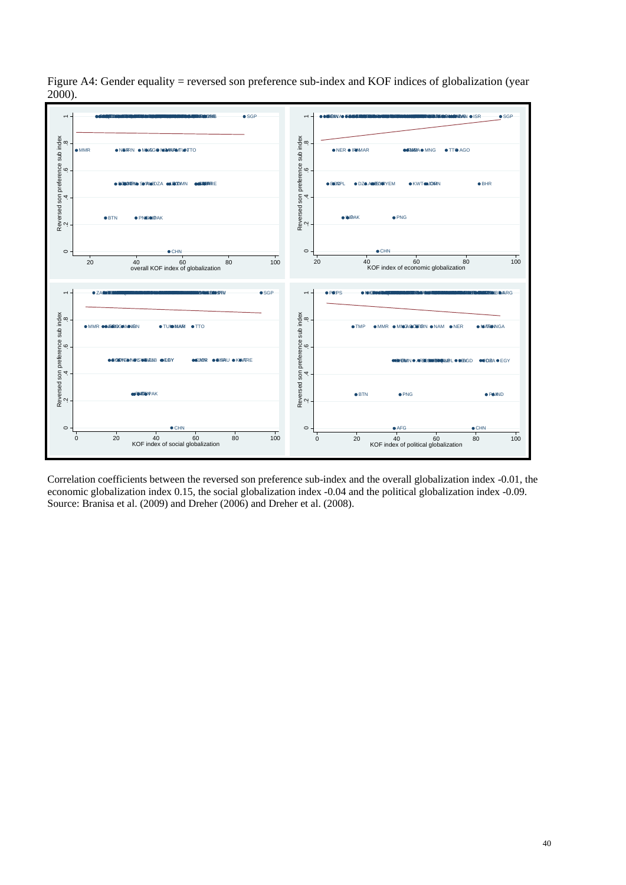Figure A4: Gender equality = reversed son preference sub-index and KOF indices of globalization (year 2000).

Reversed son preference sub index

overall KOF index of globalization

KOF index of economic globalization

KOF index of social globalization

KOF index of political globalization

Correlation coefficients between the reversed son preference sub-index and the overall globalization index -0.01, the economic globalization index 0.15, the social globalization index -0.04 and the political globalization index -0.09. Source: Branisa et al. (2009) and Dreher (2006) and Dreher et al. (2008).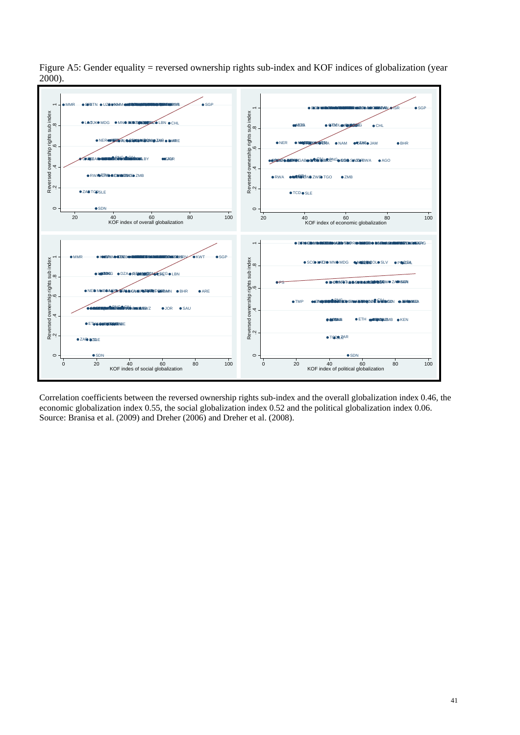Figure A5: Gender equality = reversed ownership rights sub-index and KOF indices of globalization (year 2000).

Reversed ownership rights sub index

KOF index of overall globalization

KOF index of economic globalization

KOF indes of social globalization

KOF index of political globalization

Correlation coefficients between the reversed ownership rights sub-index and the overall globalization index 0.46, the economic globalization index 0.55, the social globalization index 0.52 and the political globalization index 0.06.
Source: Branisa et al. (2009) and Dreher (2006) and Dreher et al. (2008).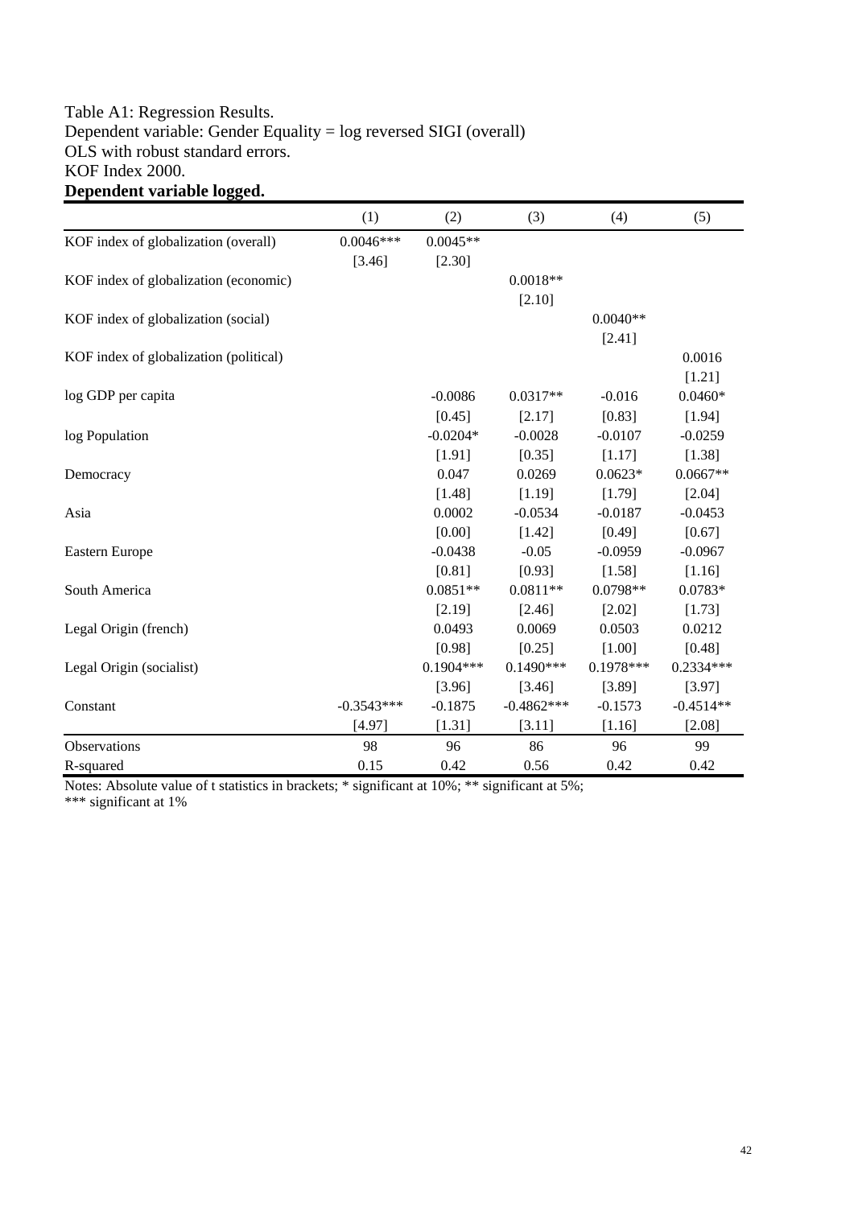Table A1: Regression Results.
Dependent variable: Gender Equality = log reversed SIGI (overall)
OLS with robust standard errors.
KOF Index 2000.
**Dependent variable logged.**

| | (1) | (2) | (3) | (4) | (5) |
|---|---|---|---|---|---|
| KOF index of globalization (overall) | 0.0046*** | 0.0045** | | | |
| | [3.46] | [2.30] | | | |
| KOF index of globalization (economic) | | | 0.0018** | | |
| | | | [2.10] | | |
| KOF index of globalization (social) | | | | 0.0040** | |
| | | | | [2.41] | |
| KOF index of globalization (political) | | | | | 0.0016 |
| | | | | | [1.21] |
| log GDP per capita | | -0.0086 | 0.0317** | -0.016 | 0.0460* |
| | | [0.45] | [2.17] | [0.83] | [1.94] |
| log Population | | -0.0204* | -0.0028 | -0.0107 | -0.0259 |
| | | [1.91] | [0.35] | [1.17] | [1.38] |
| Democracy | | 0.047 | 0.0269 | 0.0623* | 0.0667** |
| | | [1.48] | [1.19] | [1.79] | [2.04] |
| Asia | | 0.0002 | -0.0534 | -0.0187 | -0.0453 |
| | | [0.00] | [1.42] | [0.49] | [0.67] |
| Eastern Europe | | -0.0438 | -0.05 | -0.0959 | -0.0967 |
| | | [0.81] | [0.93] | [1.58] | [1.16] |
| South America | | 0.0851** | 0.0811** | 0.0798** | 0.0783* |
| | | [2.19] | [2.46] | [2.02] | [1.73] |
| Legal Origin (french) | | 0.0493 | 0.0069 | 0.0503 | 0.0212 |
| | | [0.98] | [0.25] | [1.00] | [0.48] |
| Legal Origin (socialist) | | 0.1904*** | 0.1490*** | 0.1978*** | 0.2334*** |
| | | [3.96] | [3.46] | [3.89] | [3.97] |
| Constant | -0.3543*** | -0.1875 | -0.4862*** | -0.1573 | -0.4514** |
| | [4.97] | [1.31] | [3.11] | [1.16] | [2.08] |
| Observations | 98 | 96 | 86 | 96 | 99 |
| R-squared | 0.15 | 0.42 | 0.56 | 0.42 | 0.42 |

Notes: Absolute value of t statistics in brackets; * significant at 10%; ** significant at 5%;
*** significant at 1%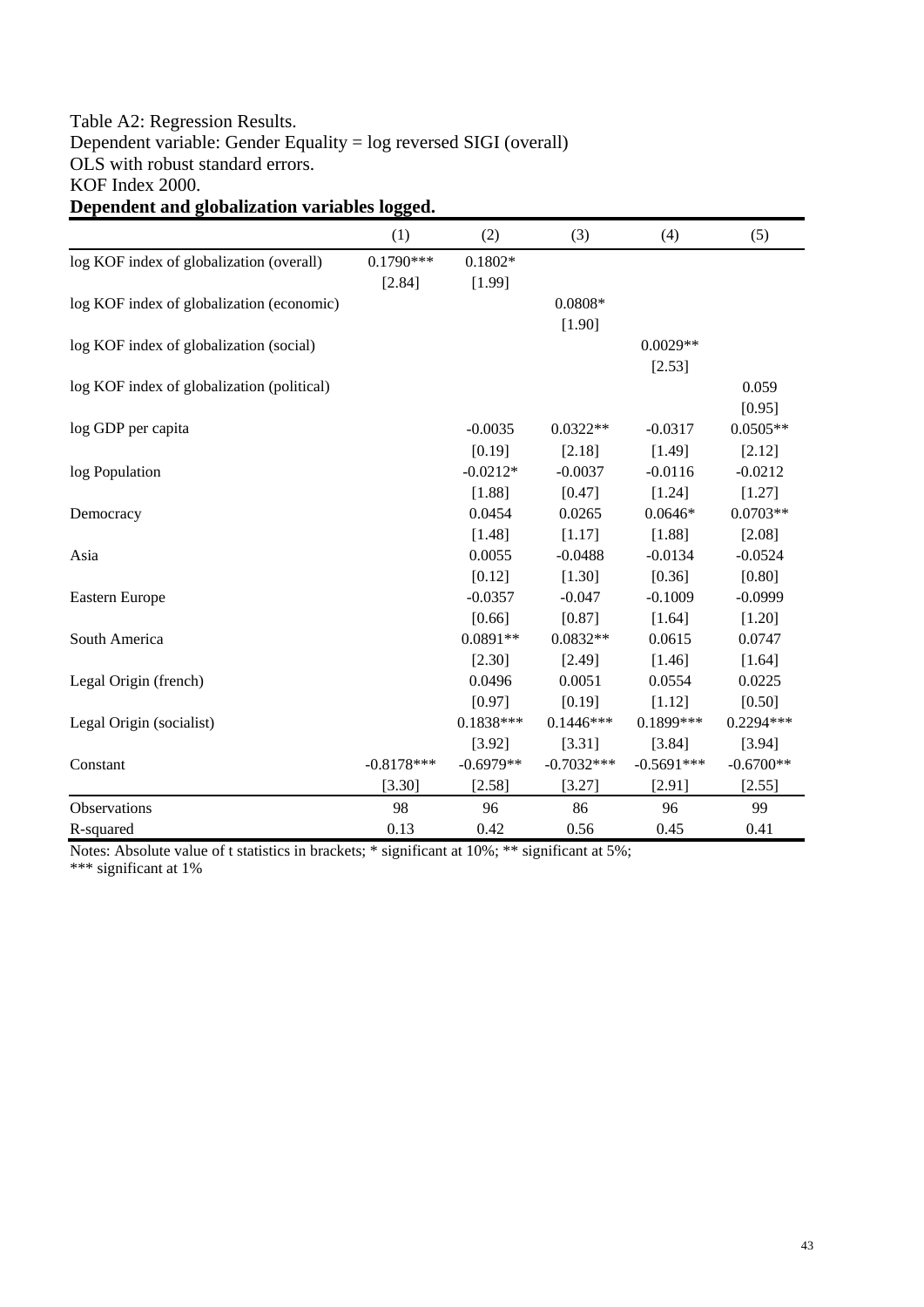Table A2: Regression Results.
Dependent variable: Gender Equality = log reversed SIGI (overall)
OLS with robust standard errors.
KOF Index 2000.
**Dependent and globalization variables logged.**

| | (1) | (2) | (3) | (4) | (5) |
|---|---|---|---|---|---|
| log KOF index of globalization (overall) | 0.1790*** | 0.1802* | | | |
| | [2.84] | [1.99] | | | |
| log KOF index of globalization (economic) | | | 0.0808* | | |
| | | | [1.90] | | |
| log KOF index of globalization (social) | | | | 0.0029** | |
| | | | | [2.53] | |
| log KOF index of globalization (political) | | | | | 0.059 |
| | | | | | [0.95] |
| log GDP per capita | | -0.0035 | 0.0322** | -0.0317 | 0.0505** |
| | | [0.19] | [2.18] | [1.49] | [2.12] |
| log Population | | -0.0212* | -0.0037 | -0.0116 | -0.0212 |
| | | [1.88] | [0.47] | [1.24] | [1.27] |
| Democracy | | 0.0454 | 0.0265 | 0.0646* | 0.0703** |
| | | [1.48] | [1.17] | [1.88] | [2.08] |
| Asia | | 0.0055 | -0.0488 | -0.0134 | -0.0524 |
| | | [0.12] | [1.30] | [0.36] | [0.80] |
| Eastern Europe | | -0.0357 | -0.047 | -0.1009 | -0.0999 |
| | | [0.66] | [0.87] | [1.64] | [1.20] |
| South America | | 0.0891** | 0.0832** | 0.0615 | 0.0747 |
| | | [2.30] | [2.49] | [1.46] | [1.64] |
| Legal Origin (french) | | 0.0496 | 0.0051 | 0.0554 | 0.0225 |
| | | [0.97] | [0.19] | [1.12] | [0.50] |
| Legal Origin (socialist) | | 0.1838*** | 0.1446*** | 0.1899*** | 0.2294*** |
| | | [3.92] | [3.31] | [3.84] | [3.94] |
| Constant | -0.8178*** | -0.6979** | -0.7032*** | -0.5691*** | -0.6700** |
| | [3.30] | [2.58] | [3.27] | [2.91] | [2.55] |
| Observations | 98 | 96 | 86 | 96 | 99 |
| R-squared | 0.13 | 0.42 | 0.56 | 0.45 | 0.41 |

Notes: Absolute value of t statistics in brackets; * significant at 10%; ** significant at 5%;
*** significant at 1%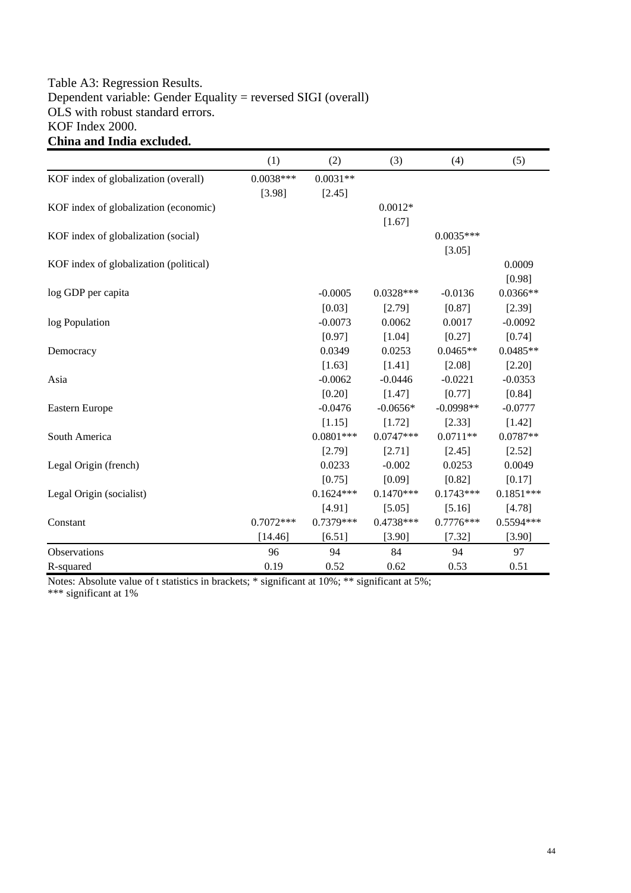Table A3: Regression Results.
Dependent variable: Gender Equality = reversed SIGI (overall)
OLS with robust standard errors.
KOF Index 2000.
**China and India excluded.**

| | (1) | (2) | (3) | (4) | (5) |
|---|---|---|---|---|---|
| KOF index of globalization (overall) | 0.0038*** | 0.0031** | | | |
| | [3.98] | [2.45] | | | |
| KOF index of globalization (economic) | | | 0.0012* | | |
| | | | [1.67] | | |
| KOF index of globalization (social) | | | | 0.0035*** | |
| | | | | [3.05] | |
| KOF index of globalization (political) | | | | | 0.0009 |
| | | | | | [0.98] |
| log GDP per capita | | -0.0005 | 0.0328*** | -0.0136 | 0.0366** |
| | | [0.03] | [2.79] | [0.87] | [2.39] |
| log Population | | -0.0073 | 0.0062 | 0.0017 | -0.0092 |
| | | [0.97] | [1.04] | [0.27] | [0.74] |
| Democracy | | 0.0349 | 0.0253 | 0.0465** | 0.0485** |
| | | [1.63] | [1.41] | [2.08] | [2.20] |
| Asia | | -0.0062 | -0.0446 | -0.0221 | -0.0353 |
| | | [0.20] | [1.47] | [0.77] | [0.84] |
| Eastern Europe | | -0.0476 | -0.0656* | -0.0998** | -0.0777 |
| | | [1.15] | [1.72] | [2.33] | [1.42] |
| South America | | 0.0801*** | 0.0747*** | 0.0711** | 0.0787** |
| | | [2.79] | [2.71] | [2.45] | [2.52] |
| Legal Origin (french) | | 0.0233 | -0.002 | 0.0253 | 0.0049 |
| | | [0.75] | [0.09] | [0.82] | [0.17] |
| Legal Origin (socialist) | | 0.1624*** | 0.1470*** | 0.1743*** | 0.1851*** |
| | | [4.91] | [5.05] | [5.16] | [4.78] |
| Constant | 0.7072*** | 0.7379*** | 0.4738*** | 0.7776*** | 0.5594*** |
| | [14.46] | [6.51] | [3.90] | [7.32] | [3.90] |
| Observations | 96 | 94 | 84 | 94 | 97 |
| R-squared | 0.19 | 0.52 | 0.62 | 0.53 | 0.51 |

Notes: Absolute value of t statistics in brackets; * significant at 10%; ** significant at 5%; *** significant at 1%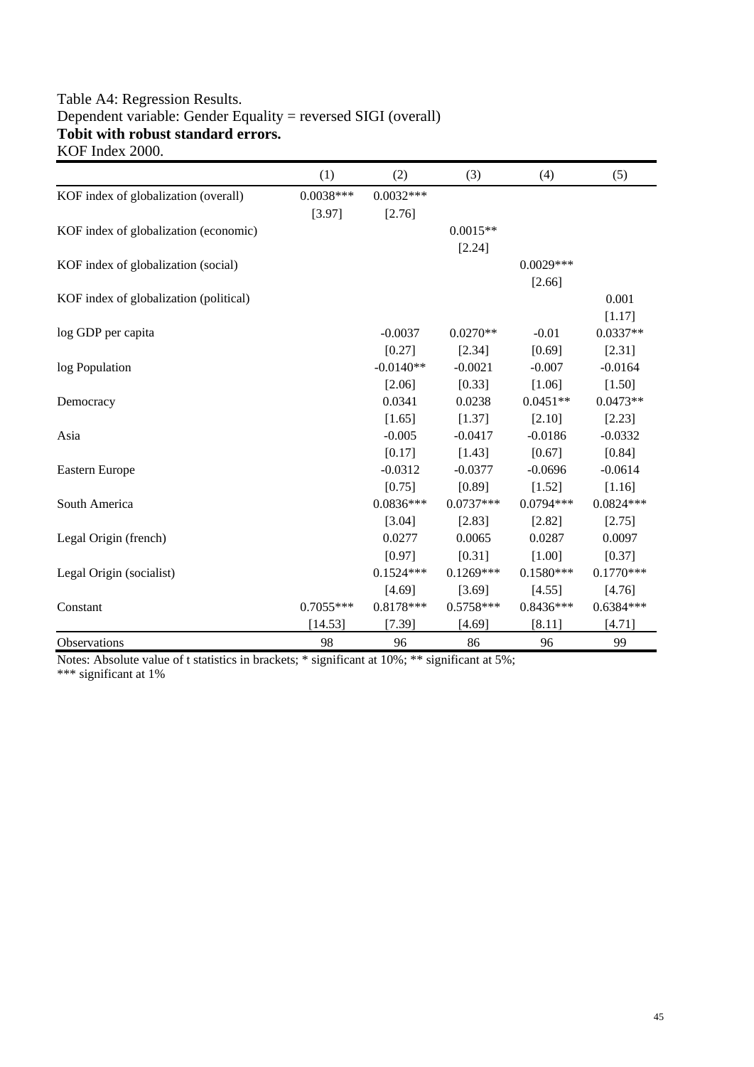Table A4: Regression Results.
Dependent variable: Gender Equality = reversed SIGI (overall)
**Tobit with robust standard errors.**
KOF Index 2000.

| | (1) | (2) | (3) | (4) | (5) |
|---|---|---|---|---|---|
| KOF index of globalization (overall) | 0.0038*** | 0.0032*** | | | |
| | [3.97] | [2.76] | | | |
| KOF index of globalization (economic) | | | 0.0015** | | |
| | | | [2.24] | | |
| KOF index of globalization (social) | | | | 0.0029*** | |
| | | | | [2.66] | |
| KOF index of globalization (political) | | | | | 0.001 |
| | | | | | [1.17] |
| log GDP per capita | | -0.0037 | 0.0270** | -0.01 | 0.0337** |
| | | [0.27] | [2.34] | [0.69] | [2.31] |
| log Population | | -0.0140** | -0.0021 | -0.007 | -0.0164 |
| | | [2.06] | [0.33] | [1.06] | [1.50] |
| Democracy | | 0.0341 | 0.0238 | 0.0451** | 0.0473** |
| | | [1.65] | [1.37] | [2.10] | [2.23] |
| Asia | | -0.005 | -0.0417 | -0.0186 | -0.0332 |
| | | [0.17] | [1.43] | [0.67] | [0.84] |
| Eastern Europe | | -0.0312 | -0.0377 | -0.0696 | -0.0614 |
| | | [0.75] | [0.89] | [1.52] | [1.16] |
| South America | | 0.0836*** | 0.0737*** | 0.0794*** | 0.0824*** |
| | | [3.04] | [2.83] | [2.82] | [2.75] |
| Legal Origin (french) | | 0.0277 | 0.0065 | 0.0287 | 0.0097 |
| | | [0.97] | [0.31] | [1.00] | [0.37] |
| Legal Origin (socialist) | | 0.1524*** | 0.1269*** | 0.1580*** | 0.1770*** |
| | | [4.69] | [3.69] | [4.55] | [4.76] |
| Constant | 0.7055*** | 0.8178*** | 0.5758*** | 0.8436*** | 0.6384*** |
| | [14.53] | [7.39] | [4.69] | [8.11] | [4.71] |
| Observations | 98 | 96 | 86 | 96 | 99 |

Notes: Absolute value of t statistics in brackets; * significant at 10%; ** significant at 5%;
*** significant at 1%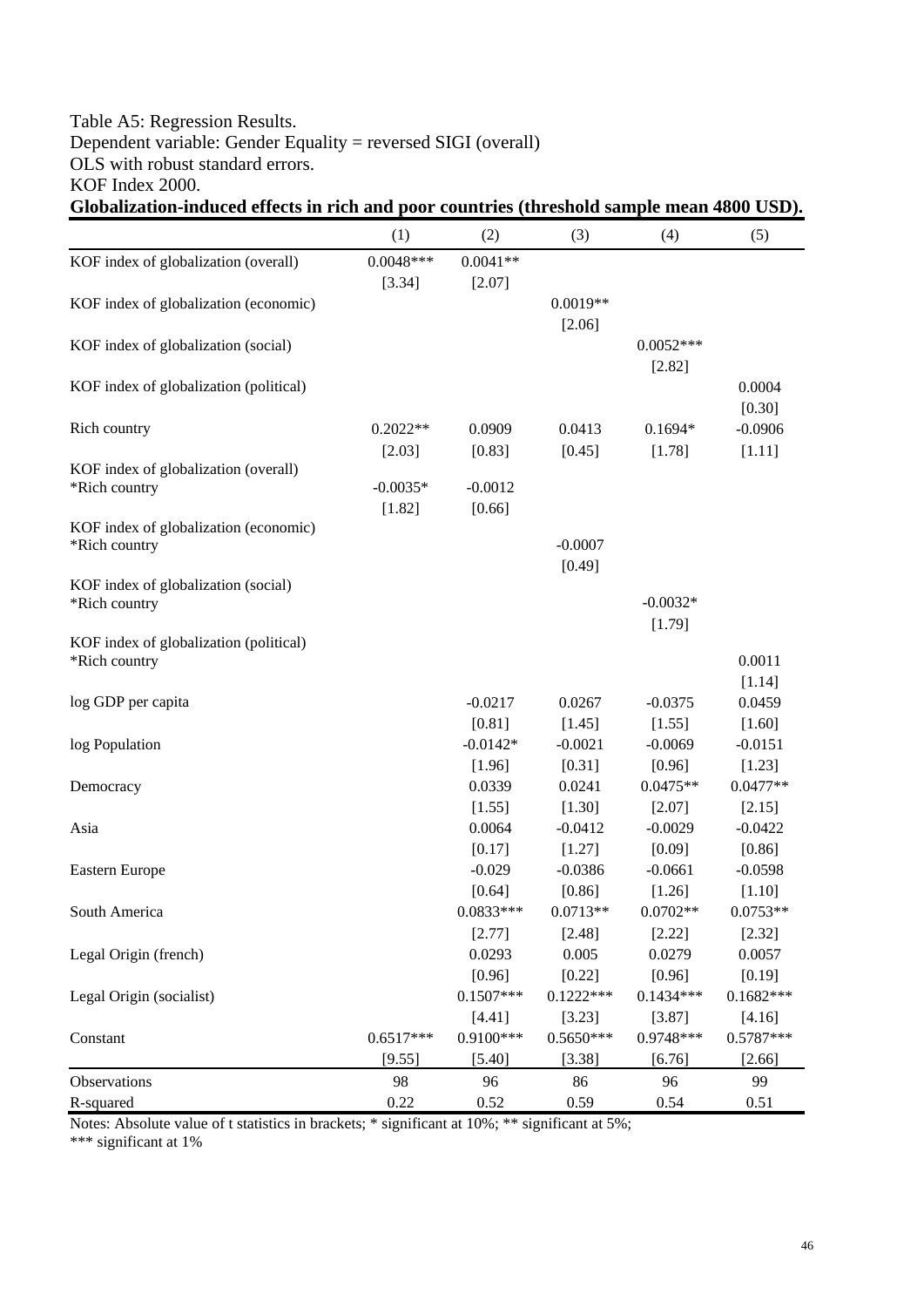Table A5: Regression Results.

Dependent variable: Gender Equality = reversed SIGI (overall)

OLS with robust standard errors.

KOF Index 2000.

**Globalization-induced effects in rich and poor countries (threshold sample mean 4800 USD).**

| | (1) | (2) | (3) | (4) | (5) |
|---|---|---|---|---|---|
| KOF index of globalization (overall) | 0.0048*** | 0.0041** | | | |
| | [3.34] | [2.07] | | | |
| KOF index of globalization (economic) | | | 0.0019** | | |
| | | | [2.06] | | |
| KOF index of globalization (social) | | | | 0.0052*** | |
| | | | | [2.82] | |
| KOF index of globalization (political) | | | | | 0.0004 |
| | | | | | [0.30] |
| Rich country | 0.2022** | 0.0909 | 0.0413 | 0.1694* | -0.0906 |
| | [2.03] | [0.83] | [0.45] | [1.78] | [1.11] |
| KOF index of globalization (overall) *Rich country | -0.0035* | -0.0012 | | | |
| | [1.82] | [0.66] | | | |
| KOF index of globalization (economic) *Rich country | | | -0.0007 | | |
| | | | [0.49] | | |
| KOF index of globalization (social) *Rich country | | | | -0.0032* | |
| | | | | [1.79] | |
| KOF index of globalization (political) *Rich country | | | | | 0.0011 |
| | | | | | [1.14] |
| log GDP per capita | | -0.0217 | 0.0267 | -0.0375 | 0.0459 |
| | | [0.81] | [1.45] | [1.55] | [1.60] |
| log Population | | -0.0142* | -0.0021 | -0.0069 | -0.0151 |
| | | [1.96] | [0.31] | [0.96] | [1.23] |
| Democracy | | 0.0339 | 0.0241 | 0.0475** | 0.0477** |
| | | [1.55] | [1.30] | [2.07] | [2.15] |
| Asia | | 0.0064 | -0.0412 | -0.0029 | -0.0422 |
| | | [0.17] | [1.27] | [0.09] | [0.86] |
| Eastern Europe | | -0.029 | -0.0386 | -0.0661 | -0.0598 |
| | | [0.64] | [0.86] | [1.26] | [1.10] |
| South America | | 0.0833*** | 0.0713** | 0.0702** | 0.0753** |
| | | [2.77] | [2.48] | [2.22] | [2.32] |
| Legal Origin (french) | | 0.0293 | 0.005 | 0.0279 | 0.0057 |
| | | [0.96] | [0.22] | [0.96] | [0.19] |
| Legal Origin (socialist) | | 0.1507*** | 0.1222*** | 0.1434*** | 0.1682*** |
| | | [4.41] | [3.23] | [3.87] | [4.16] |
| Constant | 0.6517*** | 0.9100*** | 0.5650*** | 0.9748*** | 0.5787*** |
| | [9.55] | [5.40] | [3.38] | [6.76] | [2.66] |
| Observations | 98 | 96 | 86 | 96 | 99 |
| R-squared | 0.22 | 0.52 | 0.59 | 0.54 | 0.51 |

Notes: Absolute value of t statistics in brackets; * significant at 10%; ** significant at 5%; *** significant at 1%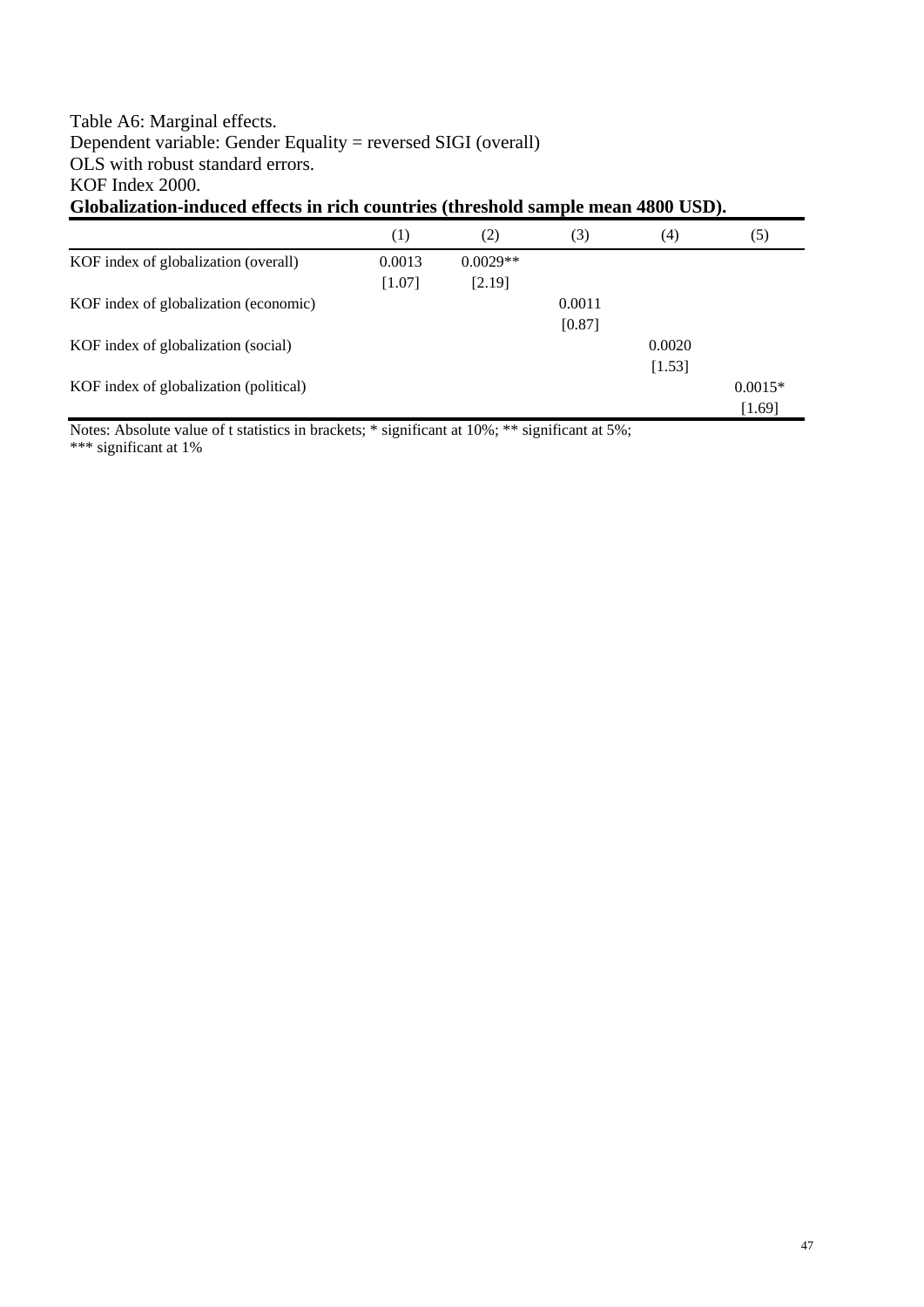Table A6: Marginal effects.
Dependent variable: Gender Equality = reversed SIGI (overall)
OLS with robust standard errors.
KOF Index 2000.

**Globalization-induced effects in rich countries (threshold sample mean 4800 USD).**

| | (1) | (2) | (3) | (4) | (5) |
|---|---|---|---|---|---|
| KOF index of globalization (overall) | 0.0013 | 0.0029** | | | |
| | [1.07] | [2.19] | | | |
| KOF index of globalization (economic) | | | 0.0011 | | |
| | | | [0.87] | | |
| KOF index of globalization (social) | | | | 0.0020 | |
| | | | | [1.53] | |
| KOF index of globalization (political) | | | | | 0.0015* |
| | | | | | [1.69] |

Notes: Absolute value of t statistics in brackets; * significant at 10%; ** significant at 5%; *** significant at 1%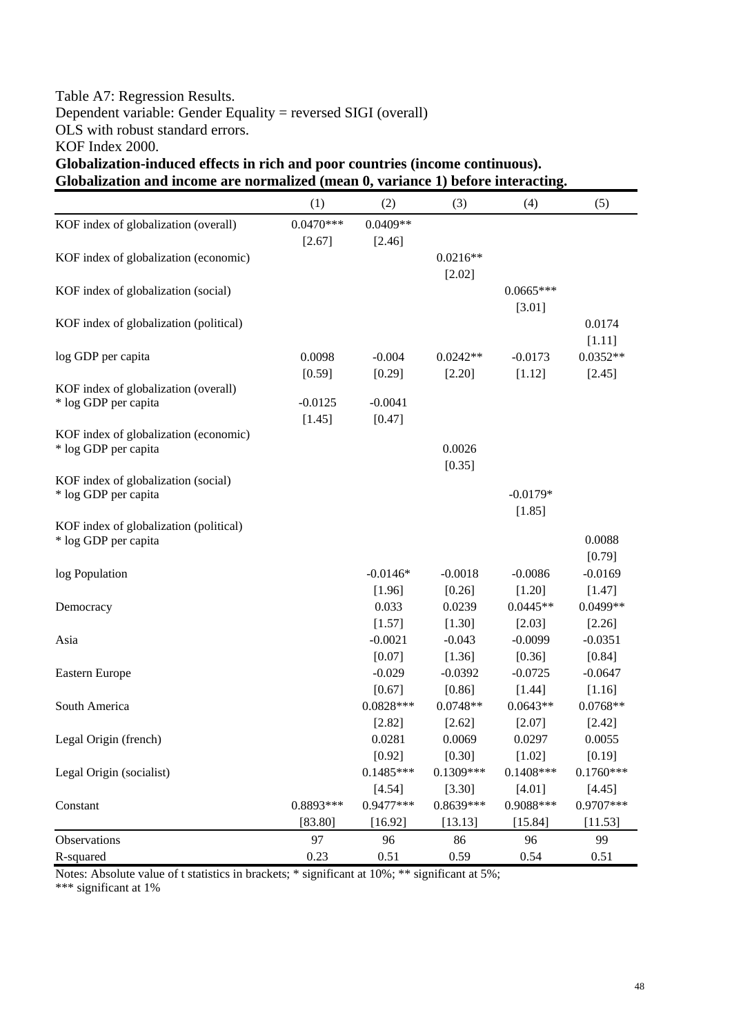Table A7: Regression Results.
Dependent variable: Gender Equality = reversed SIGI (overall)
OLS with robust standard errors.
KOF Index 2000.

**Globalization-induced effects in rich and poor countries (income continuous).**
**Globalization and income are normalized (mean 0, variance 1) before interacting.**

| | (1) | (2) | (3) | (4) | (5) |
|---|---|---|---|---|---|
| KOF index of globalization (overall) | 0.0470*** | 0.0409** | | | |
| | [2.67] | [2.46] | | | |
| KOF index of globalization (economic) | | | 0.0216** | | |
| | | | [2.02] | | |
| KOF index of globalization (social) | | | | 0.0665*** | |
| | | | | [3.01] | |
| KOF index of globalization (political) | | | | | 0.0174 |
| | | | | | [1.11] |
| log GDP per capita | 0.0098 | -0.004 | 0.0242** | -0.0173 | 0.0352** |
| | [0.59] | [0.29] | [2.20] | [1.12] | [2.45] |
| KOF index of globalization (overall) * log GDP per capita | -0.0125 | -0.0041 | | | |
| | [1.45] | [0.47] | | | |
| KOF index of globalization (economic) * log GDP per capita | | | 0.0026 | | |
| | | | [0.35] | | |
| KOF index of globalization (social) * log GDP per capita | | | | -0.0179* | |
| | | | | [1.85] | |
| KOF index of globalization (political) * log GDP per capita | | | | | 0.0088 |
| | | | | | [0.79] |
| log Population | | -0.0146* | -0.0018 | -0.0086 | -0.0169 |
| | | [1.96] | [0.26] | [1.20] | [1.47] |
| Democracy | | 0.033 | 0.0239 | 0.0445** | 0.0499** |
| | | [1.57] | [1.30] | [2.03] | [2.26] |
| Asia | | -0.0021 | -0.043 | -0.0099 | -0.0351 |
| | | [0.07] | [1.36] | [0.36] | [0.84] |
| Eastern Europe | | -0.029 | -0.0392 | -0.0725 | -0.0647 |
| | | [0.67] | [0.86] | [1.44] | [1.16] |
| South America | | 0.0828*** | 0.0748** | 0.0643** | 0.0768** |
| | | [2.82] | [2.62] | [2.07] | [2.42] |
| Legal Origin (french) | | 0.0281 | 0.0069 | 0.0297 | 0.0055 |
| | | [0.92] | [0.30] | [1.02] | [0.19] |
| Legal Origin (socialist) | | 0.1485*** | 0.1309*** | 0.1408*** | 0.1760*** |
| | | [4.54] | [3.30] | [4.01] | [4.45] |
| Constant | 0.8893*** | 0.9477*** | 0.8639*** | 0.9088*** | 0.9707*** |
| | [83.80] | [16.92] | [13.13] | [15.84] | [11.53] |
| Observations | 97 | 96 | 86 | 96 | 99 |
| R-squared | 0.23 | 0.51 | 0.59 | 0.54 | 0.51 |

Notes: Absolute value of t statistics in brackets; * significant at 10%; ** significant at 5%; *** significant at 1%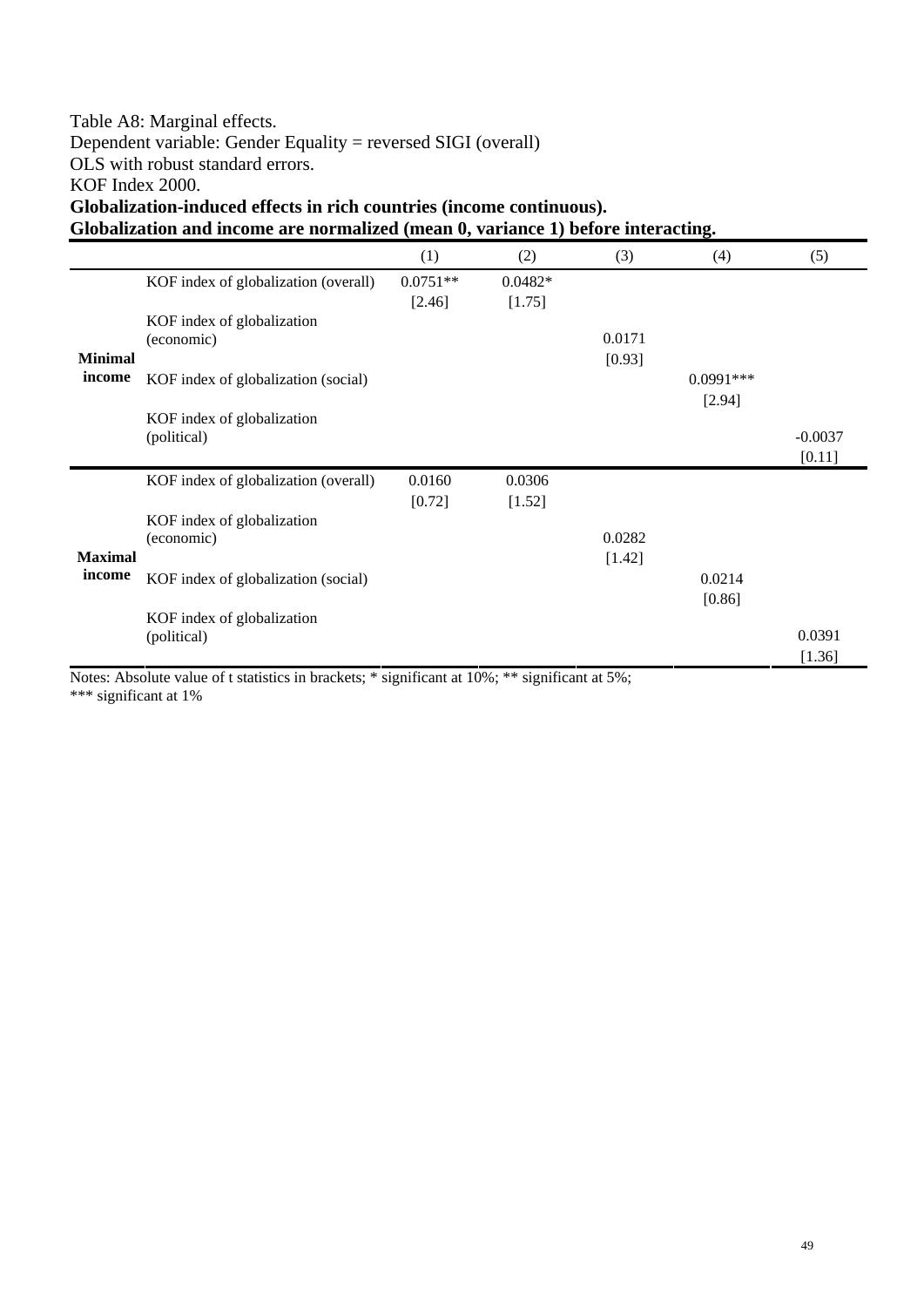Table A8: Marginal effects.
Dependent variable: Gender Equality = reversed SIGI (overall)
OLS with robust standard errors.
KOF Index 2000.
**Globalization-induced effects in rich countries (income continuous).**
**Globalization and income are normalized (mean 0, variance 1) before interacting.**

| | | (1) | (2) | (3) | (4) | (5) |
|---|---|---|---|---|---|---|
| **Minimal income** | KOF index of globalization (overall) | 0.0751** | 0.0482* | | | |
| | | [2.46] | [1.75] | | | |
| | KOF index of globalization (economic) | | | 0.0171 | | |
| | | | | [0.93] | | |
| | KOF index of globalization (social) | | | | 0.0991*** | |
| | | | | | [2.94] | |
| | KOF index of globalization (political) | | | | | -0.0037 |
| | | | | | | [0.11] |
| **Maximal income** | KOF index of globalization (overall) | 0.0160 | 0.0306 | | | |
| | | [0.72] | [1.52] | | | |
| | KOF index of globalization (economic) | | | 0.0282 | | |
| | | | | [1.42] | | |
| | KOF index of globalization (social) | | | | 0.0214 | |
| | | | | | [0.86] | |
| | KOF index of globalization (political) | | | | | 0.0391 |
| | | | | | | [1.36] |

Notes: Absolute value of t statistics in brackets; * significant at 10%; ** significant at 5%; *** significant at 1%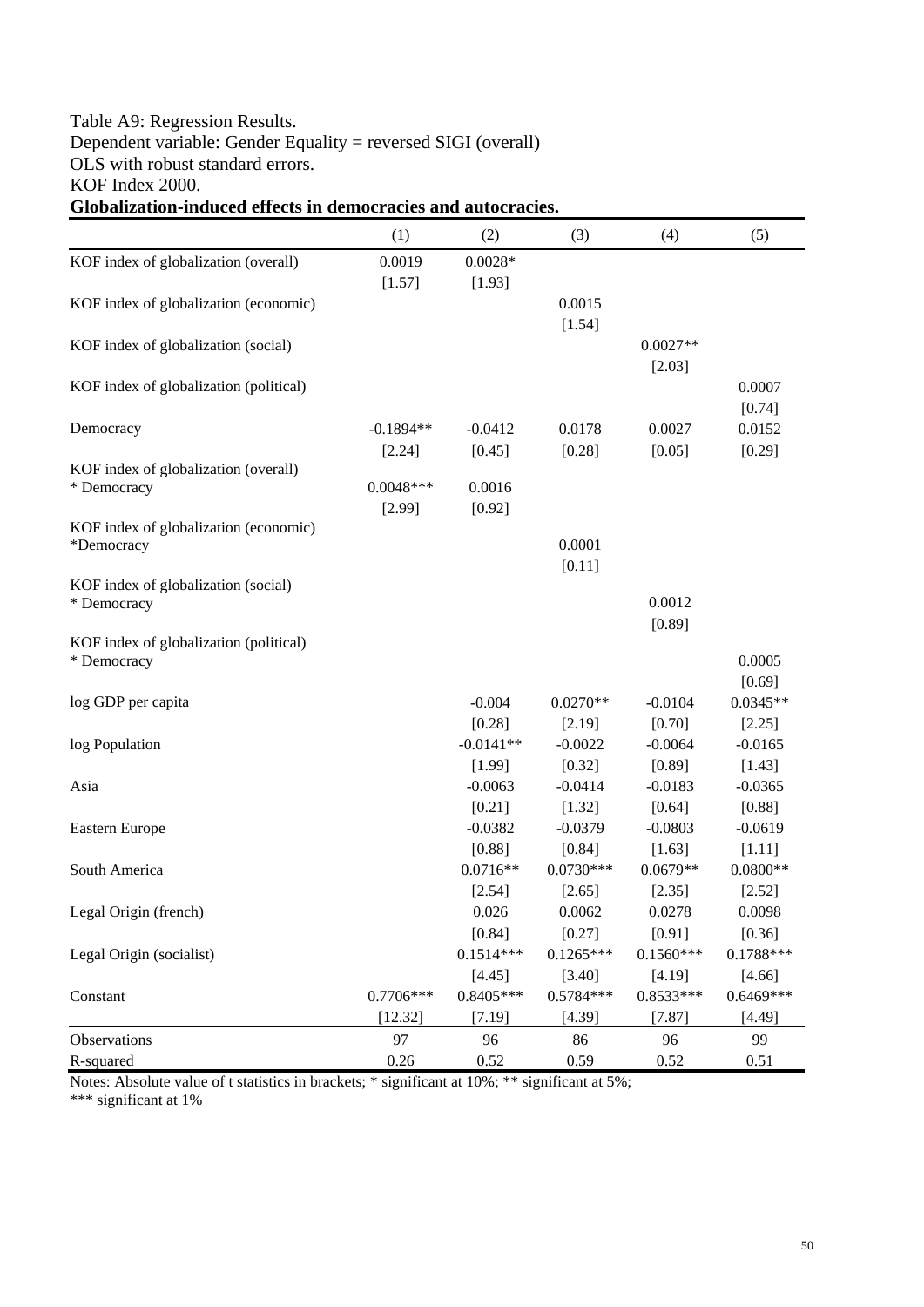Table A9: Regression Results.
Dependent variable: Gender Equality = reversed SIGI (overall)
OLS with robust standard errors.
KOF Index 2000.

**Globalization-induced effects in democracies and autocracies.**

| | (1) | (2) | (3) | (4) | (5) |
|---|---|---|---|---|---|
| KOF index of globalization (overall) | 0.0019 | 0.0028* | | | |
| | [1.57] | [1.93] | | | |
| KOF index of globalization (economic) | | | 0.0015 | | |
| | | | [1.54] | | |
| KOF index of globalization (social) | | | | 0.0027** | |
| | | | | [2.03] | |
| KOF index of globalization (political) | | | | | 0.0007 |
| | | | | | [0.74] |
| Democracy | -0.1894** | -0.0412 | 0.0178 | 0.0027 | 0.0152 |
| | [2.24] | [0.45] | [0.28] | [0.05] | [0.29] |
| KOF index of globalization (overall) * Democracy | 0.0048*** | 0.0016 | | | |
| | [2.99] | [0.92] | | | |
| KOF index of globalization (economic) *Democracy | | | 0.0001 | | |
| | | | [0.11] | | |
| KOF index of globalization (social) * Democracy | | | | 0.0012 | |
| | | | | [0.89] | |
| KOF index of globalization (political) * Democracy | | | | | 0.0005 |
| | | | | | [0.69] |
| log GDP per capita | | -0.004 | 0.0270** | -0.0104 | 0.0345** |
| | | [0.28] | [2.19] | [0.70] | [2.25] |
| log Population | | -0.0141** | -0.0022 | -0.0064 | -0.0165 |
| | | [1.99] | [0.32] | [0.89] | [1.43] |
| Asia | | -0.0063 | -0.0414 | -0.0183 | -0.0365 |
| | | [0.21] | [1.32] | [0.64] | [0.88] |
| Eastern Europe | | -0.0382 | -0.0379 | -0.0803 | -0.0619 |
| | | [0.88] | [0.84] | [1.63] | [1.11] |
| South America | | 0.0716** | 0.0730*** | 0.0679** | 0.0800** |
| | | [2.54] | [2.65] | [2.35] | [2.52] |
| Legal Origin (french) | | 0.026 | 0.0062 | 0.0278 | 0.0098 |
| | | [0.84] | [0.27] | [0.91] | [0.36] |
| Legal Origin (socialist) | | 0.1514*** | 0.1265*** | 0.1560*** | 0.1788*** |
| | | [4.45] | [3.40] | [4.19] | [4.66] |
| Constant | 0.7706*** | 0.8405*** | 0.5784*** | 0.8533*** | 0.6469*** |
| | [12.32] | [7.19] | [4.39] | [7.87] | [4.49] |
| Observations | 97 | 96 | 86 | 96 | 99 |
| R-squared | 0.26 | 0.52 | 0.59 | 0.52 | 0.51 |

Notes: Absolute value of t statistics in brackets; * significant at 10%; ** significant at 5%; *** significant at 1%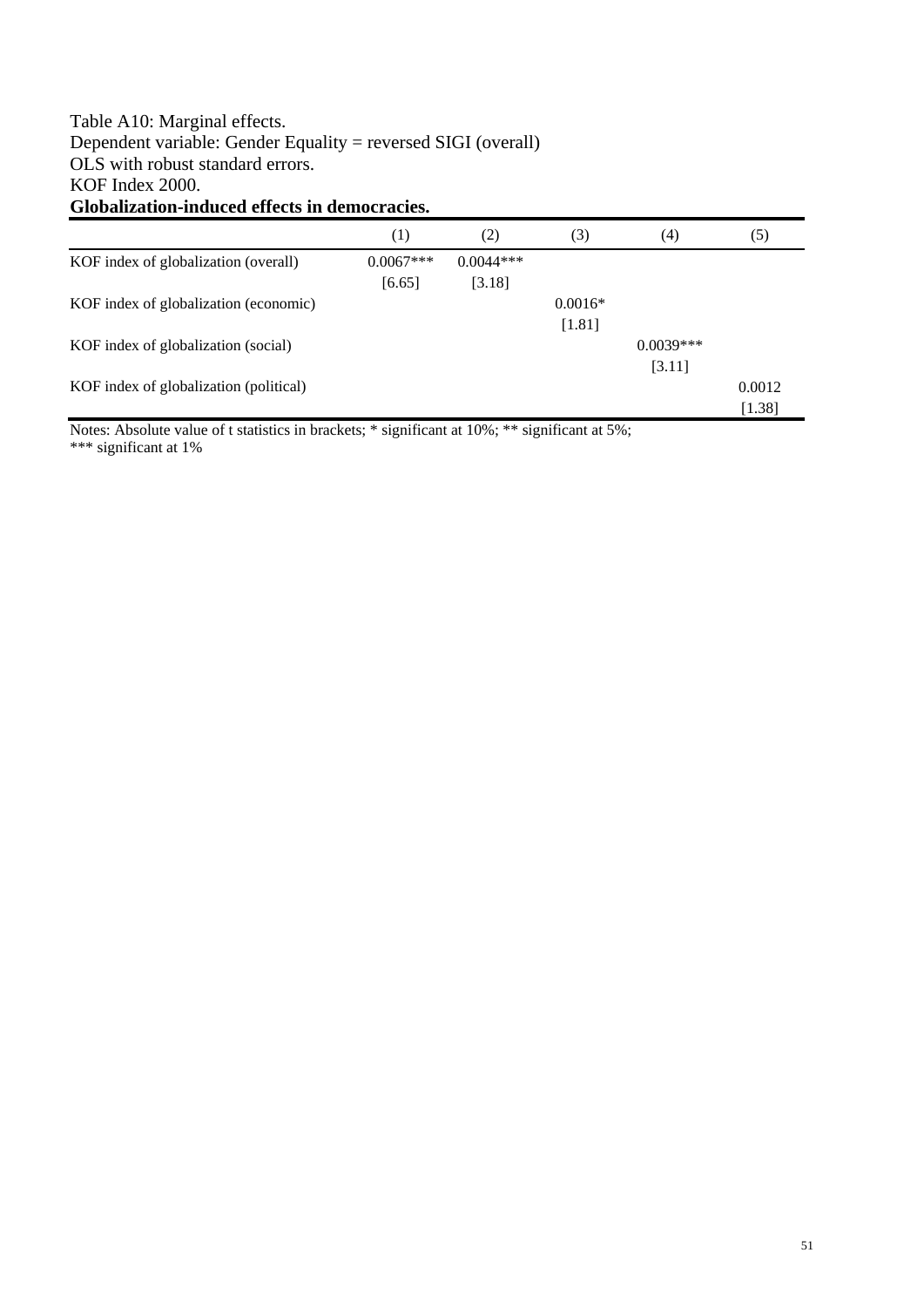Table A10: Marginal effects.
Dependent variable: Gender Equality = reversed SIGI (overall)
OLS with robust standard errors.
KOF Index 2000.

**Globalization-induced effects in democracies.**

| | (1) | (2) | (3) | (4) | (5) |
|---|---|---|---|---|---|
| KOF index of globalization (overall) | 0.0067*** | 0.0044*** | | | |
| | [6.65] | [3.18] | | | |
| KOF index of globalization (economic) | | | 0.0016* | | |
| | | | [1.81] | | |
| KOF index of globalization (social) | | | | 0.0039*** | |
| | | | | [3.11] | |
| KOF index of globalization (political) | | | | | 0.0012 |
| | | | | | [1.38] |

Notes: Absolute value of t statistics in brackets; * significant at 10%; ** significant at 5%; *** significant at 1%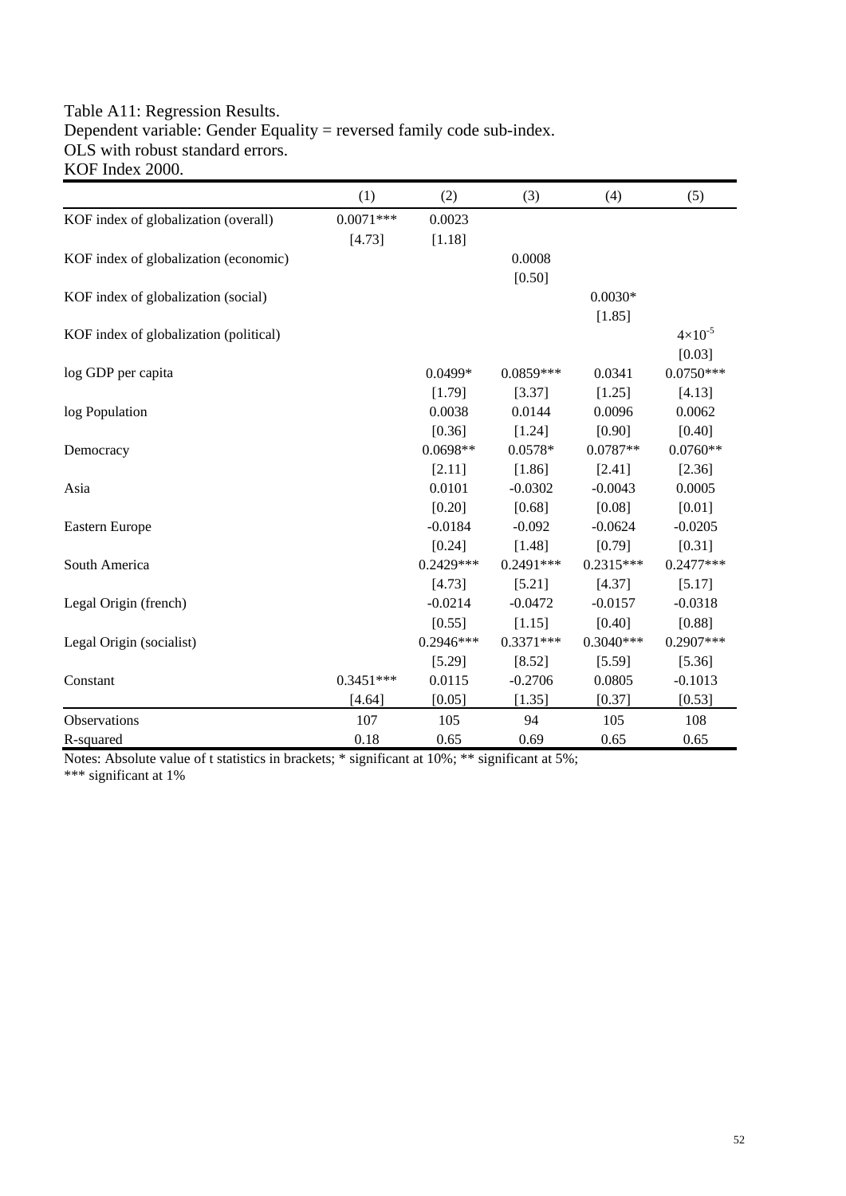Table A11: Regression Results.
Dependent variable: Gender Equality = reversed family code sub-index.
OLS with robust standard errors.
KOF Index 2000.

| | (1) | (2) | (3) | (4) | (5) |
|---|---|---|---|---|---|
| KOF index of globalization (overall) | 0.0071*** | 0.0023 | | | |
| | [4.73] | [1.18] | | | |
| KOF index of globalization (economic) | | | 0.0008 | | |
| | | | [0.50] | | |
| KOF index of globalization (social) | | | | 0.0030* | |
| | | | | [1.85] | |
| KOF index of globalization (political) | | | | | $4{\times}10^{-5}$ |
| | | | | | [0.03] |
| log GDP per capita | | 0.0499* | 0.0859*** | 0.0341 | 0.0750*** |
| | | [1.79] | [3.37] | [1.25] | [4.13] |
| log Population | | 0.0038 | 0.0144 | 0.0096 | 0.0062 |
| | | [0.36] | [1.24] | [0.90] | [0.40] |
| Democracy | | 0.0698** | 0.0578* | 0.0787** | 0.0760** |
| | | [2.11] | [1.86] | [2.41] | [2.36] |
| Asia | | 0.0101 | -0.0302 | -0.0043 | 0.0005 |
| | | [0.20] | [0.68] | [0.08] | [0.01] |
| Eastern Europe | | -0.0184 | -0.092 | -0.0624 | -0.0205 |
| | | [0.24] | [1.48] | [0.79] | [0.31] |
| South America | | 0.2429*** | 0.2491*** | 0.2315*** | 0.2477*** |
| | | [4.73] | [5.21] | [4.37] | [5.17] |
| Legal Origin (french) | | -0.0214 | -0.0472 | -0.0157 | -0.0318 |
| | | [0.55] | [1.15] | [0.40] | [0.88] |
| Legal Origin (socialist) | | 0.2946*** | 0.3371*** | 0.3040*** | 0.2907*** |
| | | [5.29] | [8.52] | [5.59] | [5.36] |
| Constant | 0.3451*** | 0.0115 | -0.2706 | 0.0805 | -0.1013 |
| | [4.64] | [0.05] | [1.35] | [0.37] | [0.53] |
| Observations | 107 | 105 | 94 | 105 | 108 |
| R-squared | 0.18 | 0.65 | 0.69 | 0.65 | 0.65 |

Notes: Absolute value of t statistics in brackets; * significant at 10%; ** significant at 5%; *** significant at 1%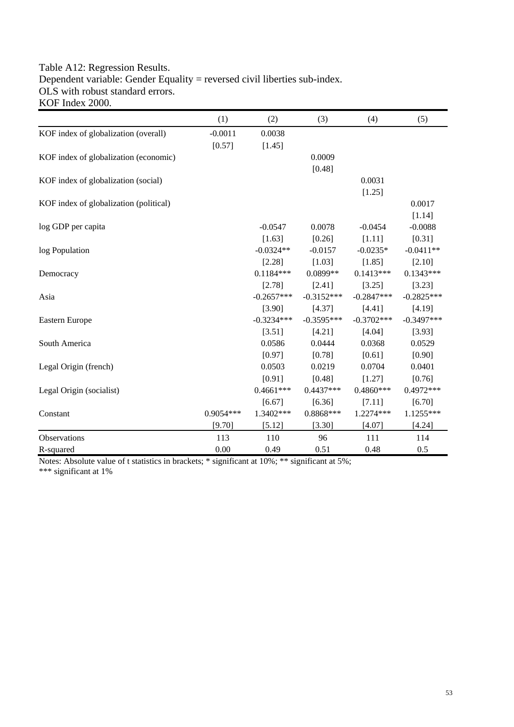Table A12: Regression Results.
Dependent variable: Gender Equality = reversed civil liberties sub-index.
OLS with robust standard errors.
KOF Index 2000.

| | (1) | (2) | (3) | (4) | (5) |
|---|---|---|---|---|---|
| KOF index of globalization (overall) | -0.0011 | 0.0038 | | | |
| | [0.57] | [1.45] | | | |
| KOF index of globalization (economic) | | | 0.0009 | | |
| | | | [0.48] | | |
| KOF index of globalization (social) | | | | 0.0031 | |
| | | | | [1.25] | |
| KOF index of globalization (political) | | | | | 0.0017 |
| | | | | | [1.14] |
| log GDP per capita | | -0.0547 | 0.0078 | -0.0454 | -0.0088 |
| | | [1.63] | [0.26] | [1.11] | [0.31] |
| log Population | | -0.0324** | -0.0157 | -0.0235* | -0.0411** |
| | | [2.28] | [1.03] | [1.85] | [2.10] |
| Democracy | | 0.1184*** | 0.0899** | 0.1413*** | 0.1343*** |
| | | [2.78] | [2.41] | [3.25] | [3.23] |
| Asia | | -0.2657*** | -0.3152*** | -0.2847*** | -0.2825*** |
| | | [3.90] | [4.37] | [4.41] | [4.19] |
| Eastern Europe | | -0.3234*** | -0.3595*** | -0.3702*** | -0.3497*** |
| | | [3.51] | [4.21] | [4.04] | [3.93] |
| South America | | 0.0586 | 0.0444 | 0.0368 | 0.0529 |
| | | [0.97] | [0.78] | [0.61] | [0.90] |
| Legal Origin (french) | | 0.0503 | 0.0219 | 0.0704 | 0.0401 |
| | | [0.91] | [0.48] | [1.27] | [0.76] |
| Legal Origin (socialist) | | 0.4661*** | 0.4437*** | 0.4860*** | 0.4972*** |
| | | [6.67] | [6.36] | [7.11] | [6.70] |
| Constant | 0.9054*** | 1.3402*** | 0.8868*** | 1.2274*** | 1.1255*** |
| | [9.70] | [5.12] | [3.30] | [4.07] | [4.24] |
| Observations | 113 | 110 | 96 | 111 | 114 |
| R-squared | 0.00 | 0.49 | 0.51 | 0.48 | 0.5 |

Notes: Absolute value of t statistics in brackets; * significant at 10%; ** significant at 5%; *** significant at 1%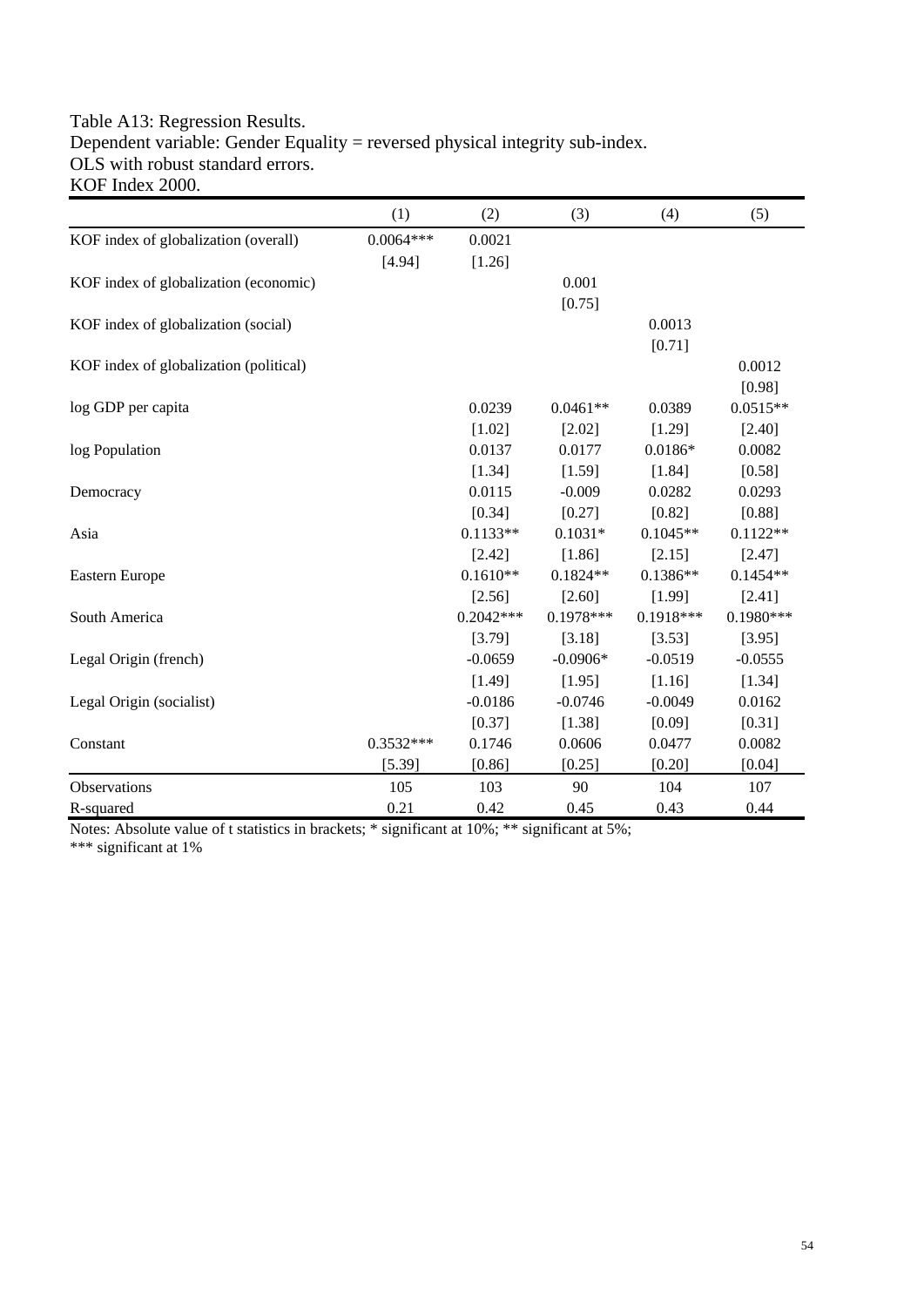Table A13: Regression Results.
Dependent variable: Gender Equality = reversed physical integrity sub-index.
OLS with robust standard errors.
KOF Index 2000.

| | (1) | (2) | (3) | (4) | (5) |
|---|---|---|---|---|---|
| KOF index of globalization (overall) | 0.0064*** | 0.0021 | | | |
| | [4.94] | [1.26] | | | |
| KOF index of globalization (economic) | | | 0.001 | | |
| | | | [0.75] | | |
| KOF index of globalization (social) | | | | 0.0013 | |
| | | | | [0.71] | |
| KOF index of globalization (political) | | | | | 0.0012 |
| | | | | | [0.98] |
| log GDP per capita | | 0.0239 | 0.0461** | 0.0389 | 0.0515** |
| | | [1.02] | [2.02] | [1.29] | [2.40] |
| log Population | | 0.0137 | 0.0177 | 0.0186* | 0.0082 |
| | | [1.34] | [1.59] | [1.84] | [0.58] |
| Democracy | | 0.0115 | -0.009 | 0.0282 | 0.0293 |
| | | [0.34] | [0.27] | [0.82] | [0.88] |
| Asia | | 0.1133** | 0.1031* | 0.1045** | 0.1122** |
| | | [2.42] | [1.86] | [2.15] | [2.47] |
| Eastern Europe | | 0.1610** | 0.1824** | 0.1386** | 0.1454** |
| | | [2.56] | [2.60] | [1.99] | [2.41] |
| South America | | 0.2042*** | 0.1978*** | 0.1918*** | 0.1980*** |
| | | [3.79] | [3.18] | [3.53] | [3.95] |
| Legal Origin (french) | | -0.0659 | -0.0906* | -0.0519 | -0.0555 |
| | | [1.49] | [1.95] | [1.16] | [1.34] |
| Legal Origin (socialist) | | -0.0186 | -0.0746 | -0.0049 | 0.0162 |
| | | [0.37] | [1.38] | [0.09] | [0.31] |
| Constant | 0.3532*** | 0.1746 | 0.0606 | 0.0477 | 0.0082 |
| | [5.39] | [0.86] | [0.25] | [0.20] | [0.04] |
| Observations | 105 | 103 | 90 | 104 | 107 |
| R-squared | 0.21 | 0.42 | 0.45 | 0.43 | 0.44 |

Notes: Absolute value of t statistics in brackets; * significant at 10%; ** significant at 5%; *** significant at 1%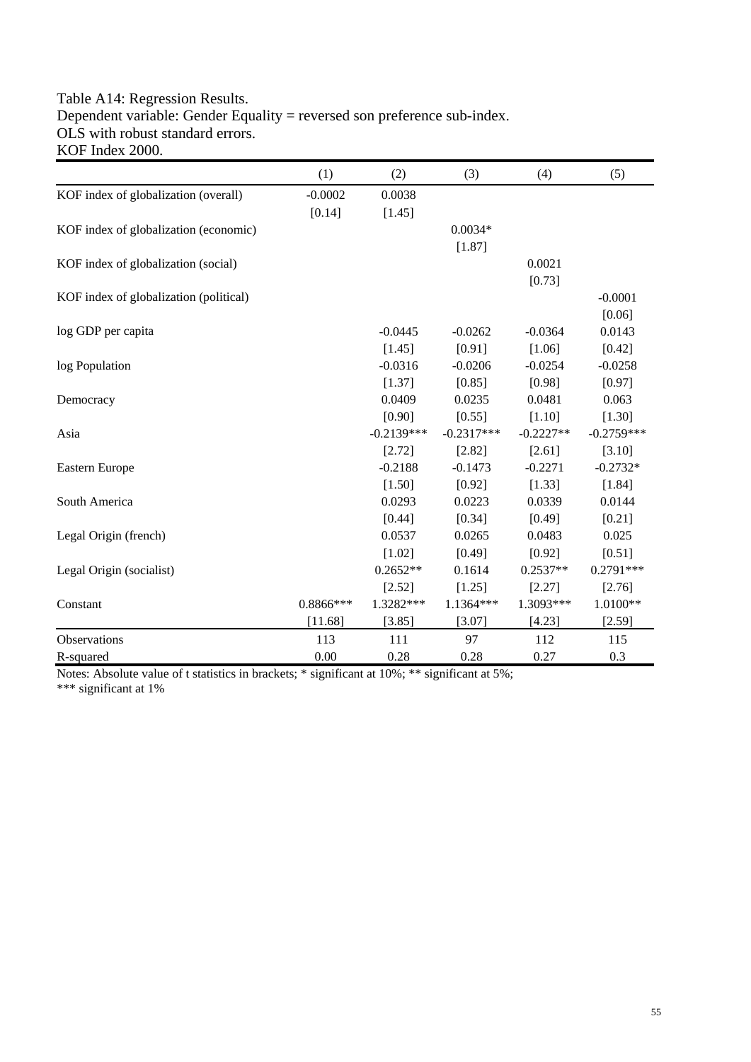Table A14: Regression Results.
Dependent variable: Gender Equality = reversed son preference sub-index.
OLS with robust standard errors.
KOF Index 2000.

| | (1) | (2) | (3) | (4) | (5) |
|---|---|---|---|---|---|
| KOF index of globalization (overall) | -0.0002 | 0.0038 | | | |
| | [0.14] | [1.45] | | | |
| KOF index of globalization (economic) | | | 0.0034* | | |
| | | | [1.87] | | |
| KOF index of globalization (social) | | | | 0.0021 | |
| | | | | [0.73] | |
| KOF index of globalization (political) | | | | | -0.0001 |
| | | | | | [0.06] |
| log GDP per capita | | -0.0445 | -0.0262 | -0.0364 | 0.0143 |
| | | [1.45] | [0.91] | [1.06] | [0.42] |
| log Population | | -0.0316 | -0.0206 | -0.0254 | -0.0258 |
| | | [1.37] | [0.85] | [0.98] | [0.97] |
| Democracy | | 0.0409 | 0.0235 | 0.0481 | 0.063 |
| | | [0.90] | [0.55] | [1.10] | [1.30] |
| Asia | | -0.2139*** | -0.2317*** | -0.2227** | -0.2759*** |
| | | [2.72] | [2.82] | [2.61] | [3.10] |
| Eastern Europe | | -0.2188 | -0.1473 | -0.2271 | -0.2732* |
| | | [1.50] | [0.92] | [1.33] | [1.84] |
| South America | | 0.0293 | 0.0223 | 0.0339 | 0.0144 |
| | | [0.44] | [0.34] | [0.49] | [0.21] |
| Legal Origin (french) | | 0.0537 | 0.0265 | 0.0483 | 0.025 |
| | | [1.02] | [0.49] | [0.92] | [0.51] |
| Legal Origin (socialist) | | 0.2652** | 0.1614 | 0.2537** | 0.2791*** |
| | | [2.52] | [1.25] | [2.27] | [2.76] |
| Constant | 0.8866*** | 1.3282*** | 1.1364*** | 1.3093*** | 1.0100** |
| | [11.68] | [3.85] | [3.07] | [4.23] | [2.59] |
| Observations | 113 | 111 | 97 | 112 | 115 |
| R-squared | 0.00 | 0.28 | 0.28 | 0.27 | 0.3 |

Notes: Absolute value of t statistics in brackets; * significant at 10%; ** significant at 5%;
*** significant at 1%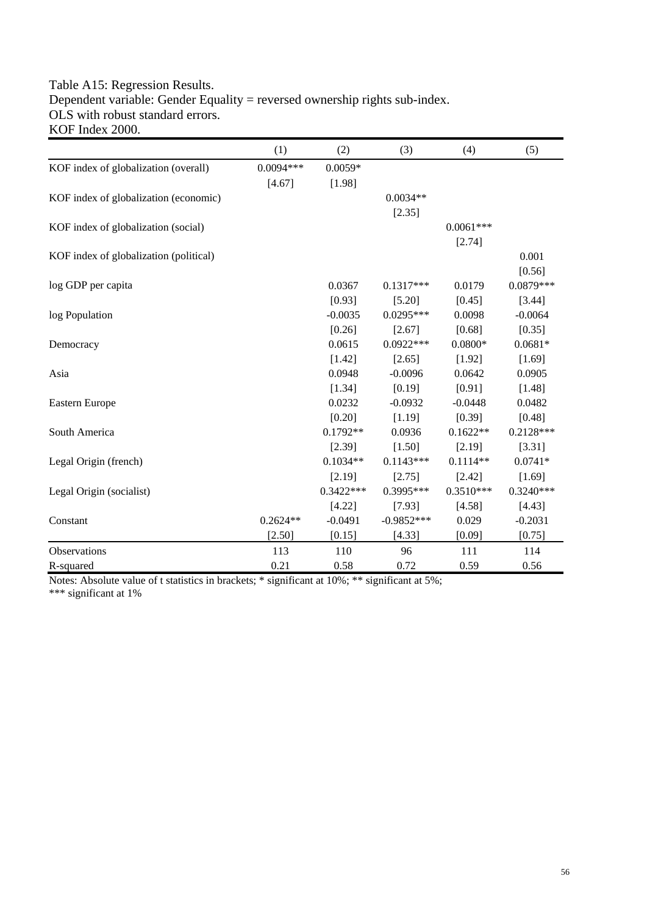Table A15: Regression Results.
Dependent variable: Gender Equality = reversed ownership rights sub-index.
OLS with robust standard errors.
KOF Index 2000.

| | (1) | (2) | (3) | (4) | (5) |
|---|---|---|---|---|---|
| KOF index of globalization (overall) | 0.0094*** | 0.0059* | | | |
| | [4.67] | [1.98] | | | |
| KOF index of globalization (economic) | | | 0.0034** | | |
| | | | [2.35] | | |
| KOF index of globalization (social) | | | | 0.0061*** | |
| | | | | [2.74] | |
| KOF index of globalization (political) | | | | | 0.001 |
| | | | | | [0.56] |
| log GDP per capita | | 0.0367 | 0.1317*** | 0.0179 | 0.0879*** |
| | | [0.93] | [5.20] | [0.45] | [3.44] |
| log Population | | -0.0035 | 0.0295*** | 0.0098 | -0.0064 |
| | | [0.26] | [2.67] | [0.68] | [0.35] |
| Democracy | | 0.0615 | 0.0922*** | 0.0800* | 0.0681* |
| | | [1.42] | [2.65] | [1.92] | [1.69] |
| Asia | | 0.0948 | -0.0096 | 0.0642 | 0.0905 |
| | | [1.34] | [0.19] | [0.91] | [1.48] |
| Eastern Europe | | 0.0232 | -0.0932 | -0.0448 | 0.0482 |
| | | [0.20] | [1.19] | [0.39] | [0.48] |
| South America | | 0.1792** | 0.0936 | 0.1622** | 0.2128*** |
| | | [2.39] | [1.50] | [2.19] | [3.31] |
| Legal Origin (french) | | 0.1034** | 0.1143*** | 0.1114** | 0.0741* |
| | | [2.19] | [2.75] | [2.42] | [1.69] |
| Legal Origin (socialist) | | 0.3422*** | 0.3995*** | 0.3510*** | 0.3240*** |
| | | [4.22] | [7.93] | [4.58] | [4.43] |
| Constant | 0.2624** | -0.0491 | -0.9852*** | 0.029 | -0.2031 |
| | [2.50] | [0.15] | [4.33] | [0.09] | [0.75] |
| Observations | 113 | 110 | 96 | 111 | 114 |
| R-squared | 0.21 | 0.58 | 0.72 | 0.59 | 0.56 |

Notes: Absolute value of t statistics in brackets; * significant at 10%; ** significant at 5%; *** significant at 1%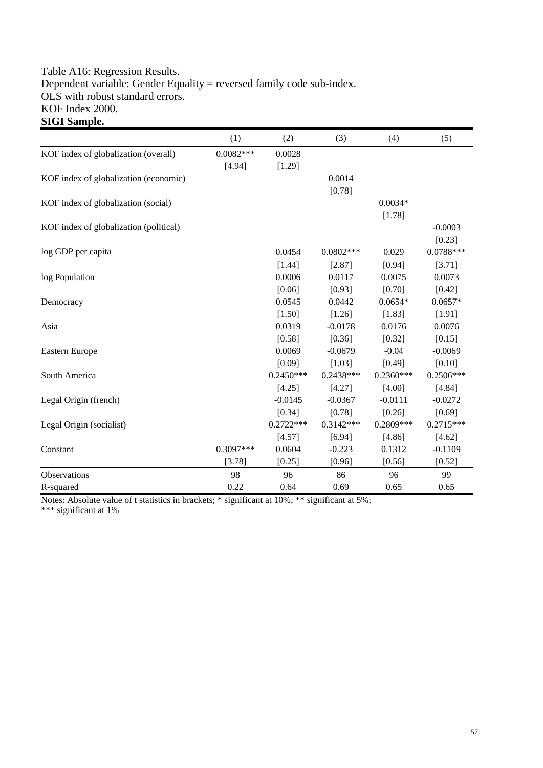Table A16: Regression Results.
Dependent variable: Gender Equality = reversed family code sub-index.
OLS with robust standard errors.
KOF Index 2000.
**SIGI Sample.**

| | (1) | (2) | (3) | (4) | (5) |
|---|---|---|---|---|---|
| KOF index of globalization (overall) | 0.0082*** | 0.0028 | | | |
| | [4.94] | [1.29] | | | |
| KOF index of globalization (economic) | | | 0.0014 | | |
| | | | [0.78] | | |
| KOF index of globalization (social) | | | | 0.0034* | |
| | | | | [1.78] | |
| KOF index of globalization (political) | | | | | -0.0003 |
| | | | | | [0.23] |
| log GDP per capita | | 0.0454 | 0.0802*** | 0.029 | 0.0788*** |
| | | [1.44] | [2.87] | [0.94] | [3.71] |
| log Population | | 0.0006 | 0.0117 | 0.0075 | 0.0073 |
| | | [0.06] | [0.93] | [0.70] | [0.42] |
| Democracy | | 0.0545 | 0.0442 | 0.0654* | 0.0657* |
| | | [1.50] | [1.26] | [1.83] | [1.91] |
| Asia | | 0.0319 | -0.0178 | 0.0176 | 0.0076 |
| | | [0.58] | [0.36] | [0.32] | [0.15] |
| Eastern Europe | | 0.0069 | -0.0679 | -0.04 | -0.0069 |
| | | [0.09] | [1.03] | [0.49] | [0.10] |
| South America | | 0.2450*** | 0.2438*** | 0.2360*** | 0.2506*** |
| | | [4.25] | [4.27] | [4.00] | [4.84] |
| Legal Origin (french) | | -0.0145 | -0.0367 | -0.0111 | -0.0272 |
| | | [0.34] | [0.78] | [0.26] | [0.69] |
| Legal Origin (socialist) | | 0.2722*** | 0.3142*** | 0.2809*** | 0.2715*** |
| | | [4.57] | [6.94] | [4.86] | [4.62] |
| Constant | 0.3097*** | 0.0604 | -0.223 | 0.1312 | -0.1109 |
| | [3.78] | [0.25] | [0.96] | [0.56] | [0.52] |
| Observations | 98 | 96 | 86 | 96 | 99 |
| R-squared | 0.22 | 0.64 | 0.69 | 0.65 | 0.65 |

Notes: Absolute value of t statistics in brackets; * significant at 10%; ** significant at 5%;
*** significant at 1%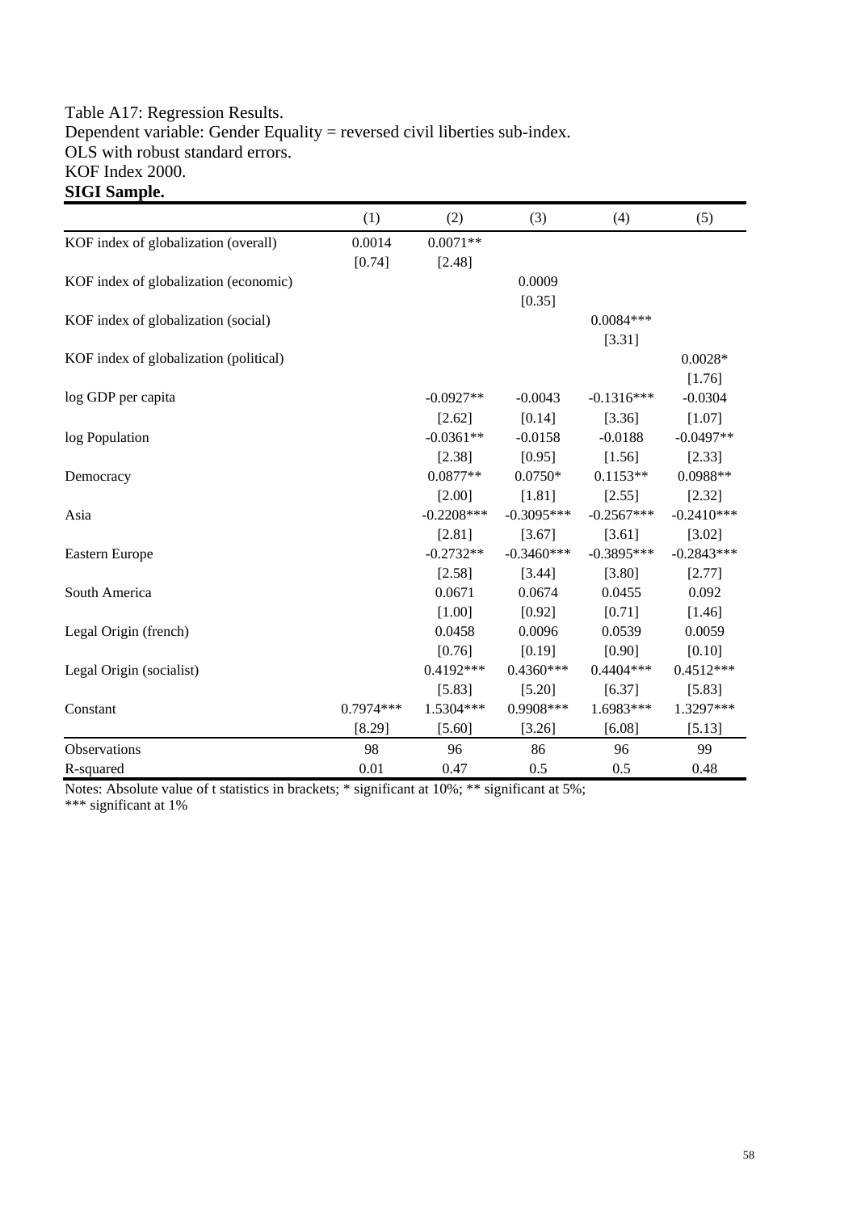Table A17: Regression Results.
Dependent variable: Gender Equality = reversed civil liberties sub-index.
OLS with robust standard errors.
KOF Index 2000.
**SIGI Sample.**

| | (1) | (2) | (3) | (4) | (5) |
|---|---|---|---|---|---|
| KOF index of globalization (overall) | 0.0014 | 0.0071** | | | |
| | [0.74] | [2.48] | | | |
| KOF index of globalization (economic) | | | 0.0009 | | |
| | | | [0.35] | | |
| KOF index of globalization (social) | | | | 0.0084*** | |
| | | | | [3.31] | |
| KOF index of globalization (political) | | | | | 0.0028* |
| | | | | | [1.76] |
| log GDP per capita | | -0.0927** | -0.0043 | -0.1316*** | -0.0304 |
| | | [2.62] | [0.14] | [3.36] | [1.07] |
| log Population | | -0.0361** | -0.0158 | -0.0188 | -0.0497** |
| | | [2.38] | [0.95] | [1.56] | [2.33] |
| Democracy | | 0.0877** | 0.0750* | 0.1153** | 0.0988** |
| | | [2.00] | [1.81] | [2.55] | [2.32] |
| Asia | | -0.2208*** | -0.3095*** | -0.2567*** | -0.2410*** |
| | | [2.81] | [3.67] | [3.61] | [3.02] |
| Eastern Europe | | -0.2732** | -0.3460*** | -0.3895*** | -0.2843*** |
| | | [2.58] | [3.44] | [3.80] | [2.77] |
| South America | | 0.0671 | 0.0674 | 0.0455 | 0.092 |
| | | [1.00] | [0.92] | [0.71] | [1.46] |
| Legal Origin (french) | | 0.0458 | 0.0096 | 0.0539 | 0.0059 |
| | | [0.76] | [0.19] | [0.90] | [0.10] |
| Legal Origin (socialist) | | 0.4192*** | 0.4360*** | 0.4404*** | 0.4512*** |
| | | [5.83] | [5.20] | [6.37] | [5.83] |
| Constant | 0.7974*** | 1.5304*** | 0.9908*** | 1.6983*** | 1.3297*** |
| | [8.29] | [5.60] | [3.26] | [6.08] | [5.13] |
| Observations | 98 | 96 | 86 | 96 | 99 |
| R-squared | 0.01 | 0.47 | 0.5 | 0.5 | 0.48 |

Notes: Absolute value of t statistics in brackets; * significant at 10%; ** significant at 5%;
*** significant at 1%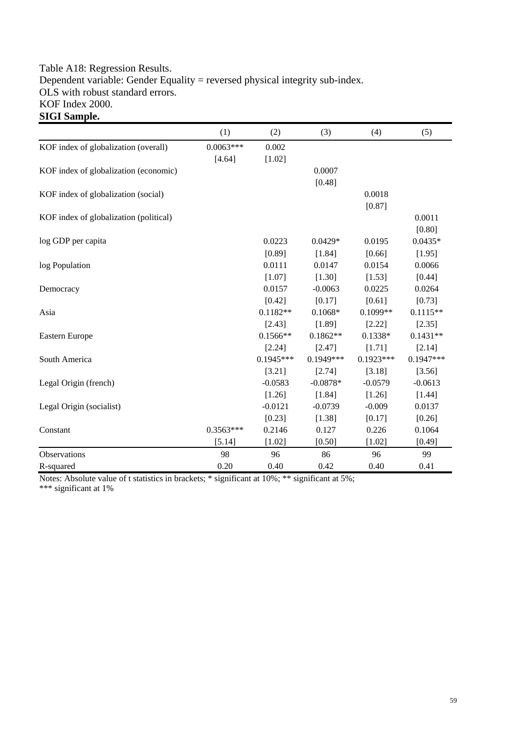Table A18: Regression Results.
Dependent variable: Gender Equality = reversed physical integrity sub-index.
OLS with robust standard errors.
KOF Index 2000.
**SIGI Sample.**

| | (1) | (2) | (3) | (4) | (5) |
|---|---|---|---|---|---|
| KOF index of globalization (overall) | 0.0063*** | 0.002 | | | |
| | [4.64] | [1.02] | | | |
| KOF index of globalization (economic) | | | 0.0007 | | |
| | | | [0.48] | | |
| KOF index of globalization (social) | | | | 0.0018 | |
| | | | | [0.87] | |
| KOF index of globalization (political) | | | | | 0.0011 |
| | | | | | [0.80] |
| log GDP per capita | | 0.0223 | 0.0429* | 0.0195 | 0.0435* |
| | | [0.89] | [1.84] | [0.66] | [1.95] |
| log Population | | 0.0111 | 0.0147 | 0.0154 | 0.0066 |
| | | [1.07] | [1.30] | [1.53] | [0.44] |
| Democracy | | 0.0157 | -0.0063 | 0.0225 | 0.0264 |
| | | [0.42] | [0.17] | [0.61] | [0.73] |
| Asia | | 0.1182** | 0.1068* | 0.1099** | 0.1115** |
| | | [2.43] | [1.89] | [2.22] | [2.35] |
| Eastern Europe | | 0.1566** | 0.1862** | 0.1338* | 0.1431** |
| | | [2.24] | [2.47] | [1.71] | [2.14] |
| South America | | 0.1945*** | 0.1949*** | 0.1923*** | 0.1947*** |
| | | [3.21] | [2.74] | [3.18] | [3.56] |
| Legal Origin (french) | | -0.0583 | -0.0878* | -0.0579 | -0.0613 |
| | | [1.26] | [1.84] | [1.26] | [1.44] |
| Legal Origin (socialist) | | -0.0121 | -0.0739 | -0.009 | 0.0137 |
| | | [0.23] | [1.38] | [0.17] | [0.26] |
| Constant | 0.3563*** | 0.2146 | 0.127 | 0.226 | 0.1064 |
| | [5.14] | [1.02] | [0.50] | [1.02] | [0.49] |
| Observations | 98 | 96 | 86 | 96 | 99 |
| R-squared | 0.20 | 0.40 | 0.42 | 0.40 | 0.41 |

Notes: Absolute value of t statistics in brackets; * significant at 10%; ** significant at 5%; *** significant at 1%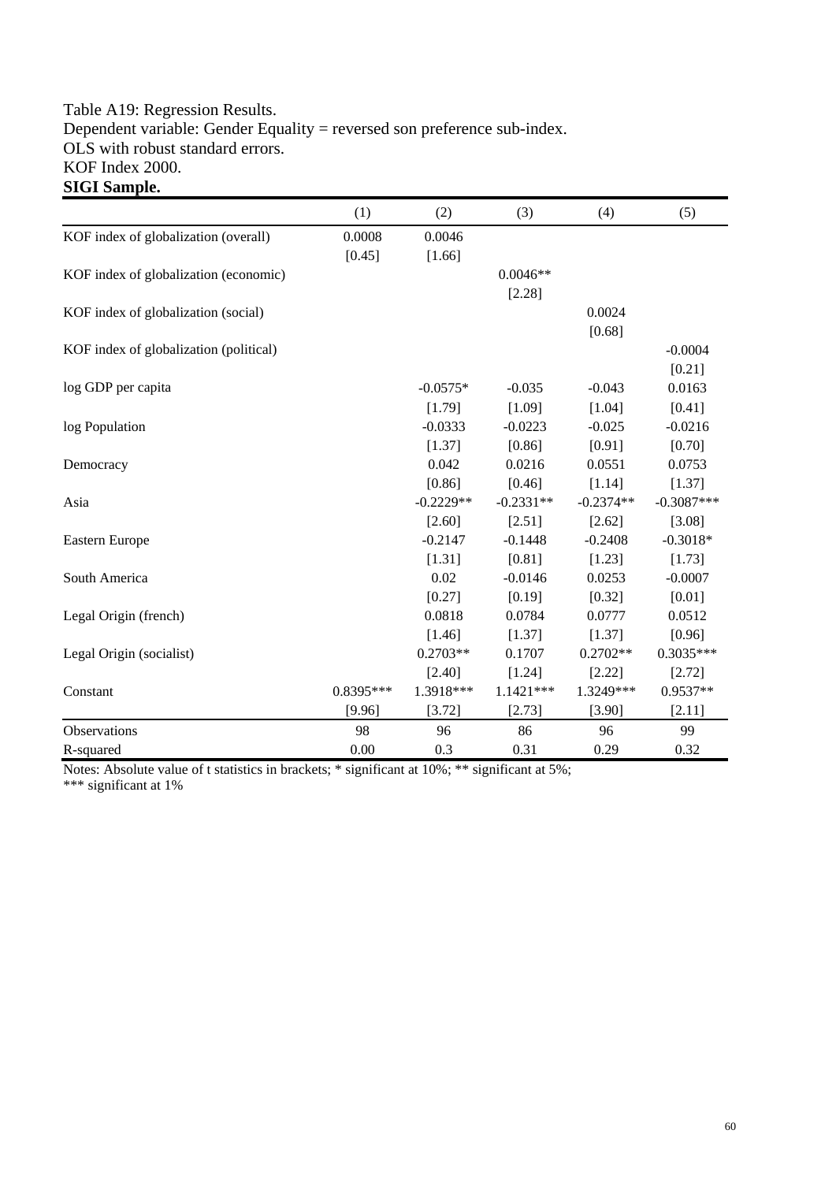Table A19: Regression Results.
Dependent variable: Gender Equality = reversed son preference sub-index.
OLS with robust standard errors.
KOF Index 2000.
**SIGI Sample.**

| | (1) | (2) | (3) | (4) | (5) |
|---|---|---|---|---|---|
| KOF index of globalization (overall) | 0.0008 | 0.0046 | | | |
| | [0.45] | [1.66] | | | |
| KOF index of globalization (economic) | | | 0.0046** | | |
| | | | [2.28] | | |
| KOF index of globalization (social) | | | | 0.0024 | |
| | | | | [0.68] | |
| KOF index of globalization (political) | | | | | -0.0004 |
| | | | | | [0.21] |
| log GDP per capita | | -0.0575* | -0.035 | -0.043 | 0.0163 |
| | | [1.79] | [1.09] | [1.04] | [0.41] |
| log Population | | -0.0333 | -0.0223 | -0.025 | -0.0216 |
| | | [1.37] | [0.86] | [0.91] | [0.70] |
| Democracy | | 0.042 | 0.0216 | 0.0551 | 0.0753 |
| | | [0.86] | [0.46] | [1.14] | [1.37] |
| Asia | | -0.2229** | -0.2331** | -0.2374** | -0.3087*** |
| | | [2.60] | [2.51] | [2.62] | [3.08] |
| Eastern Europe | | -0.2147 | -0.1448 | -0.2408 | -0.3018* |
| | | [1.31] | [0.81] | [1.23] | [1.73] |
| South America | | 0.02 | -0.0146 | 0.0253 | -0.0007 |
| | | [0.27] | [0.19] | [0.32] | [0.01] |
| Legal Origin (french) | | 0.0818 | 0.0784 | 0.0777 | 0.0512 |
| | | [1.46] | [1.37] | [1.37] | [0.96] |
| Legal Origin (socialist) | | 0.2703** | 0.1707 | 0.2702** | 0.3035*** |
| | | [2.40] | [1.24] | [2.22] | [2.72] |
| Constant | 0.8395*** | 1.3918*** | 1.1421*** | 1.3249*** | 0.9537** |
| | [9.96] | [3.72] | [2.73] | [3.90] | [2.11] |
| Observations | 98 | 96 | 86 | 96 | 99 |
| R-squared | 0.00 | 0.3 | 0.31 | 0.29 | 0.32 |

Notes: Absolute value of t statistics in brackets; * significant at 10%; ** significant at 5%; *** significant at 1%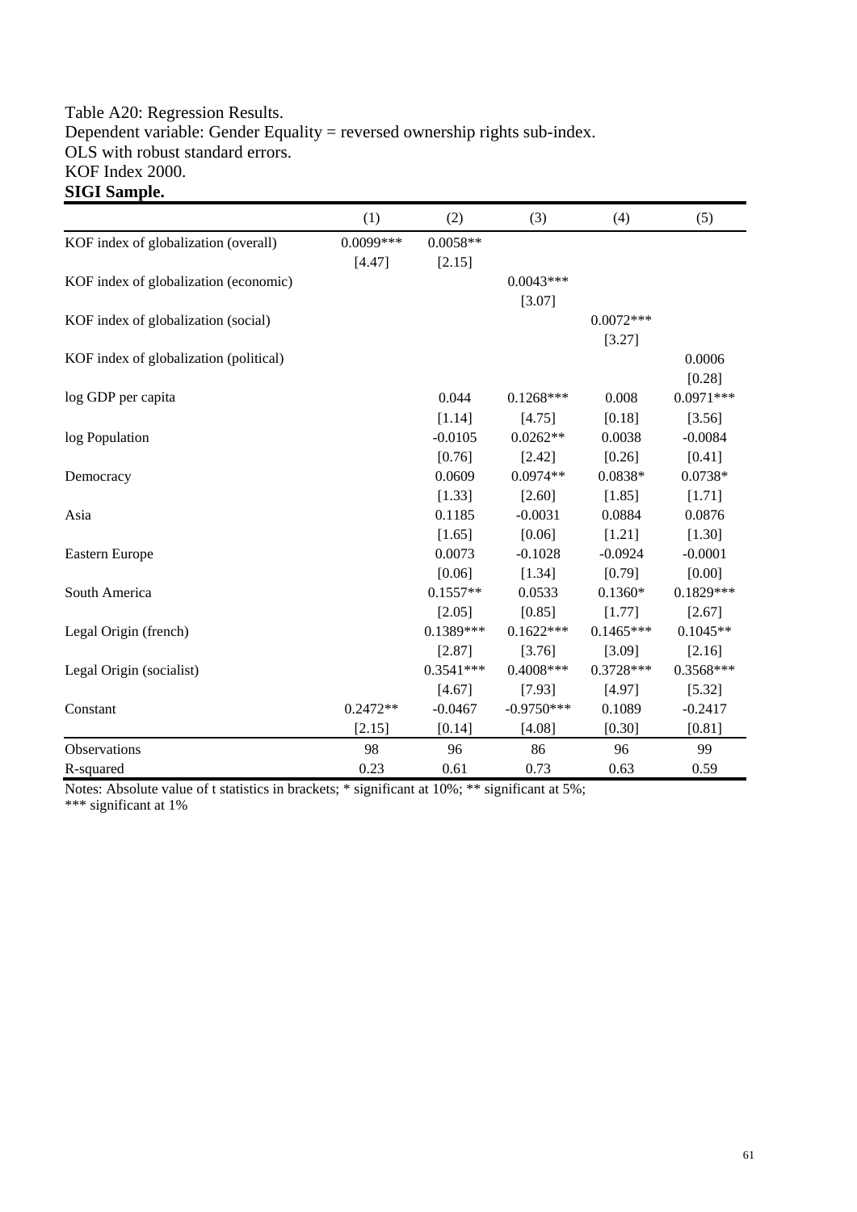Table A20: Regression Results.
Dependent variable: Gender Equality = reversed ownership rights sub-index.
OLS with robust standard errors.
KOF Index 2000.
**SIGI Sample.**

| | (1) | (2) | (3) | (4) | (5) |
|---|---|---|---|---|---|
| KOF index of globalization (overall) | 0.0099*** | 0.0058** | | | |
| | [4.47] | [2.15] | | | |
| KOF index of globalization (economic) | | | 0.0043*** | | |
| | | | [3.07] | | |
| KOF index of globalization (social) | | | | 0.0072*** | |
| | | | | [3.27] | |
| KOF index of globalization (political) | | | | | 0.0006 |
| | | | | | [0.28] |
| log GDP per capita | | 0.044 | 0.1268*** | 0.008 | 0.0971*** |
| | | [1.14] | [4.75] | [0.18] | [3.56] |
| log Population | | -0.0105 | 0.0262** | 0.0038 | -0.0084 |
| | | [0.76] | [2.42] | [0.26] | [0.41] |
| Democracy | | 0.0609 | 0.0974** | 0.0838* | 0.0738* |
| | | [1.33] | [2.60] | [1.85] | [1.71] |
| Asia | | 0.1185 | -0.0031 | 0.0884 | 0.0876 |
| | | [1.65] | [0.06] | [1.21] | [1.30] |
| Eastern Europe | | 0.0073 | -0.1028 | -0.0924 | -0.0001 |
| | | [0.06] | [1.34] | [0.79] | [0.00] |
| South America | | 0.1557** | 0.0533 | 0.1360* | 0.1829*** |
| | | [2.05] | [0.85] | [1.77] | [2.67] |
| Legal Origin (french) | | 0.1389*** | 0.1622*** | 0.1465*** | 0.1045** |
| | | [2.87] | [3.76] | [3.09] | [2.16] |
| Legal Origin (socialist) | | 0.3541*** | 0.4008*** | 0.3728*** | 0.3568*** |
| | | [4.67] | [7.93] | [4.97] | [5.32] |
| Constant | 0.2472** | -0.0467 | -0.9750*** | 0.1089 | -0.2417 |
| | [2.15] | [0.14] | [4.08] | [0.30] | [0.81] |
| Observations | 98 | 96 | 86 | 96 | 99 |
| R-squared | 0.23 | 0.61 | 0.73 | 0.63 | 0.59 |

Notes: Absolute value of t statistics in brackets; * significant at 10%; ** significant at 5%;
*** significant at 1%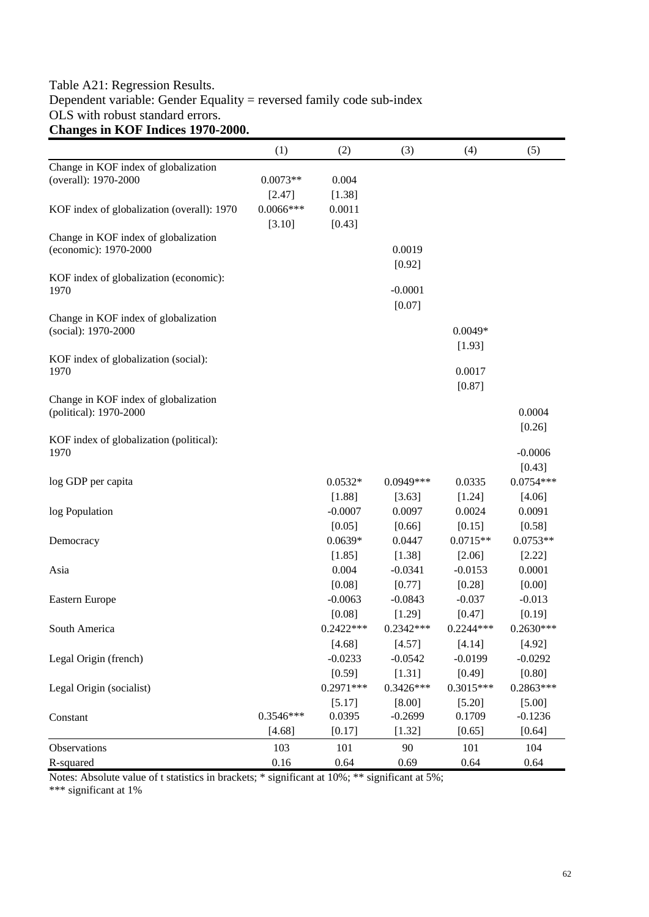Table A21: Regression Results.
Dependent variable: Gender Equality = reversed family code sub-index
OLS with robust standard errors.
**Changes in KOF Indices 1970-2000.**

| | (1) | (2) | (3) | (4) | (5) |
|---|---|---|---|---|---|
| Change in KOF index of globalization (overall): 1970-2000 | 0.0073** | 0.004 | | | |
| | [2.47] | [1.38] | | | |
| KOF index of globalization (overall): 1970 | 0.0066*** | 0.0011 | | | |
| | [3.10] | [0.43] | | | |
| Change in KOF index of globalization (economic): 1970-2000 | | | 0.0019 | | |
| | | | [0.92] | | |
| KOF index of globalization (economic): 1970 | | | -0.0001 | | |
| | | | [0.07] | | |
| Change in KOF index of globalization (social): 1970-2000 | | | | 0.0049* | |
| | | | | [1.93] | |
| KOF index of globalization (social): 1970 | | | | 0.0017 | |
| | | | | [0.87] | |
| Change in KOF index of globalization (political): 1970-2000 | | | | | 0.0004 |
| | | | | | [0.26] |
| KOF index of globalization (political): 1970 | | | | | -0.0006 |
| | | | | | [0.43] |
| log GDP per capita | | 0.0532* | 0.0949*** | 0.0335 | 0.0754*** |
| | | [1.88] | [3.63] | [1.24] | [4.06] |
| log Population | | -0.0007 | 0.0097 | 0.0024 | 0.0091 |
| | | [0.05] | [0.66] | [0.15] | [0.58] |
| Democracy | | 0.0639* | 0.0447 | 0.0715** | 0.0753** |
| | | [1.85] | [1.38] | [2.06] | [2.22] |
| Asia | | 0.004 | -0.0341 | -0.0153 | 0.0001 |
| | | [0.08] | [0.77] | [0.28] | [0.00] |
| Eastern Europe | | -0.0063 | -0.0843 | -0.037 | -0.013 |
| | | [0.08] | [1.29] | [0.47] | [0.19] |
| South America | | 0.2422*** | 0.2342*** | 0.2244*** | 0.2630*** |
| | | [4.68] | [4.57] | [4.14] | [4.92] |
| Legal Origin (french) | | -0.0233 | -0.0542 | -0.0199 | -0.0292 |
| | | [0.59] | [1.31] | [0.49] | [0.80] |
| Legal Origin (socialist) | | 0.2971*** | 0.3426*** | 0.3015*** | 0.2863*** |
| | | [5.17] | [8.00] | [5.20] | [5.00] |
| Constant | 0.3546*** | 0.0395 | -0.2699 | 0.1709 | -0.1236 |
| | [4.68] | [0.17] | [1.32] | [0.65] | [0.64] |
| Observations | 103 | 101 | 90 | 101 | 104 |
| R-squared | 0.16 | 0.64 | 0.69 | 0.64 | 0.64 |

Notes: Absolute value of t statistics in brackets; * significant at 10%; ** significant at 5%; *** significant at 1%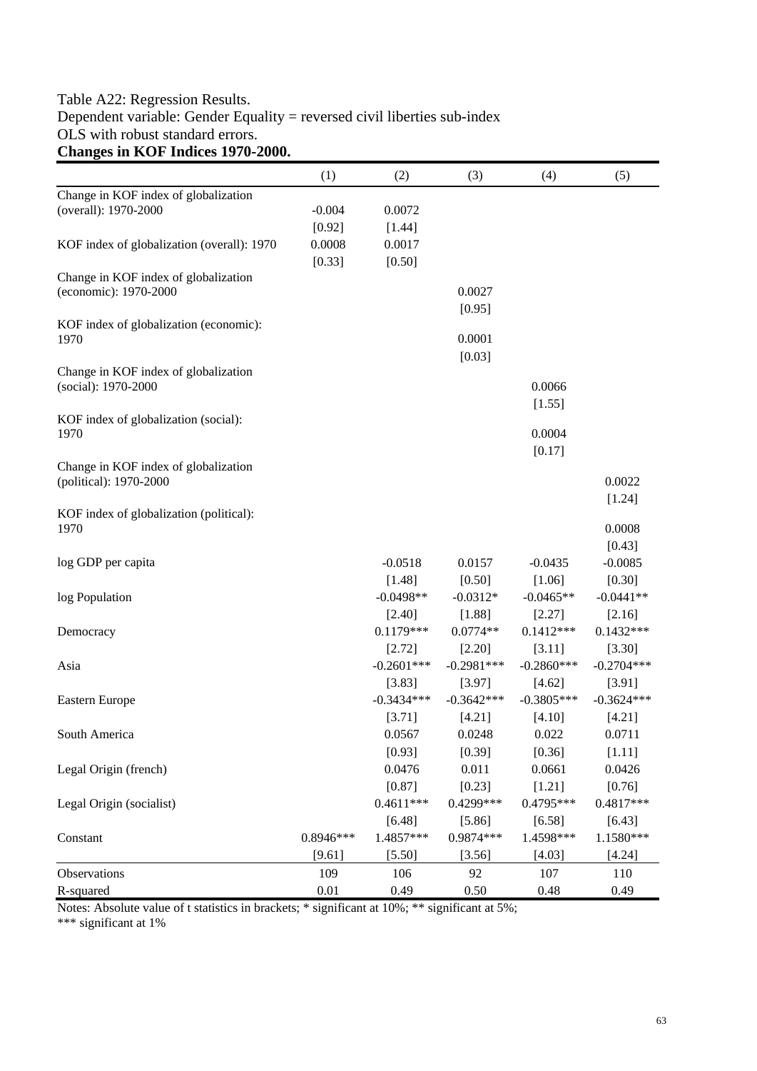Table A22: Regression Results.
Dependent variable: Gender Equality = reversed civil liberties sub-index
OLS with robust standard errors.
**Changes in KOF Indices 1970-2000.**

| | (1) | (2) | (3) | (4) | (5) |
|---|---|---|---|---|---|
| Change in KOF index of globalization (overall): 1970-2000 | -0.004 | 0.0072 | | | |
| | [0.92] | [1.44] | | | |
| KOF index of globalization (overall): 1970 | 0.0008 | 0.0017 | | | |
| | [0.33] | [0.50] | | | |
| Change in KOF index of globalization (economic): 1970-2000 | | | 0.0027 | | |
| | | | [0.95] | | |
| KOF index of globalization (economic): 1970 | | | 0.0001 | | |
| | | | [0.03] | | |
| Change in KOF index of globalization (social): 1970-2000 | | | | 0.0066 | |
| | | | | [1.55] | |
| KOF index of globalization (social): 1970 | | | | 0.0004 | |
| | | | | [0.17] | |
| Change in KOF index of globalization (political): 1970-2000 | | | | | 0.0022 |
| | | | | | [1.24] |
| KOF index of globalization (political): 1970 | | | | | 0.0008 |
| | | | | | [0.43] |
| log GDP per capita | | -0.0518 | 0.0157 | -0.0435 | -0.0085 |
| | | [1.48] | [0.50] | [1.06] | [0.30] |
| log Population | | -0.0498** | -0.0312* | -0.0465** | -0.0441** |
| | | [2.40] | [1.88] | [2.27] | [2.16] |
| Democracy | | 0.1179*** | 0.0774** | 0.1412*** | 0.1432*** |
| | | [2.72] | [2.20] | [3.11] | [3.30] |
| Asia | | -0.2601*** | -0.2981*** | -0.2860*** | -0.2704*** |
| | | [3.83] | [3.97] | [4.62] | [3.91] |
| Eastern Europe | | -0.3434*** | -0.3642*** | -0.3805*** | -0.3624*** |
| | | [3.71] | [4.21] | [4.10] | [4.21] |
| South America | | 0.0567 | 0.0248 | 0.022 | 0.0711 |
| | | [0.93] | [0.39] | [0.36] | [1.11] |
| Legal Origin (french) | | 0.0476 | 0.011 | 0.0661 | 0.0426 |
| | | [0.87] | [0.23] | [1.21] | [0.76] |
| Legal Origin (socialist) | | 0.4611*** | 0.4299*** | 0.4795*** | 0.4817*** |
| | | [6.48] | [5.86] | [6.58] | [6.43] |
| Constant | 0.8946*** | 1.4857*** | 0.9874*** | 1.4598*** | 1.1580*** |
| | [9.61] | [5.50] | [3.56] | [4.03] | [4.24] |
| Observations | 109 | 106 | 92 | 107 | 110 |
| R-squared | 0.01 | 0.49 | 0.50 | 0.48 | 0.49 |

Notes: Absolute value of t statistics in brackets; * significant at 10%; ** significant at 5%; *** significant at 1%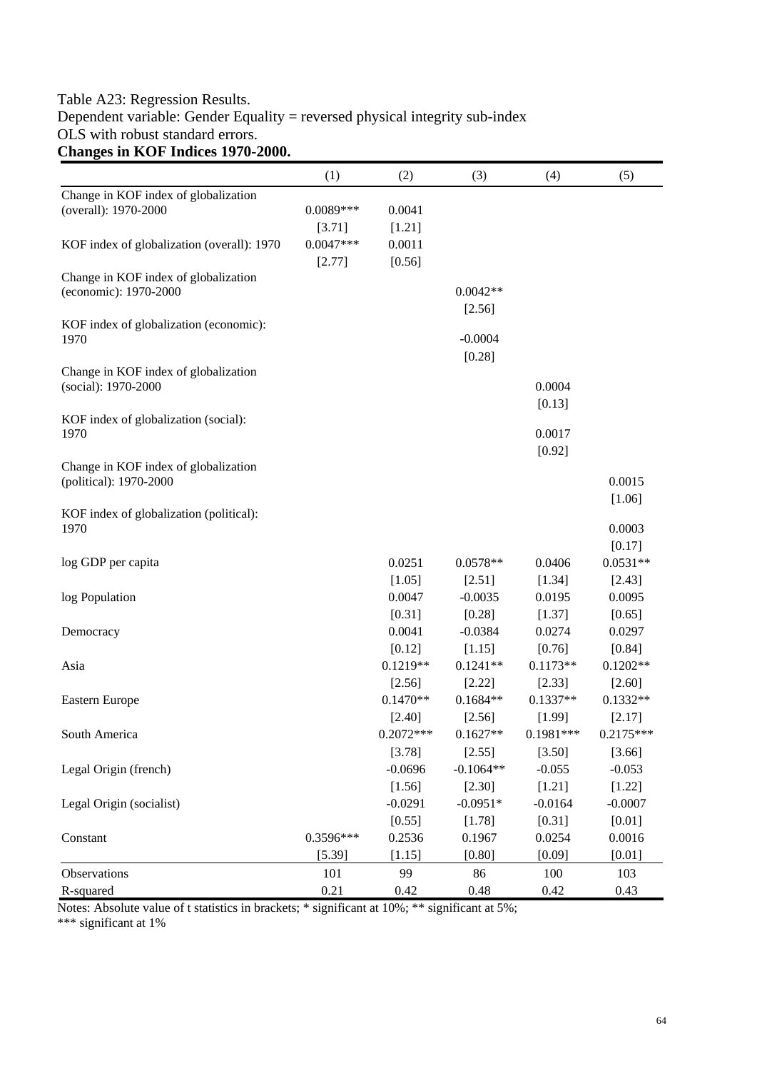Table A23: Regression Results.
Dependent variable: Gender Equality = reversed physical integrity sub-index
OLS with robust standard errors.
**Changes in KOF Indices 1970-2000.**

| | (1) | (2) | (3) | (4) | (5) |
|---|---|---|---|---|---|
| Change in KOF index of globalization (overall): 1970-2000 | 0.0089*** | 0.0041 | | | |
| | [3.71] | [1.21] | | | |
| KOF index of globalization (overall): 1970 | 0.0047*** | 0.0011 | | | |
| | [2.77] | [0.56] | | | |
| Change in KOF index of globalization (economic): 1970-2000 | | | 0.0042** | | |
| | | | [2.56] | | |
| KOF index of globalization (economic): 1970 | | | -0.0004 | | |
| | | | [0.28] | | |
| Change in KOF index of globalization (social): 1970-2000 | | | | 0.0004 | |
| | | | | [0.13] | |
| KOF index of globalization (social): 1970 | | | | 0.0017 | |
| | | | | [0.92] | |
| Change in KOF index of globalization (political): 1970-2000 | | | | | 0.0015 |
| | | | | | [1.06] |
| KOF index of globalization (political): 1970 | | | | | 0.0003 |
| | | | | | [0.17] |
| log GDP per capita | | 0.0251 | 0.0578** | 0.0406 | 0.0531** |
| | | [1.05] | [2.51] | [1.34] | [2.43] |
| log Population | | 0.0047 | -0.0035 | 0.0195 | 0.0095 |
| | | [0.31] | [0.28] | [1.37] | [0.65] |
| Democracy | | 0.0041 | -0.0384 | 0.0274 | 0.0297 |
| | | [0.12] | [1.15] | [0.76] | [0.84] |
| Asia | | 0.1219** | 0.1241** | 0.1173** | 0.1202** |
| | | [2.56] | [2.22] | [2.33] | [2.60] |
| Eastern Europe | | 0.1470** | 0.1684** | 0.1337** | 0.1332** |
| | | [2.40] | [2.56] | [1.99] | [2.17] |
| South America | | 0.2072*** | 0.1627** | 0.1981*** | 0.2175*** |
| | | [3.78] | [2.55] | [3.50] | [3.66] |
| Legal Origin (french) | | -0.0696 | -0.1064** | -0.055 | -0.053 |
| | | [1.56] | [2.30] | [1.21] | [1.22] |
| Legal Origin (socialist) | | -0.0291 | -0.0951* | -0.0164 | -0.0007 |
| | | [0.55] | [1.78] | [0.31] | [0.01] |
| Constant | 0.3596*** | 0.2536 | 0.1967 | 0.0254 | 0.0016 |
| | [5.39] | [1.15] | [0.80] | [0.09] | [0.01] |
| Observations | 101 | 99 | 86 | 100 | 103 |
| R-squared | 0.21 | 0.42 | 0.48 | 0.42 | 0.43 |

Notes: Absolute value of t statistics in brackets; * significant at 10%; ** significant at 5%; *** significant at 1%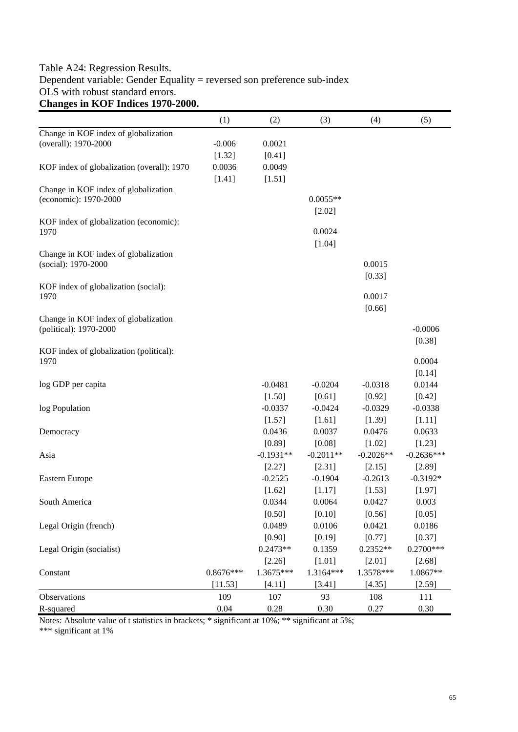Table A24: Regression Results.
Dependent variable: Gender Equality = reversed son preference sub-index
OLS with robust standard errors.
**Changes in KOF Indices 1970-2000.**

| | (1) | (2) | (3) | (4) | (5) |
|---|---|---|---|---|---|
| Change in KOF index of globalization (overall): 1970-2000 | -0.006 | 0.0021 | | | |
| | [1.32] | [0.41] | | | |
| KOF index of globalization (overall): 1970 | 0.0036 | 0.0049 | | | |
| | [1.41] | [1.51] | | | |
| Change in KOF index of globalization (economic): 1970-2000 | | | 0.0055** | | |
| | | | [2.02] | | |
| KOF index of globalization (economic): 1970 | | | 0.0024 | | |
| | | | [1.04] | | |
| Change in KOF index of globalization (social): 1970-2000 | | | | 0.0015 | |
| | | | | [0.33] | |
| KOF index of globalization (social): 1970 | | | | 0.0017 | |
| | | | | [0.66] | |
| Change in KOF index of globalization (political): 1970-2000 | | | | | -0.0006 |
| | | | | | [0.38] |
| KOF index of globalization (political): 1970 | | | | | 0.0004 |
| | | | | | [0.14] |
| log GDP per capita | | -0.0481 | -0.0204 | -0.0318 | 0.0144 |
| | | [1.50] | [0.61] | [0.92] | [0.42] |
| log Population | | -0.0337 | -0.0424 | -0.0329 | -0.0338 |
| | | [1.57] | [1.61] | [1.39] | [1.11] |
| Democracy | | 0.0436 | 0.0037 | 0.0476 | 0.0633 |
| | | [0.89] | [0.08] | [1.02] | [1.23] |
| Asia | | -0.1931** | -0.2011** | -0.2026** | -0.2636*** |
| | | [2.27] | [2.31] | [2.15] | [2.89] |
| Eastern Europe | | -0.2525 | -0.1904 | -0.2613 | -0.3192* |
| | | [1.62] | [1.17] | [1.53] | [1.97] |
| South America | | 0.0344 | 0.0064 | 0.0427 | 0.003 |
| | | [0.50] | [0.10] | [0.56] | [0.05] |
| Legal Origin (french) | | 0.0489 | 0.0106 | 0.0421 | 0.0186 |
| | | [0.90] | [0.19] | [0.77] | [0.37] |
| Legal Origin (socialist) | | 0.2473** | 0.1359 | 0.2352** | 0.2700*** |
| | | [2.26] | [1.01] | [2.01] | [2.68] |
| Constant | 0.8676*** | 1.3675*** | 1.3164*** | 1.3578*** | 1.0867** |
| | [11.53] | [4.11] | [3.41] | [4.35] | [2.59] |
| Observations | 109 | 107 | 93 | 108 | 111 |
| R-squared | 0.04 | 0.28 | 0.30 | 0.27 | 0.30 |

Notes: Absolute value of t statistics in brackets; * significant at 10%; ** significant at 5%; *** significant at 1%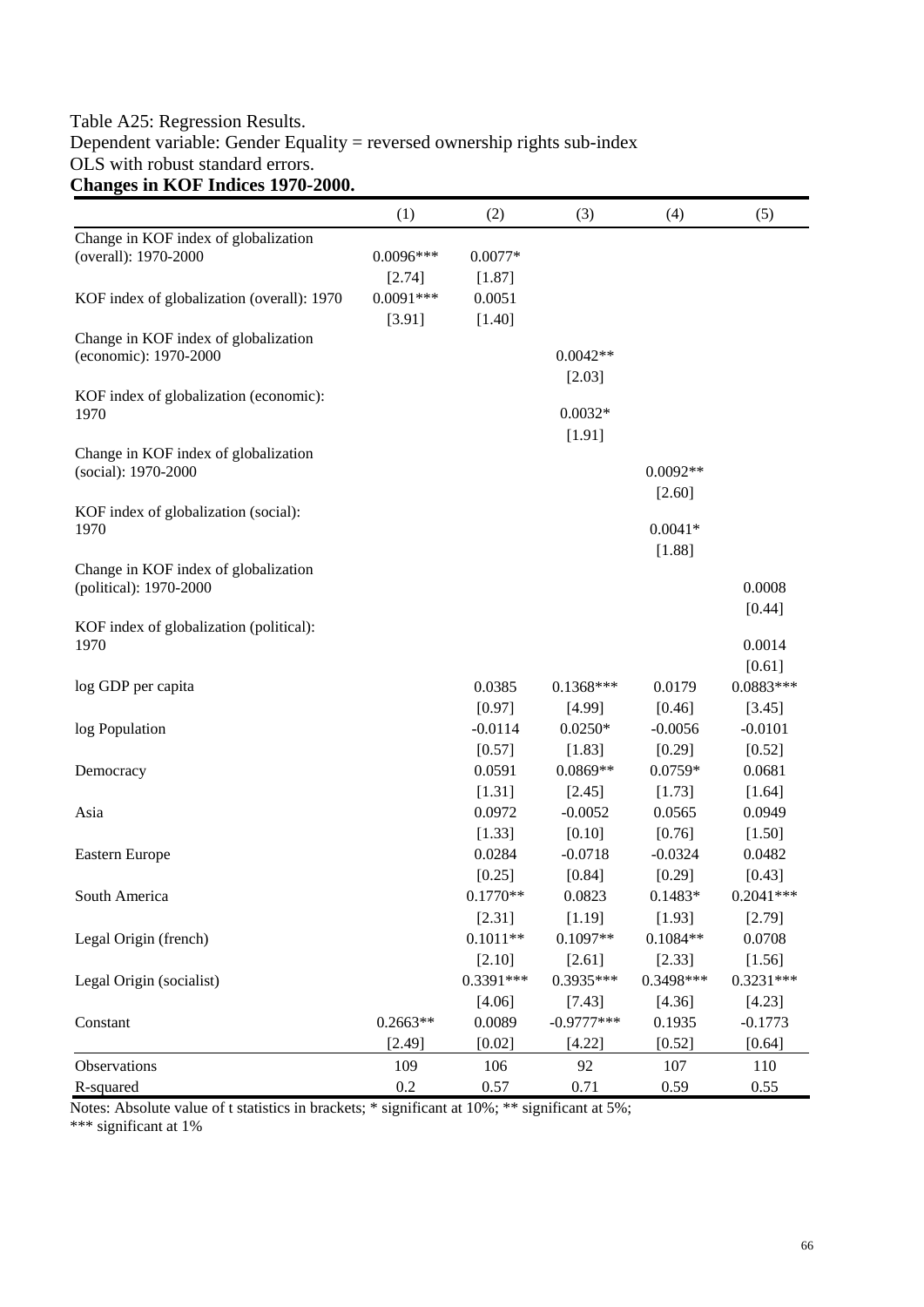Table A25: Regression Results.
Dependent variable: Gender Equality = reversed ownership rights sub-index
OLS with robust standard errors.
**Changes in KOF Indices 1970-2000.**

| | (1) | (2) | (3) | (4) | (5) |
|---|---|---|---|---|---|
| Change in KOF index of globalization (overall): 1970-2000 | 0.0096*** | 0.0077* | | | |
| | [2.74] | [1.87] | | | |
| KOF index of globalization (overall): 1970 | 0.0091*** | 0.0051 | | | |
| | [3.91] | [1.40] | | | |
| Change in KOF index of globalization (economic): 1970-2000 | | | 0.0042** | | |
| | | | [2.03] | | |
| KOF index of globalization (economic): 1970 | | | 0.0032* | | |
| | | | [1.91] | | |
| Change in KOF index of globalization (social): 1970-2000 | | | | 0.0092** | |
| | | | | [2.60] | |
| KOF index of globalization (social): 1970 | | | | 0.0041* | |
| | | | | [1.88] | |
| Change in KOF index of globalization (political): 1970-2000 | | | | | 0.0008 |
| | | | | | [0.44] |
| KOF index of globalization (political): 1970 | | | | | 0.0014 |
| | | | | | [0.61] |
| log GDP per capita | | 0.0385 | 0.1368*** | 0.0179 | 0.0883*** |
| | | [0.97] | [4.99] | [0.46] | [3.45] |
| log Population | | -0.0114 | 0.0250* | -0.0056 | -0.0101 |
| | | [0.57] | [1.83] | [0.29] | [0.52] |
| Democracy | | 0.0591 | 0.0869** | 0.0759* | 0.0681 |
| | | [1.31] | [2.45] | [1.73] | [1.64] |
| Asia | | 0.0972 | -0.0052 | 0.0565 | 0.0949 |
| | | [1.33] | [0.10] | [0.76] | [1.50] |
| Eastern Europe | | 0.0284 | -0.0718 | -0.0324 | 0.0482 |
| | | [0.25] | [0.84] | [0.29] | [0.43] |
| South America | | 0.1770** | 0.0823 | 0.1483* | 0.2041*** |
| | | [2.31] | [1.19] | [1.93] | [2.79] |
| Legal Origin (french) | | 0.1011** | 0.1097** | 0.1084** | 0.0708 |
| | | [2.10] | [2.61] | [2.33] | [1.56] |
| Legal Origin (socialist) | | 0.3391*** | 0.3935*** | 0.3498*** | 0.3231*** |
| | | [4.06] | [7.43] | [4.36] | [4.23] |
| Constant | 0.2663** | 0.0089 | -0.9777*** | 0.1935 | -0.1773 |
| | [2.49] | [0.02] | [4.22] | [0.52] | [0.64] |
| Observations | 109 | 106 | 92 | 107 | 110 |
| R-squared | 0.2 | 0.57 | 0.71 | 0.59 | 0.55 |

Notes: Absolute value of t statistics in brackets; * significant at 10%; ** significant at 5%; *** significant at 1%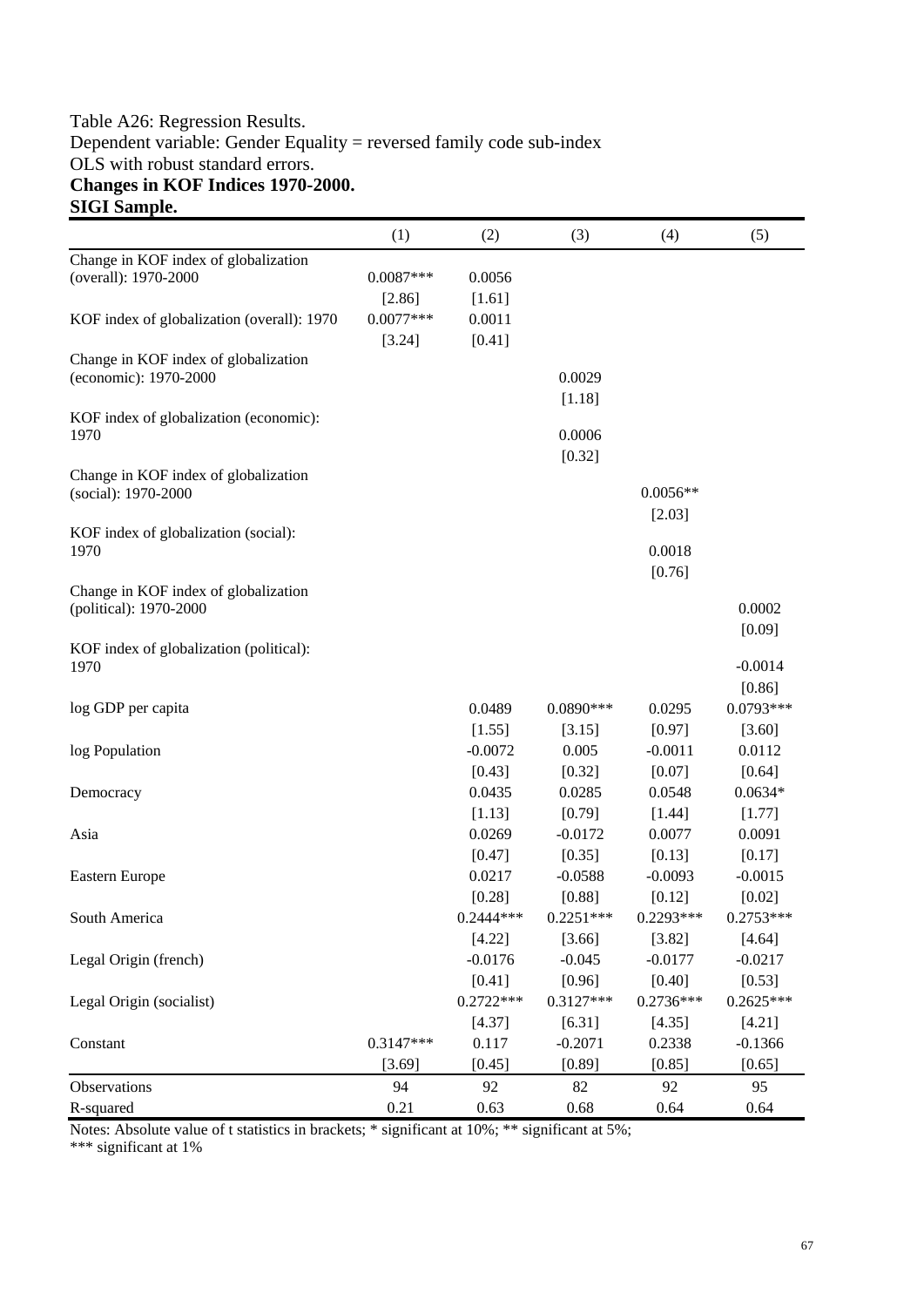Table A26: Regression Results.
Dependent variable: Gender Equality = reversed family code sub-index
OLS with robust standard errors.
**Changes in KOF Indices 1970-2000.**
**SIGI Sample.**

| | (1) | (2) | (3) | (4) | (5) |
|---|---|---|---|---|---|
| Change in KOF index of globalization (overall): 1970-2000 | 0.0087*** | 0.0056 | | | |
| | [2.86] | [1.61] | | | |
| KOF index of globalization (overall): 1970 | 0.0077*** | 0.0011 | | | |
| | [3.24] | [0.41] | | | |
| Change in KOF index of globalization (economic): 1970-2000 | | | 0.0029 | | |
| | | | [1.18] | | |
| KOF index of globalization (economic): 1970 | | | 0.0006 | | |
| | | | [0.32] | | |
| Change in KOF index of globalization (social): 1970-2000 | | | | 0.0056** | |
| | | | | [2.03] | |
| KOF index of globalization (social): 1970 | | | | 0.0018 | |
| | | | | [0.76] | |
| Change in KOF index of globalization (political): 1970-2000 | | | | | 0.0002 |
| | | | | | [0.09] |
| KOF index of globalization (political): 1970 | | | | | -0.0014 |
| | | | | | [0.86] |
| log GDP per capita | | 0.0489 | 0.0890*** | 0.0295 | 0.0793*** |
| | | [1.55] | [3.15] | [0.97] | [3.60] |
| log Population | | -0.0072 | 0.005 | -0.0011 | 0.0112 |
| | | [0.43] | [0.32] | [0.07] | [0.64] |
| Democracy | | 0.0435 | 0.0285 | 0.0548 | 0.0634* |
| | | [1.13] | [0.79] | [1.44] | [1.77] |
| Asia | | 0.0269 | -0.0172 | 0.0077 | 0.0091 |
| | | [0.47] | [0.35] | [0.13] | [0.17] |
| Eastern Europe | | 0.0217 | -0.0588 | -0.0093 | -0.0015 |
| | | [0.28] | [0.88] | [0.12] | [0.02] |
| South America | | 0.2444*** | 0.2251*** | 0.2293*** | 0.2753*** |
| | | [4.22] | [3.66] | [3.82] | [4.64] |
| Legal Origin (french) | | -0.0176 | -0.045 | -0.0177 | -0.0217 |
| | | [0.41] | [0.96] | [0.40] | [0.53] |
| Legal Origin (socialist) | | 0.2722*** | 0.3127*** | 0.2736*** | 0.2625*** |
| | | [4.37] | [6.31] | [4.35] | [4.21] |
| Constant | 0.3147*** | 0.117 | -0.2071 | 0.2338 | -0.1366 |
| | [3.69] | [0.45] | [0.89] | [0.85] | [0.65] |
| Observations | 94 | 92 | 82 | 92 | 95 |
| R-squared | 0.21 | 0.63 | 0.68 | 0.64 | 0.64 |

Notes: Absolute value of t statistics in brackets; * significant at 10%; ** significant at 5%; *** significant at 1%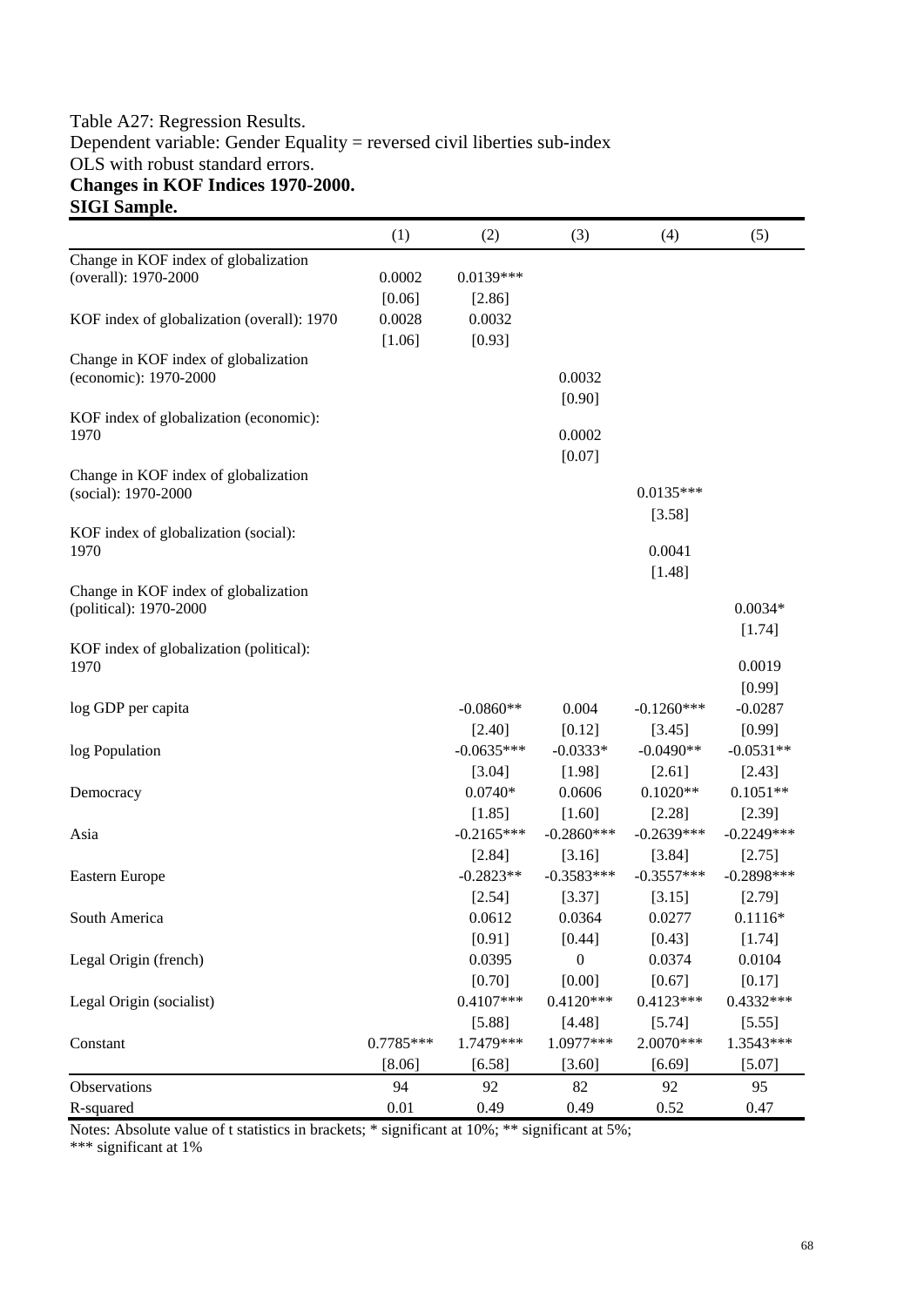Table A27: Regression Results.
Dependent variable: Gender Equality = reversed civil liberties sub-index
OLS with robust standard errors.
**Changes in KOF Indices 1970-2000.**
**SIGI Sample.**

| | (1) | (2) | (3) | (4) | (5) |
|---|---|---|---|---|---|
| Change in KOF index of globalization (overall): 1970-2000 | 0.0002 | 0.0139*** | | | |
| | [0.06] | [2.86] | | | |
| KOF index of globalization (overall): 1970 | 0.0028 | 0.0032 | | | |
| | [1.06] | [0.93] | | | |
| Change in KOF index of globalization (economic): 1970-2000 | | | 0.0032 | | |
| | | | [0.90] | | |
| KOF index of globalization (economic): 1970 | | | 0.0002 | | |
| | | | [0.07] | | |
| Change in KOF index of globalization (social): 1970-2000 | | | | 0.0135*** | |
| | | | | [3.58] | |
| KOF index of globalization (social): 1970 | | | | 0.0041 | |
| | | | | [1.48] | |
| Change in KOF index of globalization (political): 1970-2000 | | | | | 0.0034* |
| | | | | | [1.74] |
| KOF index of globalization (political): 1970 | | | | | 0.0019 |
| | | | | | [0.99] |
| log GDP per capita | | -0.0860** | 0.004 | -0.1260*** | -0.0287 |
| | | [2.40] | [0.12] | [3.45] | [0.99] |
| log Population | | -0.0635*** | -0.0333* | -0.0490** | -0.0531** |
| | | [3.04] | [1.98] | [2.61] | [2.43] |
| Democracy | | 0.0740* | 0.0606 | 0.1020** | 0.1051** |
| | | [1.85] | [1.60] | [2.28] | [2.39] |
| Asia | | -0.2165*** | -0.2860*** | -0.2639*** | -0.2249*** |
| | | [2.84] | [3.16] | [3.84] | [2.75] |
| Eastern Europe | | -0.2823** | -0.3583*** | -0.3557*** | -0.2898*** |
| | | [2.54] | [3.37] | [3.15] | [2.79] |
| South America | | 0.0612 | 0.0364 | 0.0277 | 0.1116* |
| | | [0.91] | [0.44] | [0.43] | [1.74] |
| Legal Origin (french) | | 0.0395 | 0 | 0.0374 | 0.0104 |
| | | [0.70] | [0.00] | [0.67] | [0.17] |
| Legal Origin (socialist) | | 0.4107*** | 0.4120*** | 0.4123*** | 0.4332*** |
| | | [5.88] | [4.48] | [5.74] | [5.55] |
| Constant | 0.7785*** | 1.7479*** | 1.0977*** | 2.0070*** | 1.3543*** |
| | [8.06] | [6.58] | [3.60] | [6.69] | [5.07] |
| Observations | 94 | 92 | 82 | 92 | 95 |
| R-squared | 0.01 | 0.49 | 0.49 | 0.52 | 0.47 |

Notes: Absolute value of t statistics in brackets; * significant at 10%; ** significant at 5%; *** significant at 1%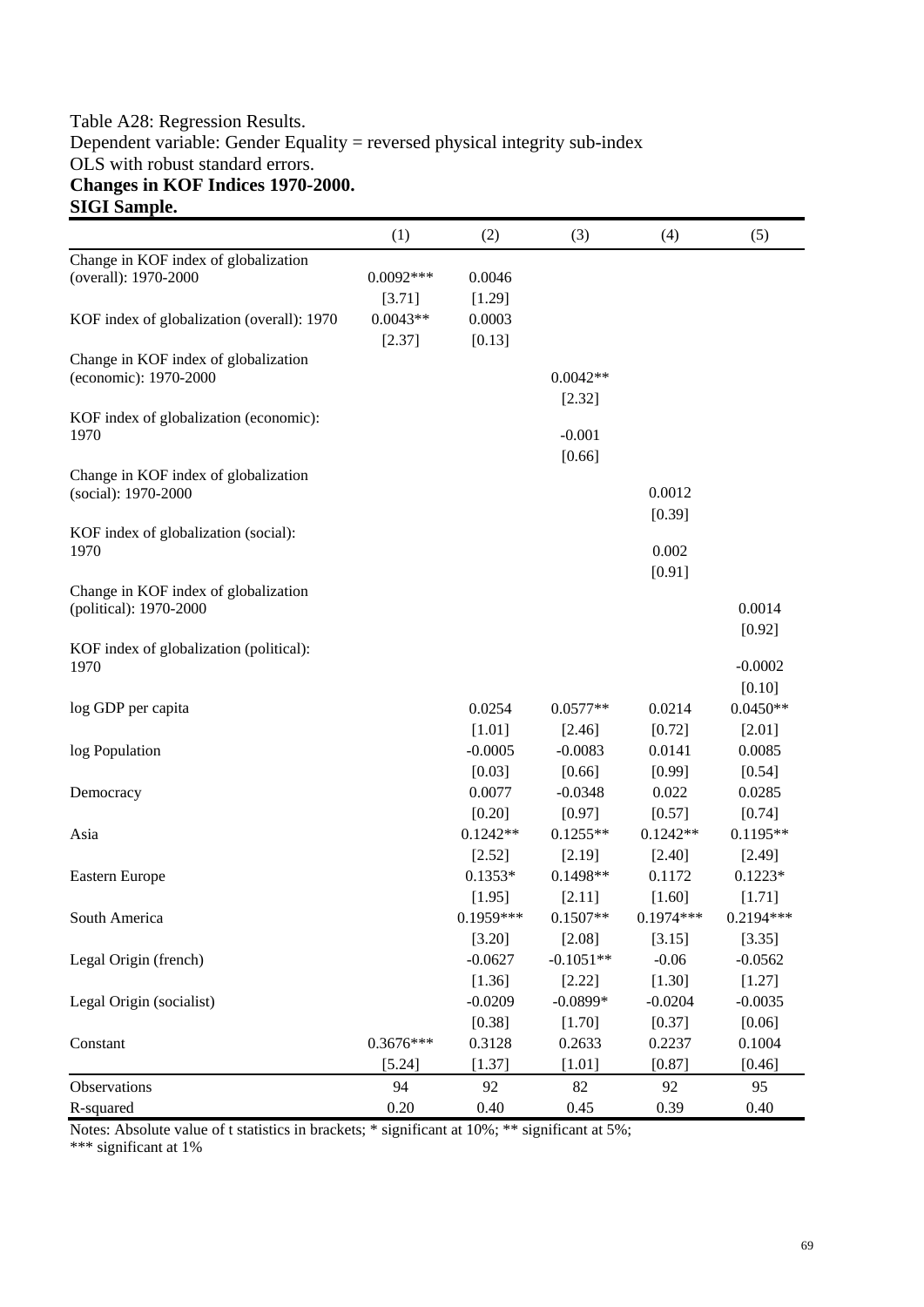Table A28: Regression Results.
Dependent variable: Gender Equality = reversed physical integrity sub-index
OLS with robust standard errors.
**Changes in KOF Indices 1970-2000.**
**SIGI Sample.**

| | (1) | (2) | (3) | (4) | (5) |
|---|---|---|---|---|---|
| Change in KOF index of globalization (overall): 1970-2000 | 0.0092*** | 0.0046 | | | |
| | [3.71] | [1.29] | | | |
| KOF index of globalization (overall): 1970 | 0.0043** | 0.0003 | | | |
| | [2.37] | [0.13] | | | |
| Change in KOF index of globalization (economic): 1970-2000 | | | 0.0042** | | |
| | | | [2.32] | | |
| KOF index of globalization (economic): 1970 | | | -0.001 | | |
| | | | [0.66] | | |
| Change in KOF index of globalization (social): 1970-2000 | | | | 0.0012 | |
| | | | | [0.39] | |
| KOF index of globalization (social): 1970 | | | | 0.002 | |
| | | | | [0.91] | |
| Change in KOF index of globalization (political): 1970-2000 | | | | | 0.0014 |
| | | | | | [0.92] |
| KOF index of globalization (political): 1970 | | | | | -0.0002 |
| | | | | | [0.10] |
| log GDP per capita | | 0.0254 | 0.0577** | 0.0214 | 0.0450** |
| | | [1.01] | [2.46] | [0.72] | [2.01] |
| log Population | | -0.0005 | -0.0083 | 0.0141 | 0.0085 |
| | | [0.03] | [0.66] | [0.99] | [0.54] |
| Democracy | | 0.0077 | -0.0348 | 0.022 | 0.0285 |
| | | [0.20] | [0.97] | [0.57] | [0.74] |
| Asia | | 0.1242** | 0.1255** | 0.1242** | 0.1195** |
| | | [2.52] | [2.19] | [2.40] | [2.49] |
| Eastern Europe | | 0.1353* | 0.1498** | 0.1172 | 0.1223* |
| | | [1.95] | [2.11] | [1.60] | [1.71] |
| South America | | 0.1959*** | 0.1507** | 0.1974*** | 0.2194*** |
| | | [3.20] | [2.08] | [3.15] | [3.35] |
| Legal Origin (french) | | -0.0627 | -0.1051** | -0.06 | -0.0562 |
| | | [1.36] | [2.22] | [1.30] | [1.27] |
| Legal Origin (socialist) | | -0.0209 | -0.0899* | -0.0204 | -0.0035 |
| | | [0.38] | [1.70] | [0.37] | [0.06] |
| Constant | 0.3676*** | 0.3128 | 0.2633 | 0.2237 | 0.1004 |
| | [5.24] | [1.37] | [1.01] | [0.87] | [0.46] |
| Observations | 94 | 92 | 82 | 92 | 95 |
| R-squared | 0.20 | 0.40 | 0.45 | 0.39 | 0.40 |

Notes: Absolute value of t statistics in brackets; * significant at 10%; ** significant at 5%; *** significant at 1%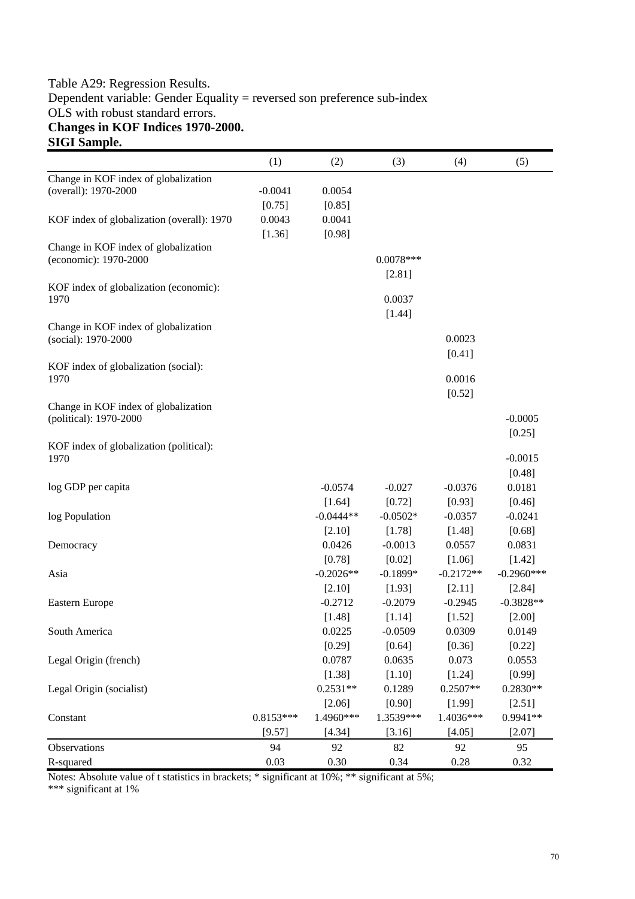Table A29: Regression Results.
Dependent variable: Gender Equality = reversed son preference sub-index
OLS with robust standard errors.
**Changes in KOF Indices 1970-2000.**
**SIGI Sample.**

| | (1) | (2) | (3) | (4) | (5) |
|---|---|---|---|---|---|
| Change in KOF index of globalization (overall): 1970-2000 | -0.0041 | 0.0054 | | | |
| | [0.75] | [0.85] | | | |
| KOF index of globalization (overall): 1970 | 0.0043 | 0.0041 | | | |
| | [1.36] | [0.98] | | | |
| Change in KOF index of globalization (economic): 1970-2000 | | | 0.0078*** | | |
| | | | [2.81] | | |
| KOF index of globalization (economic): 1970 | | | 0.0037 | | |
| | | | [1.44] | | |
| Change in KOF index of globalization (social): 1970-2000 | | | | 0.0023 | |
| | | | | [0.41] | |
| KOF index of globalization (social): 1970 | | | | 0.0016 | |
| | | | | [0.52] | |
| Change in KOF index of globalization (political): 1970-2000 | | | | | -0.0005 |
| | | | | | [0.25] |
| KOF index of globalization (political): 1970 | | | | | -0.0015 |
| | | | | | [0.48] |
| log GDP per capita | | -0.0574 | -0.027 | -0.0376 | 0.0181 |
| | | [1.64] | [0.72] | [0.93] | [0.46] |
| log Population | | -0.0444** | -0.0502* | -0.0357 | -0.0241 |
| | | [2.10] | [1.78] | [1.48] | [0.68] |
| Democracy | | 0.0426 | -0.0013 | 0.0557 | 0.0831 |
| | | [0.78] | [0.02] | [1.06] | [1.42] |
| Asia | | -0.2026** | -0.1899* | -0.2172** | -0.2960*** |
| | | [2.10] | [1.93] | [2.11] | [2.84] |
| Eastern Europe | | -0.2712 | -0.2079 | -0.2945 | -0.3828** |
| | | [1.48] | [1.14] | [1.52] | [2.00] |
| South America | | 0.0225 | -0.0509 | 0.0309 | 0.0149 |
| | | [0.29] | [0.64] | [0.36] | [0.22] |
| Legal Origin (french) | | 0.0787 | 0.0635 | 0.073 | 0.0553 |
| | | [1.38] | [1.10] | [1.24] | [0.99] |
| Legal Origin (socialist) | | 0.2531** | 0.1289 | 0.2507** | 0.2830** |
| | | [2.06] | [0.90] | [1.99] | [2.51] |
| Constant | 0.8153*** | 1.4960*** | 1.3539*** | 1.4036*** | 0.9941** |
| | [9.57] | [4.34] | [3.16] | [4.05] | [2.07] |
| Observations | 94 | 92 | 82 | 92 | 95 |
| R-squared | 0.03 | 0.30 | 0.34 | 0.28 | 0.32 |

Notes: Absolute value of t statistics in brackets; * significant at 10%; ** significant at 5%; *** significant at 1%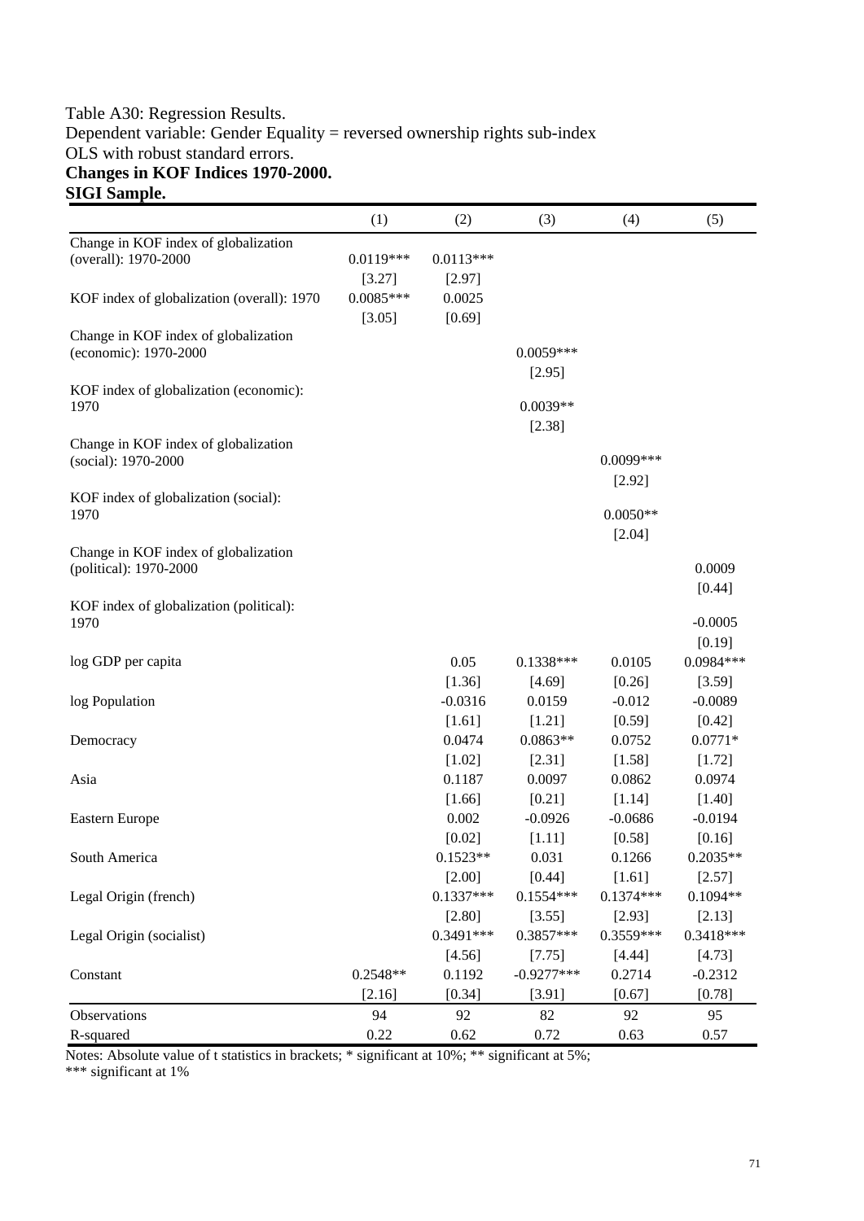Table A30: Regression Results.
Dependent variable: Gender Equality = reversed ownership rights sub-index
OLS with robust standard errors.
**Changes in KOF Indices 1970-2000.**
**SIGI Sample.**

| | (1) | (2) | (3) | (4) | (5) |
|---|---|---|---|---|---|
| Change in KOF index of globalization (overall): 1970-2000 | 0.0119*** | 0.0113*** | | | |
| | [3.27] | [2.97] | | | |
| KOF index of globalization (overall): 1970 | 0.0085*** | 0.0025 | | | |
| | [3.05] | [0.69] | | | |
| Change in KOF index of globalization (economic): 1970-2000 | | | 0.0059*** | | |
| | | | [2.95] | | |
| KOF index of globalization (economic): 1970 | | | 0.0039** | | |
| | | | [2.38] | | |
| Change in KOF index of globalization (social): 1970-2000 | | | | 0.0099*** | |
| | | | | [2.92] | |
| KOF index of globalization (social): 1970 | | | | 0.0050** | |
| | | | | [2.04] | |
| Change in KOF index of globalization (political): 1970-2000 | | | | | 0.0009 |
| | | | | | [0.44] |
| KOF index of globalization (political): 1970 | | | | | -0.0005 |
| | | | | | [0.19] |
| log GDP per capita | | 0.05 | 0.1338*** | 0.0105 | 0.0984*** |
| | | [1.36] | [4.69] | [0.26] | [3.59] |
| log Population | | -0.0316 | 0.0159 | -0.012 | -0.0089 |
| | | [1.61] | [1.21] | [0.59] | [0.42] |
| Democracy | | 0.0474 | 0.0863** | 0.0752 | 0.0771* |
| | | [1.02] | [2.31] | [1.58] | [1.72] |
| Asia | | 0.1187 | 0.0097 | 0.0862 | 0.0974 |
| | | [1.66] | [0.21] | [1.14] | [1.40] |
| Eastern Europe | | 0.002 | -0.0926 | -0.0686 | -0.0194 |
| | | [0.02] | [1.11] | [0.58] | [0.16] |
| South America | | 0.1523** | 0.031 | 0.1266 | 0.2035** |
| | | [2.00] | [0.44] | [1.61] | [2.57] |
| Legal Origin (french) | | 0.1337*** | 0.1554*** | 0.1374*** | 0.1094** |
| | | [2.80] | [3.55] | [2.93] | [2.13] |
| Legal Origin (socialist) | | 0.3491*** | 0.3857*** | 0.3559*** | 0.3418*** |
| | | [4.56] | [7.75] | [4.44] | [4.73] |
| Constant | 0.2548** | 0.1192 | -0.9277*** | 0.2714 | -0.2312 |
| | [2.16] | [0.34] | [3.91] | [0.67] | [0.78] |
| Observations | 94 | 92 | 82 | 92 | 95 |
| R-squared | 0.22 | 0.62 | 0.72 | 0.63 | 0.57 |

Notes: Absolute value of t statistics in brackets; * significant at 10%; ** significant at 5%;
*** significant at 1%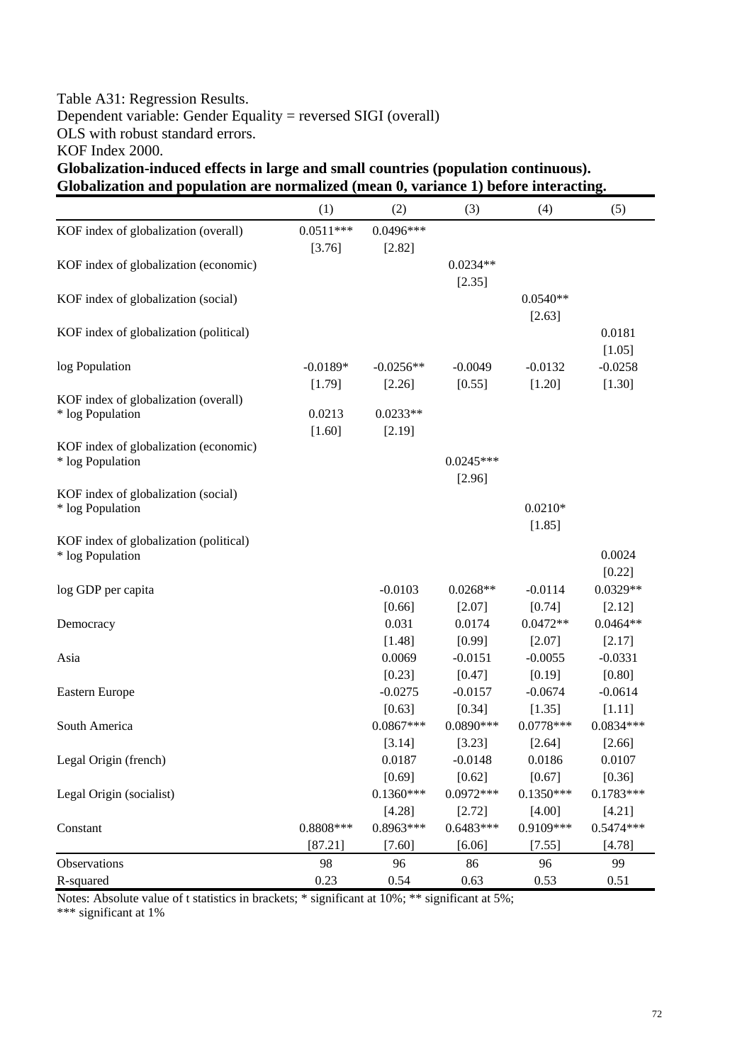Table A31: Regression Results.

Dependent variable: Gender Equality = reversed SIGI (overall)

OLS with robust standard errors.

KOF Index 2000.

**Globalization-induced effects in large and small countries (population continuous).**
**Globalization and population are normalized (mean 0, variance 1) before interacting.**

| | (1) | (2) | (3) | (4) | (5) |
|---|---|---|---|---|---|
| KOF index of globalization (overall) | 0.0511*** | 0.0496*** | | | |
| | [3.76] | [2.82] | | | |
| KOF index of globalization (economic) | | | 0.0234** | | |
| | | | [2.35] | | |
| KOF index of globalization (social) | | | | 0.0540** | |
| | | | | [2.63] | |
| KOF index of globalization (political) | | | | | 0.0181 |
| | | | | | [1.05] |
| log Population | -0.0189* | -0.0256** | -0.0049 | -0.0132 | -0.0258 |
| | [1.79] | [2.26] | [0.55] | [1.20] | [1.30] |
| KOF index of globalization (overall) * log Population | 0.0213 | 0.0233** | | | |
| | [1.60] | [2.19] | | | |
| KOF index of globalization (economic) * log Population | | | 0.0245*** | | |
| | | | [2.96] | | |
| KOF index of globalization (social) * log Population | | | | 0.0210* | |
| | | | | [1.85] | |
| KOF index of globalization (political) * log Population | | | | | 0.0024 |
| | | | | | [0.22] |
| log GDP per capita | | -0.0103 | 0.0268** | -0.0114 | 0.0329** |
| | | [0.66] | [2.07] | [0.74] | [2.12] |
| Democracy | | 0.031 | 0.0174 | 0.0472** | 0.0464** |
| | | [1.48] | [0.99] | [2.07] | [2.17] |
| Asia | | 0.0069 | -0.0151 | -0.0055 | -0.0331 |
| | | [0.23] | [0.47] | [0.19] | [0.80] |
| Eastern Europe | | -0.0275 | -0.0157 | -0.0674 | -0.0614 |
| | | [0.63] | [0.34] | [1.35] | [1.11] |
| South America | | 0.0867*** | 0.0890*** | 0.0778*** | 0.0834*** |
| | | [3.14] | [3.23] | [2.64] | [2.66] |
| Legal Origin (french) | | 0.0187 | -0.0148 | 0.0186 | 0.0107 |
| | | [0.69] | [0.62] | [0.67] | [0.36] |
| Legal Origin (socialist) | | 0.1360*** | 0.0972*** | 0.1350*** | 0.1783*** |
| | | [4.28] | [2.72] | [4.00] | [4.21] |
| Constant | 0.8808*** | 0.8963*** | 0.6483*** | 0.9109*** | 0.5474*** |
| | [87.21] | [7.60] | [6.06] | [7.55] | [4.78] |
| Observations | 98 | 96 | 86 | 96 | 99 |
| R-squared | 0.23 | 0.54 | 0.63 | 0.53 | 0.51 |

Notes: Absolute value of t statistics in brackets; * significant at 10%; ** significant at 5%; *** significant at 1%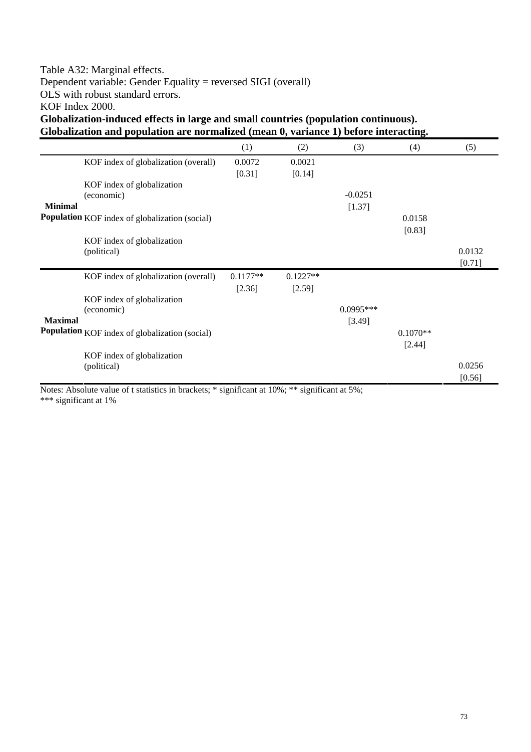Table A32: Marginal effects.

Dependent variable: Gender Equality = reversed SIGI (overall)

OLS with robust standard errors.

KOF Index 2000.

**Globalization-induced effects in large and small countries (population continuous).**
**Globalization and population are normalized (mean 0, variance 1) before interacting.**

| | | (1) | (2) | (3) | (4) | (5) |
|---|---|---|---|---|---|---|
| **Minimal Population** | KOF index of globalization (overall) | 0.0072 | 0.0021 | | | |
| | | [0.31] | [0.14] | | | |
| | KOF index of globalization (economic) | | | -0.0251 | | |
| | | | | [1.37] | | |
| | KOF index of globalization (social) | | | | 0.0158 | |
| | | | | | [0.83] | |
| | KOF index of globalization (political) | | | | | 0.0132 |
| | | | | | | [0.71] |
| **Maximal Population** | KOF index of globalization (overall) | 0.1177** | 0.1227** | | | |
| | | [2.36] | [2.59] | | | |
| | KOF index of globalization (economic) | | | 0.0995*** | | |
| | | | | [3.49] | | |
| | KOF index of globalization (social) | | | | 0.1070** | |
| | | | | | [2.44] | |
| | KOF index of globalization (political) | | | | | 0.0256 |
| | | | | | | [0.56] |

Notes: Absolute value of t statistics in brackets; * significant at 10%; ** significant at 5%; *** significant at 1%